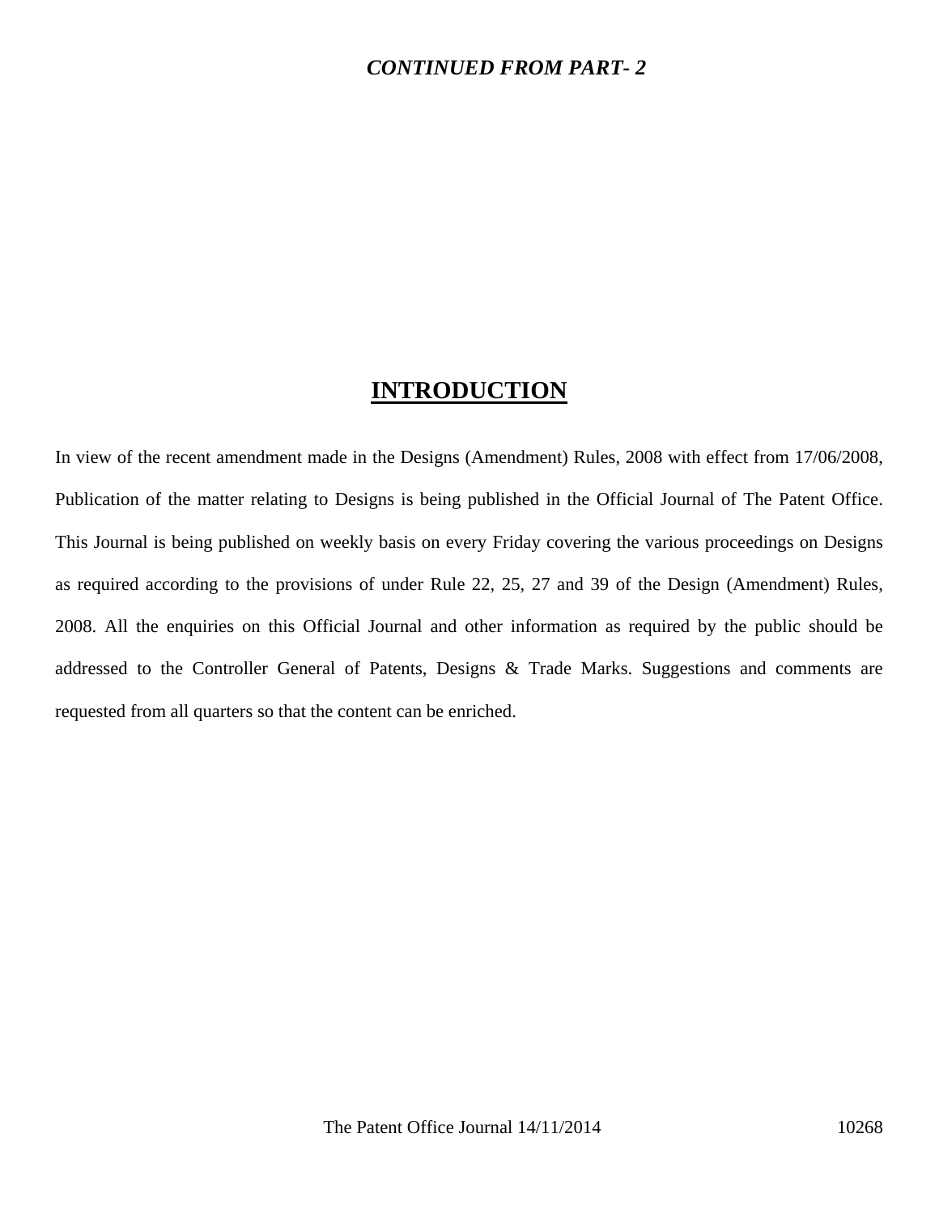***CONTINUED FROM PART- 2***

# INTRODUCTION

In view of the recent amendment made in the Designs (Amendment) Rules, 2008 with effect from 17/06/2008, Publication of the matter relating to Designs is being published in the Official Journal of The Patent Office. This Journal is being published on weekly basis on every Friday covering the various proceedings on Designs as required according to the provisions of under Rule 22, 25, 27 and 39 of the Design (Amendment) Rules, 2008. All the enquiries on this Official Journal and other information as required by the public should be addressed to the Controller General of Patents, Designs & Trade Marks. Suggestions and comments are requested from all quarters so that the content can be enriched.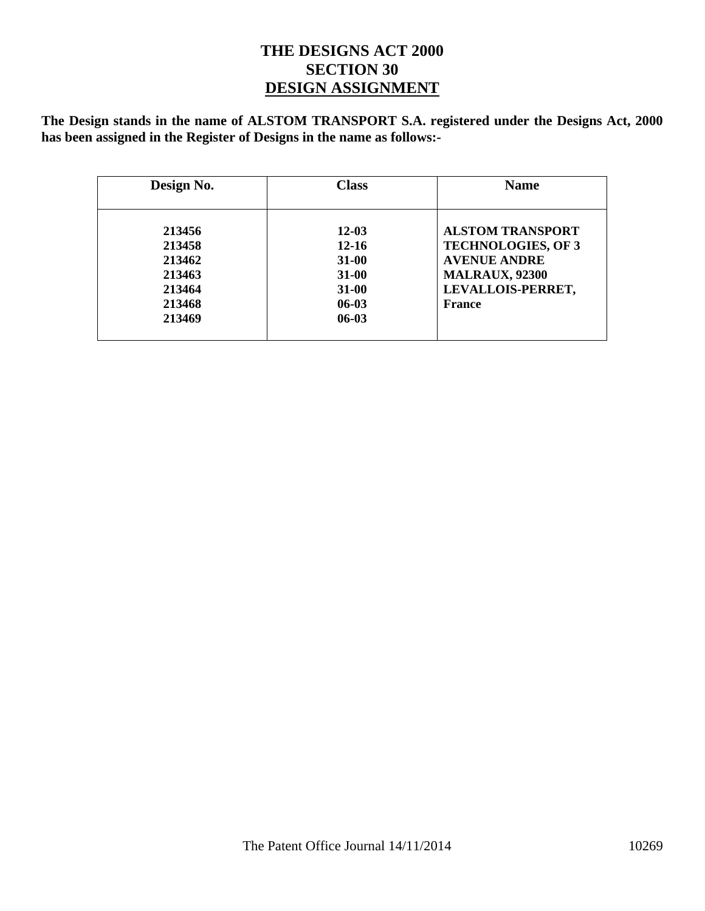# THE DESIGNS ACT 2000
## SECTION 30
## DESIGN ASSIGNMENT

**The Design stands in the name of ALSTOM TRANSPORT S.A. registered under the Designs Act, 2000 has been assigned in the Register of Designs in the name as follows:-**

| Design No. | Class | Name |
|---|---|---|
| 213456<br>213458<br>213462<br>213463<br>213464<br>213468<br>213469 | 12-03<br>12-16<br>31-00<br>31-00<br>31-00<br>06-03<br>06-03 | ALSTOM TRANSPORT TECHNOLOGIES, OF 3 AVENUE ANDRE MALRAUX, 92300 LEVALLOIS-PERRET, France |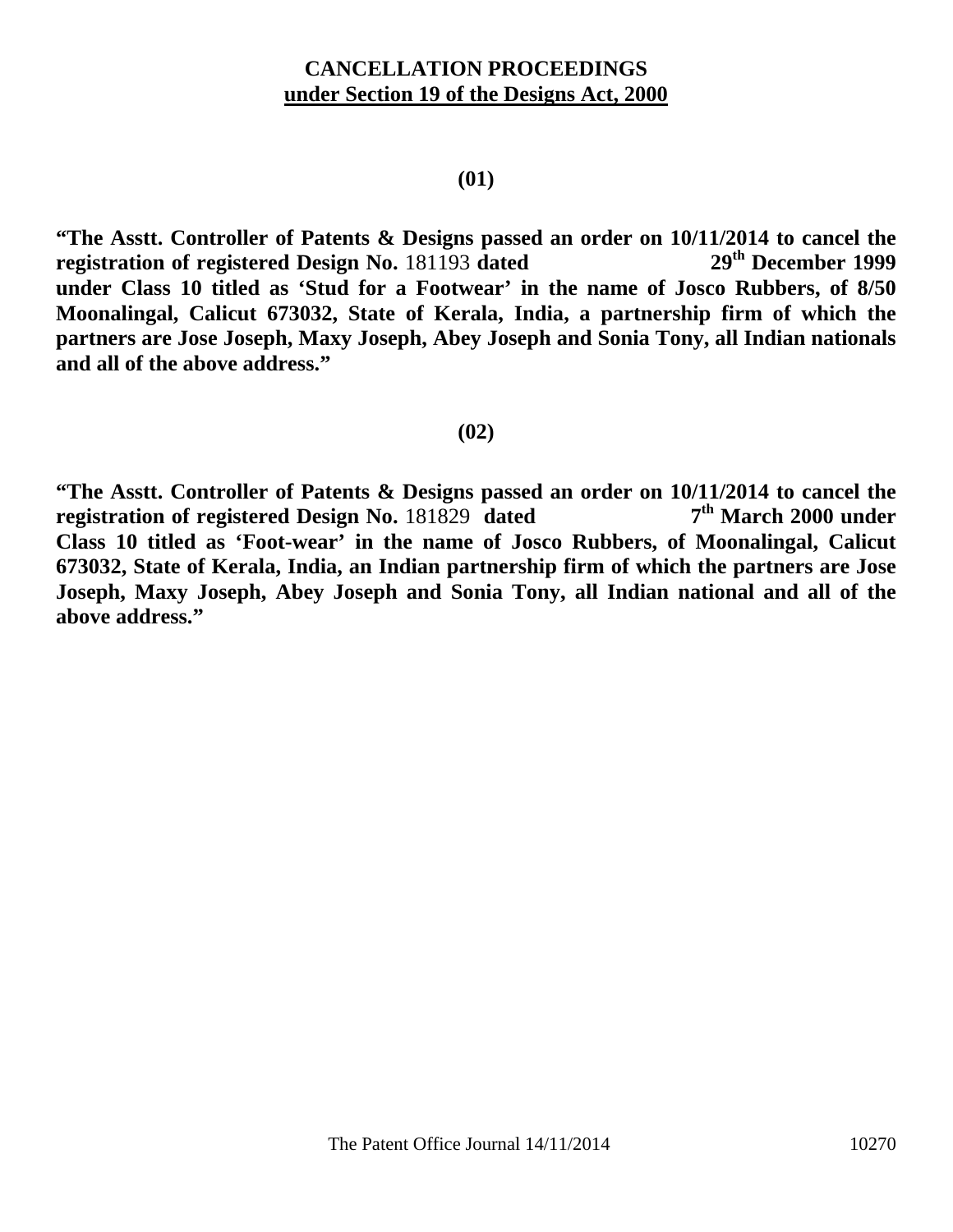# CANCELLATION PROCEEDINGS
## under Section 19 of the Designs Act, 2000

**(01)**

**"The Asstt. Controller of Patents & Designs passed an order on 10/11/2014 to cancel the registration of registered Design No.** 181193 **dated 29th December 1999 under Class 10 titled as 'Stud for a Footwear' in the name of Josco Rubbers, of 8/50 Moonalingal, Calicut 673032, State of Kerala, India, a partnership firm of which the partners are Jose Joseph, Maxy Joseph, Abey Joseph and Sonia Tony, all Indian nationals and all of the above address."**

**(02)**

**"The Asstt. Controller of Patents & Designs passed an order on 10/11/2014 to cancel the registration of registered Design No.** 181829 **dated 7th March 2000 under Class 10 titled as 'Foot-wear' in the name of Josco Rubbers, of Moonalingal, Calicut 673032, State of Kerala, India, an Indian partnership firm of which the partners are Jose Joseph, Maxy Joseph, Abey Joseph and Sonia Tony, all Indian national and all of the above address."**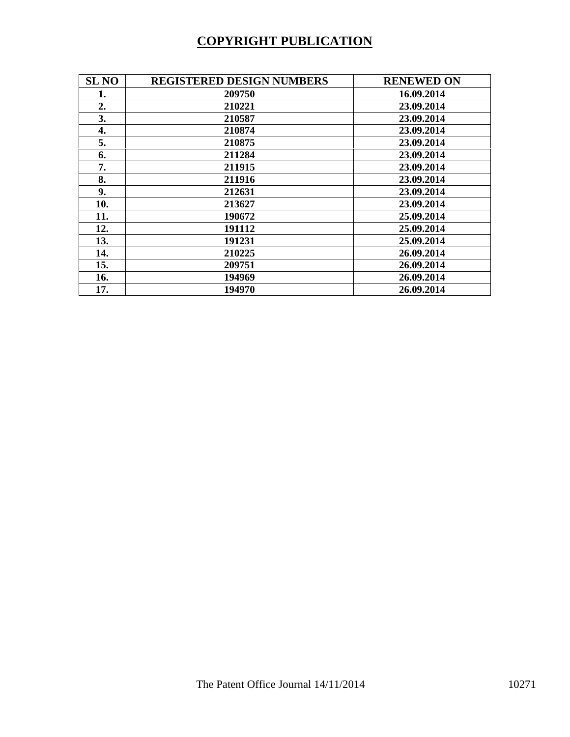# COPYRIGHT PUBLICATION

| SL NO | REGISTERED DESIGN NUMBERS | RENEWED ON |
|---|---|---|
| 1. | 209750 | 16.09.2014 |
| 2. | 210221 | 23.09.2014 |
| 3. | 210587 | 23.09.2014 |
| 4. | 210874 | 23.09.2014 |
| 5. | 210875 | 23.09.2014 |
| 6. | 211284 | 23.09.2014 |
| 7. | 211915 | 23.09.2014 |
| 8. | 211916 | 23.09.2014 |
| 9. | 212631 | 23.09.2014 |
| 10. | 213627 | 23.09.2014 |
| 11. | 190672 | 25.09.2014 |
| 12. | 191112 | 25.09.2014 |
| 13. | 191231 | 25.09.2014 |
| 14. | 210225 | 26.09.2014 |
| 15. | 209751 | 26.09.2014 |
| 16. | 194969 | 26.09.2014 |
| 17. | 194970 | 26.09.2014 |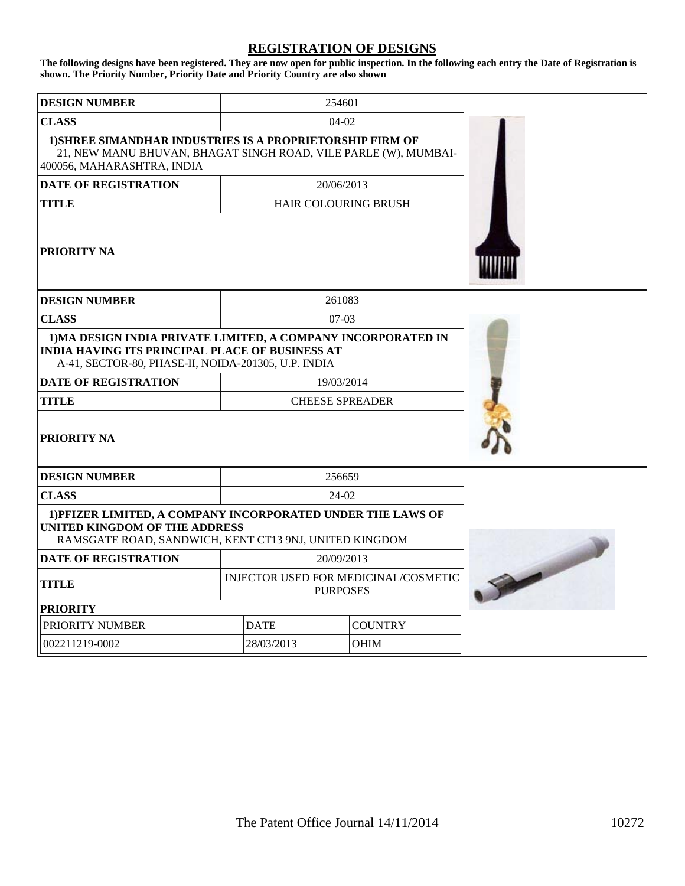## REGISTRATION OF DESIGNS

**The following designs have been registered. They are now open for public inspection. In the following each entry the Date of Registration is shown. The Priority Number, Priority Date and Priority Country are also shown**

| **DESIGN NUMBER** | 254601 |
|---|---|
| **CLASS** | 04-02 |
| **1)SHREE SIMANDHAR INDUSTRIES IS A PROPRIETORSHIP FIRM OF** 21, NEW MANU BHUVAN, BHAGAT SINGH ROAD, VILE PARLE (W), MUMBAI-400056, MAHARASHTRA, INDIA | |
| **DATE OF REGISTRATION** | 20/06/2013 |
| **TITLE** | HAIR COLOURING BRUSH |
| **PRIORITY NA** | |

| **DESIGN NUMBER** | 261083 |
|---|---|
| **CLASS** | 07-03 |
| **1)MA DESIGN INDIA PRIVATE LIMITED, A COMPANY INCORPORATED IN INDIA HAVING ITS PRINCIPAL PLACE OF BUSINESS AT** A-41, SECTOR-80, PHASE-II, NOIDA-201305, U.P. INDIA | |
| **DATE OF REGISTRATION** | 19/03/2014 |
| **TITLE** | CHEESE SPREADER |
| **PRIORITY NA** | |

| **DESIGN NUMBER** | 256659 | |
|---|---|---|
| **CLASS** | 24-02 | |
| **1)PFIZER LIMITED, A COMPANY INCORPORATED UNDER THE LAWS OF UNITED KINGDOM OF THE ADDRESS** RAMSGATE ROAD, SANDWICH, KENT CT13 9NJ, UNITED KINGDOM | | |
| **DATE OF REGISTRATION** | 20/09/2013 | |
| **TITLE** | INJECTOR USED FOR MEDICINAL/COSMETIC PURPOSES | |
| **PRIORITY** | | |
| PRIORITY NUMBER | DATE | COUNTRY |
| 002211219-0002 | 28/03/2013 | OHIM |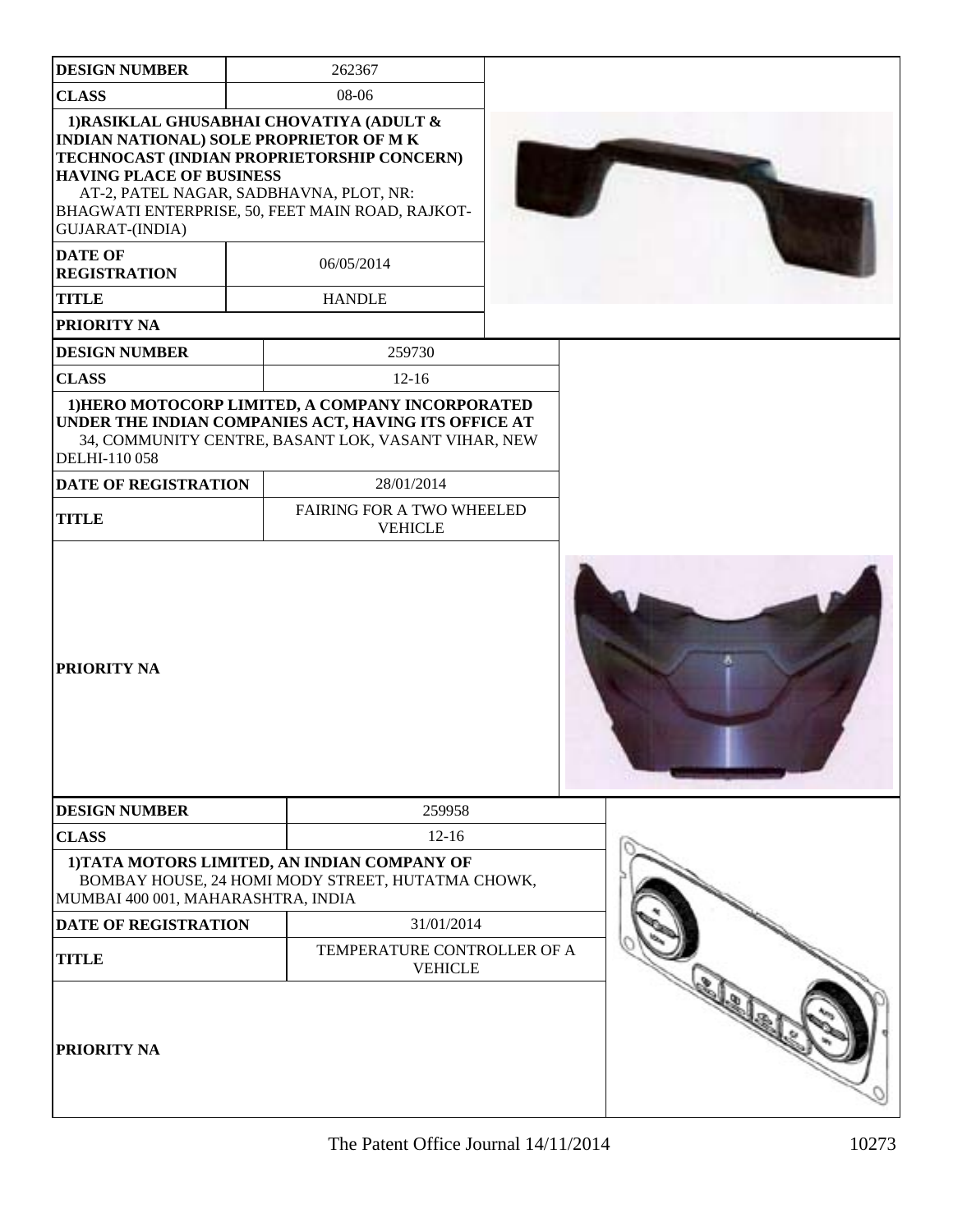| DESIGN NUMBER | 262367 |
| --- | --- |
| CLASS | 08-06 |
| 1)RASIKLAL GHUSABHAI CHOVATIYA (ADULT & INDIAN NATIONAL) SOLE PROPRIETOR OF M K TECHNOCAST (INDIAN PROPRIETORSHIP CONCERN) HAVING PLACE OF BUSINESS AT-2, PATEL NAGAR, SADBHAVNA, PLOT, NR: BHAGWATI ENTERPRISE, 50, FEET MAIN ROAD, RAJKOT-GUJARAT-(INDIA) | |
| DATE OF REGISTRATION | 06/05/2014 |
| TITLE | HANDLE |
| PRIORITY NA | |

| DESIGN NUMBER | 259730 |
| --- | --- |
| CLASS | 12-16 |
| 1)HERO MOTOCORP LIMITED, A COMPANY INCORPORATED UNDER THE INDIAN COMPANIES ACT, HAVING ITS OFFICE AT 34, COMMUNITY CENTRE, BASANT LOK, VASANT VIHAR, NEW DELHI-110 058 | |
| DATE OF REGISTRATION | 28/01/2014 |
| TITLE | FAIRING FOR A TWO WHEELED VEHICLE |
| PRIORITY NA | |

| DESIGN NUMBER | 259958 |
| --- | --- |
| CLASS | 12-16 |
| 1)TATA MOTORS LIMITED, AN INDIAN COMPANY OF BOMBAY HOUSE, 24 HOMI MODY STREET, HUTATMA CHOWK, MUMBAI 400 001, MAHARASHTRA, INDIA | |
| DATE OF REGISTRATION | 31/01/2014 |
| TITLE | TEMPERATURE CONTROLLER OF A VEHICLE |
| PRIORITY NA | |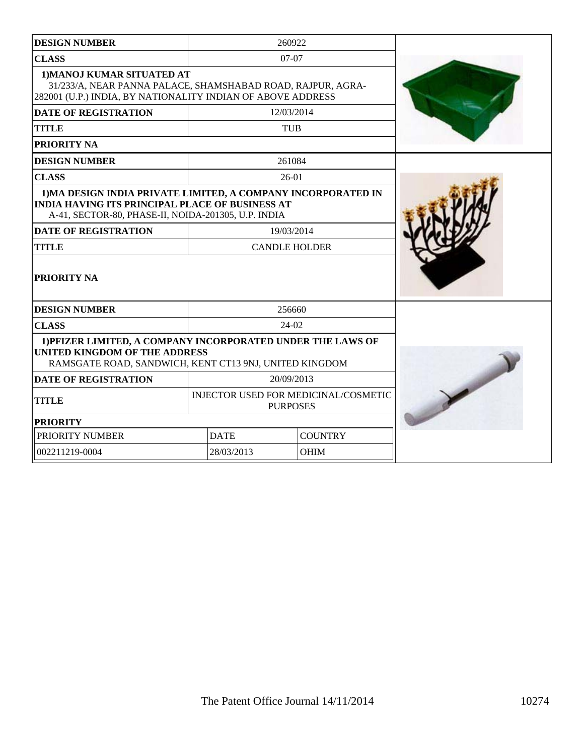| DESIGN NUMBER | 260922 | |
|---|---|---|
| CLASS | 07-07 | |
| 1)MANOJ KUMAR SITUATED AT 31/233/A, NEAR PANNA PALACE, SHAMSHABAD ROAD, RAJPUR, AGRA-282001 (U.P.) INDIA, BY NATIONALITY INDIAN OF ABOVE ADDRESS | | |
| DATE OF REGISTRATION | 12/03/2014 | |
| TITLE | TUB | |
| PRIORITY NA | | |

| DESIGN NUMBER | 261084 | |
|---|---|---|
| CLASS | 26-01 | |
| 1)MA DESIGN INDIA PRIVATE LIMITED, A COMPANY INCORPORATED IN INDIA HAVING ITS PRINCIPAL PLACE OF BUSINESS AT A-41, SECTOR-80, PHASE-II, NOIDA-201305, U.P. INDIA | | |
| DATE OF REGISTRATION | 19/03/2014 | |
| TITLE | CANDLE HOLDER | |
| PRIORITY NA | | |

| DESIGN NUMBER | 256660 | |
|---|---|---|
| CLASS | 24-02 | |
| 1)PFIZER LIMITED, A COMPANY INCORPORATED UNDER THE LAWS OF UNITED KINGDOM OF THE ADDRESS RAMSGATE ROAD, SANDWICH, KENT CT13 9NJ, UNITED KINGDOM | | |
| DATE OF REGISTRATION | 20/09/2013 | |
| TITLE | INJECTOR USED FOR MEDICINAL/COSMETIC PURPOSES | |
| PRIORITY | | |
| PRIORITY NUMBER | DATE | COUNTRY |
| 002211219-0004 | 28/03/2013 | OHIM |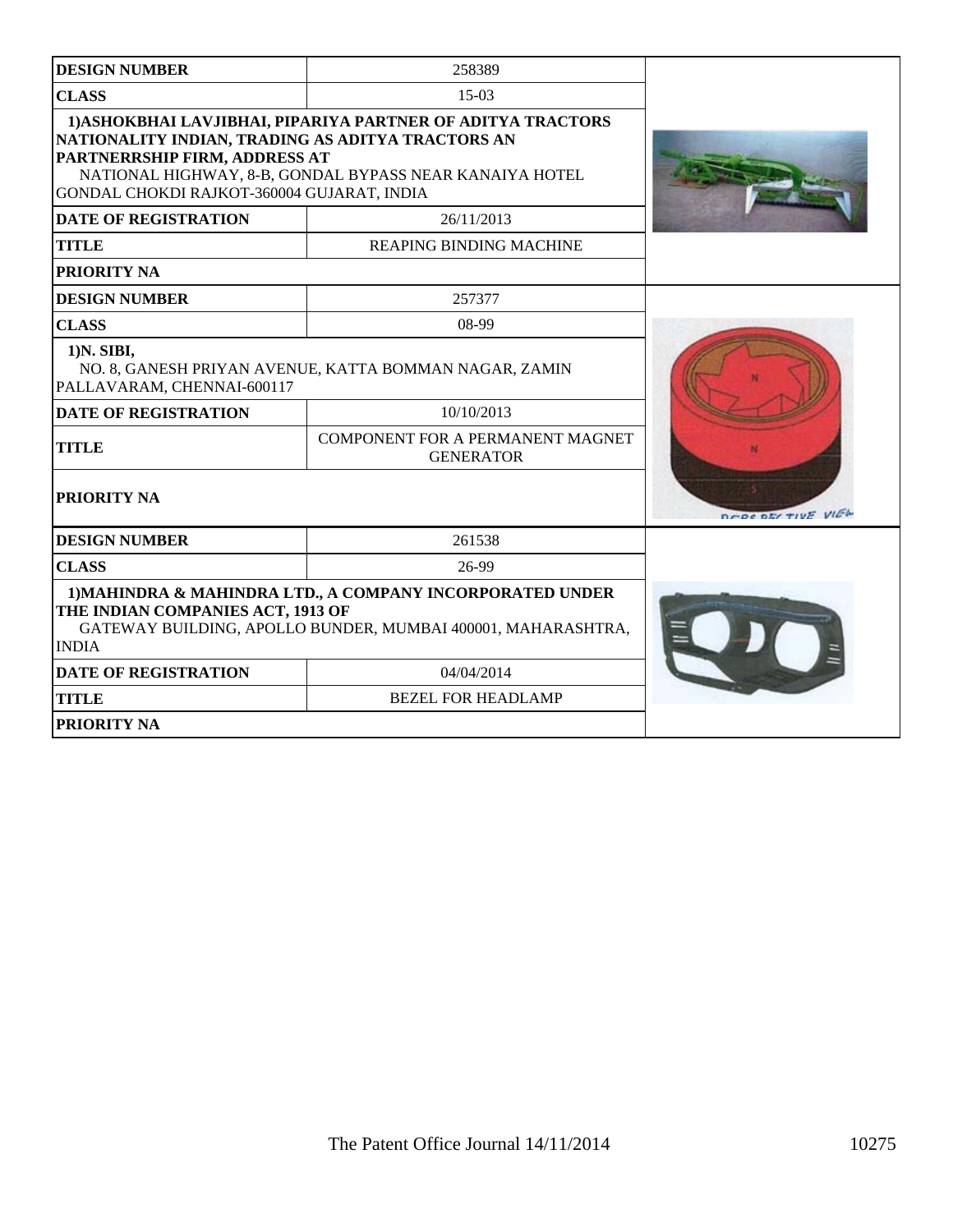| DESIGN NUMBER | 258389 |
|---|---|
| CLASS | 15-03 |
| 1)ASHOKBHAI LAVJIBHAI, PIPARIYA PARTNER OF ADITYA TRACTORS NATIONALITY INDIAN, TRADING AS ADITYA TRACTORS AN PARTNERRSHIP FIRM, ADDRESS AT NATIONAL HIGHWAY, 8-B, GONDAL BYPASS NEAR KANAIYA HOTEL GONDAL CHOKDI RAJKOT-360004 GUJARAT, INDIA | |
| DATE OF REGISTRATION | 26/11/2013 |
| TITLE | REAPING BINDING MACHINE |
| PRIORITY NA | |

| DESIGN NUMBER | 257377 |
|---|---|
| CLASS | 08-99 |
| 1)N. SIBI, NO. 8, GANESH PRIYAN AVENUE, KATTA BOMMAN NAGAR, ZAMIN PALLAVARAM, CHENNAI-600117 | |
| DATE OF REGISTRATION | 10/10/2013 |
| TITLE | COMPONENT FOR A PERMANENT MAGNET GENERATOR |
| PRIORITY NA | |

| DESIGN NUMBER | 261538 |
|---|---|
| CLASS | 26-99 |
| 1)MAHINDRA & MAHINDRA LTD., A COMPANY INCORPORATED UNDER THE INDIAN COMPANIES ACT, 1913 OF GATEWAY BUILDING, APOLLO BUNDER, MUMBAI 400001, MAHARASHTRA, INDIA | |
| DATE OF REGISTRATION | 04/04/2014 |
| TITLE | BEZEL FOR HEADLAMP |
| PRIORITY NA | |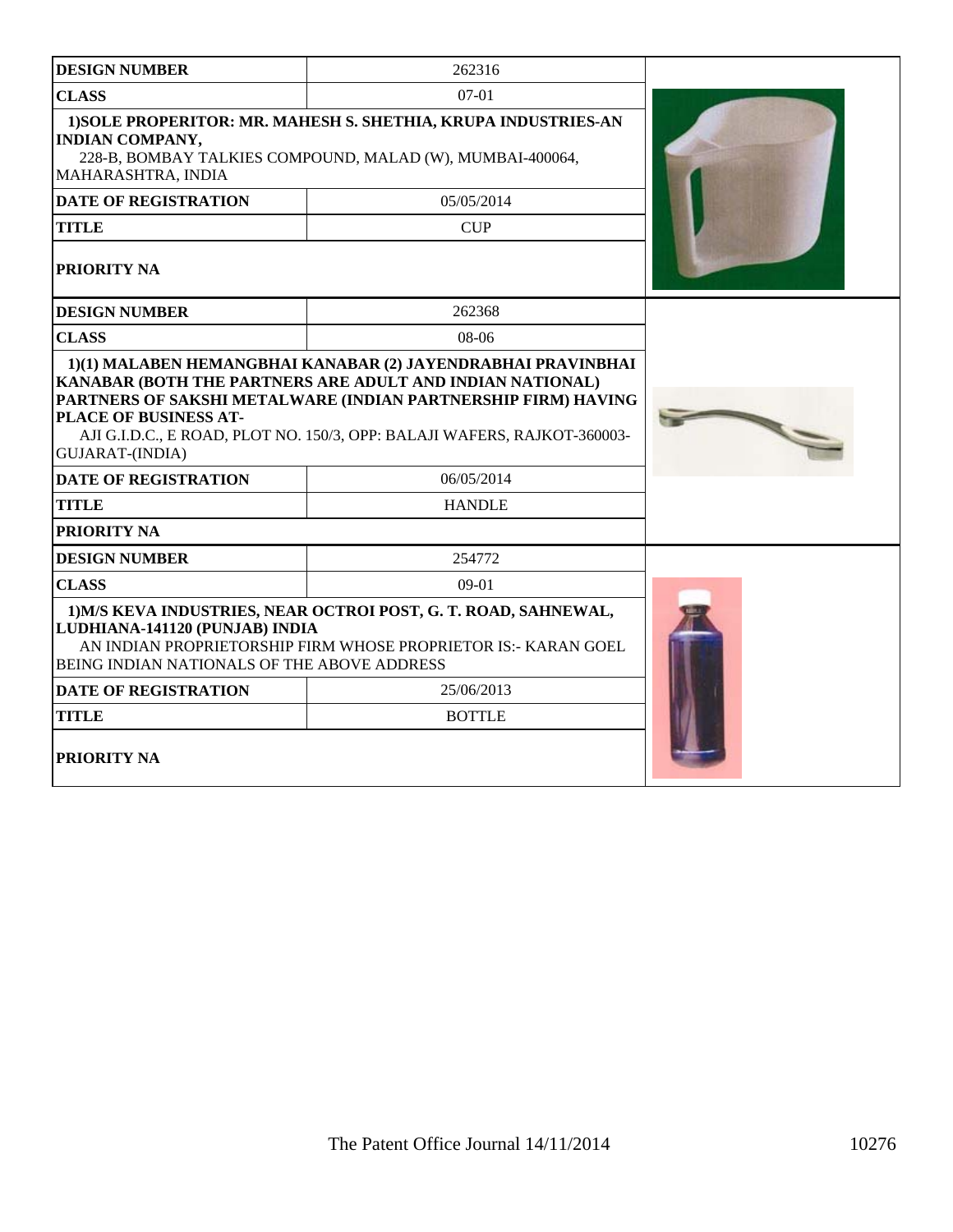| DESIGN NUMBER | 262316 |
|---|---|
| CLASS | 07-01 |
| 1)SOLE PROPERITOR: MR. MAHESH S. SHETHIA, KRUPA INDUSTRIES-AN INDIAN COMPANY, 228-B, BOMBAY TALKIES COMPOUND, MALAD (W), MUMBAI-400064, MAHARASHTRA, INDIA | |
| DATE OF REGISTRATION | 05/05/2014 |
| TITLE | CUP |
| PRIORITY NA | |

| DESIGN NUMBER | 262368 |
|---|---|
| CLASS | 08-06 |
| 1)(1) MALABEN HEMANGBHAI KANABAR (2) JAYENDRABHAI PRAVINBHAI KANABAR (BOTH THE PARTNERS ARE ADULT AND INDIAN NATIONAL) PARTNERS OF SAKSHI METALWARE (INDIAN PARTNERSHIP FIRM) HAVING PLACE OF BUSINESS AT- AJI G.I.D.C., E ROAD, PLOT NO. 150/3, OPP: BALAJI WAFERS, RAJKOT-360003-GUJARAT-(INDIA) | |
| DATE OF REGISTRATION | 06/05/2014 |
| TITLE | HANDLE |
| PRIORITY NA | |

| DESIGN NUMBER | 254772 |
|---|---|
| CLASS | 09-01 |
| 1)M/S KEVA INDUSTRIES, NEAR OCTROI POST, G. T. ROAD, SAHNEWAL, LUDHIANA-141120 (PUNJAB) INDIA AN INDIAN PROPRIETORSHIP FIRM WHOSE PROPRIETOR IS:- KARAN GOEL BEING INDIAN NATIONALS OF THE ABOVE ADDRESS | |
| DATE OF REGISTRATION | 25/06/2013 |
| TITLE | BOTTLE |
| PRIORITY NA | |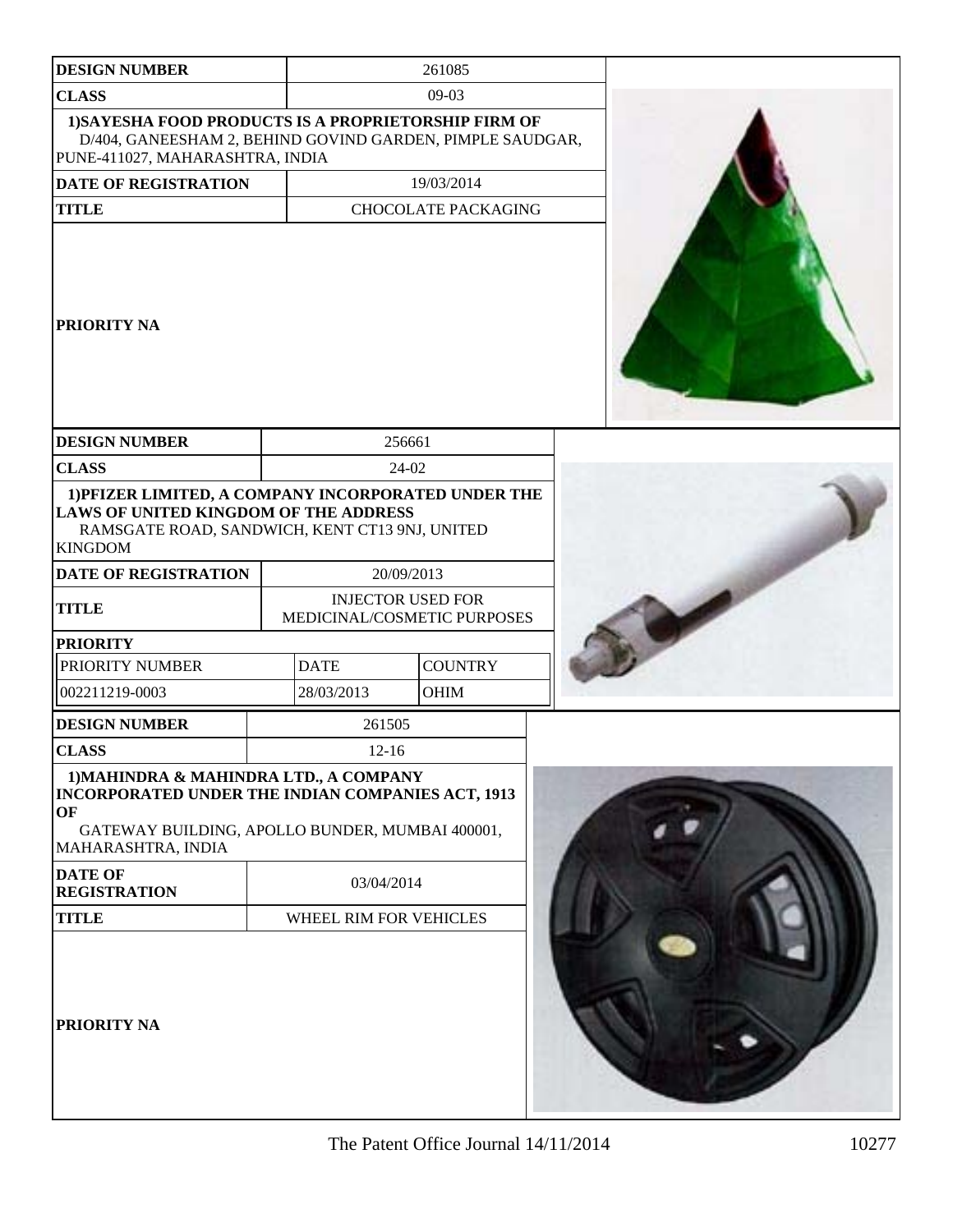| DESIGN NUMBER | 261085 |
|---|---|
| CLASS | 09-03 |
| 1)SAYESHA FOOD PRODUCTS IS A PROPRIETORSHIP FIRM OF D/404, GANEESHAM 2, BEHIND GOVIND GARDEN, PIMPLE SAUDGAR, PUNE-411027, MAHARASHTRA, INDIA | |
| DATE OF REGISTRATION | 19/03/2014 |
| TITLE | CHOCOLATE PACKAGING |
| PRIORITY NA | |

| DESIGN NUMBER | 256661 | |
|---|---|---|
| CLASS | 24-02 | |
| 1)PFIZER LIMITED, A COMPANY INCORPORATED UNDER THE LAWS OF UNITED KINGDOM OF THE ADDRESS RAMSGATE ROAD, SANDWICH, KENT CT13 9NJ, UNITED KINGDOM | | |
| DATE OF REGISTRATION | 20/09/2013 | |
| TITLE | INJECTOR USED FOR MEDICINAL/COSMETIC PURPOSES | |
| PRIORITY | | |
| PRIORITY NUMBER | DATE | COUNTRY |
| 002211219-0003 | 28/03/2013 | OHIM |

| DESIGN NUMBER | 261505 |
|---|---|
| CLASS | 12-16 |
| 1)MAHINDRA & MAHINDRA LTD., A COMPANY INCORPORATED UNDER THE INDIAN COMPANIES ACT, 1913 OF GATEWAY BUILDING, APOLLO BUNDER, MUMBAI 400001, MAHARASHTRA, INDIA | |
| DATE OF REGISTRATION | 03/04/2014 |
| TITLE | WHEEL RIM FOR VEHICLES |
| PRIORITY NA | |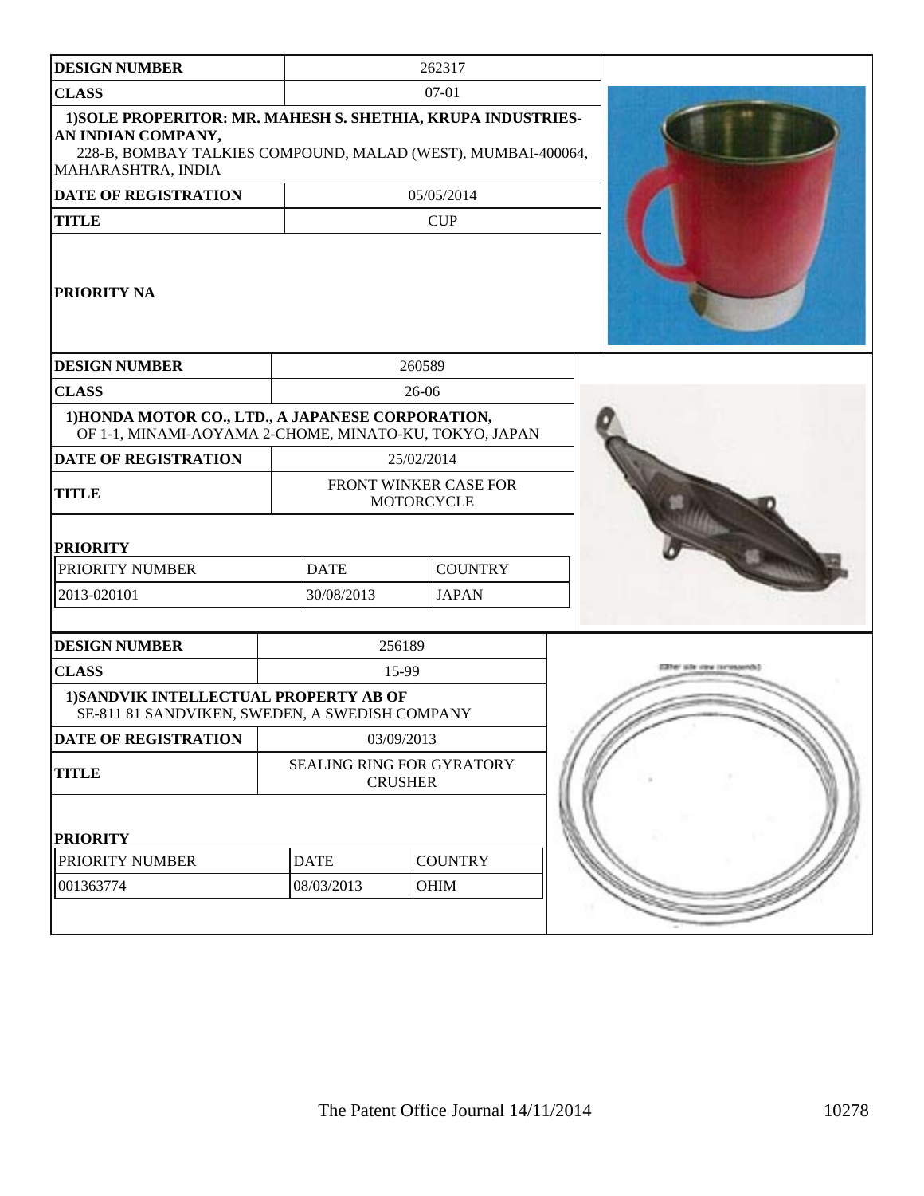| DESIGN NUMBER | 262317 | |
|---|---|---|
| CLASS | 07-01 | |
| 1)SOLE PROPERITOR: MR. MAHESH S. SHETHIA, KRUPA INDUSTRIES-AN INDIAN COMPANY, 228-B, BOMBAY TALKIES COMPOUND, MALAD (WEST), MUMBAI-400064, MAHARASHTRA, INDIA | | |
| DATE OF REGISTRATION | 05/05/2014 | |
| TITLE | CUP | |
| PRIORITY NA | | |

| DESIGN NUMBER | 260589 | |
|---|---|---|
| CLASS | 26-06 | |
| 1)HONDA MOTOR CO., LTD., A JAPANESE CORPORATION, OF 1-1, MINAMI-AOYAMA 2-CHOME, MINATO-KU, TOKYO, JAPAN | | |
| DATE OF REGISTRATION | 25/02/2014 | |
| TITLE | FRONT WINKER CASE FOR MOTORCYCLE | |
| PRIORITY | | |
| PRIORITY NUMBER | DATE | COUNTRY |
| 2013-020101 | 30/08/2013 | JAPAN |

| DESIGN NUMBER | 256189 | |
|---|---|---|
| CLASS | 15-99 | |
| 1)SANDVIK INTELLECTUAL PROPERTY AB OF SE-811 81 SANDVIKEN, SWEDEN, A SWEDISH COMPANY | | |
| DATE OF REGISTRATION | 03/09/2013 | |
| TITLE | SEALING RING FOR GYRATORY CRUSHER | |
| PRIORITY | | |
| PRIORITY NUMBER | DATE | COUNTRY |
| 001363774 | 08/03/2013 | OHIM |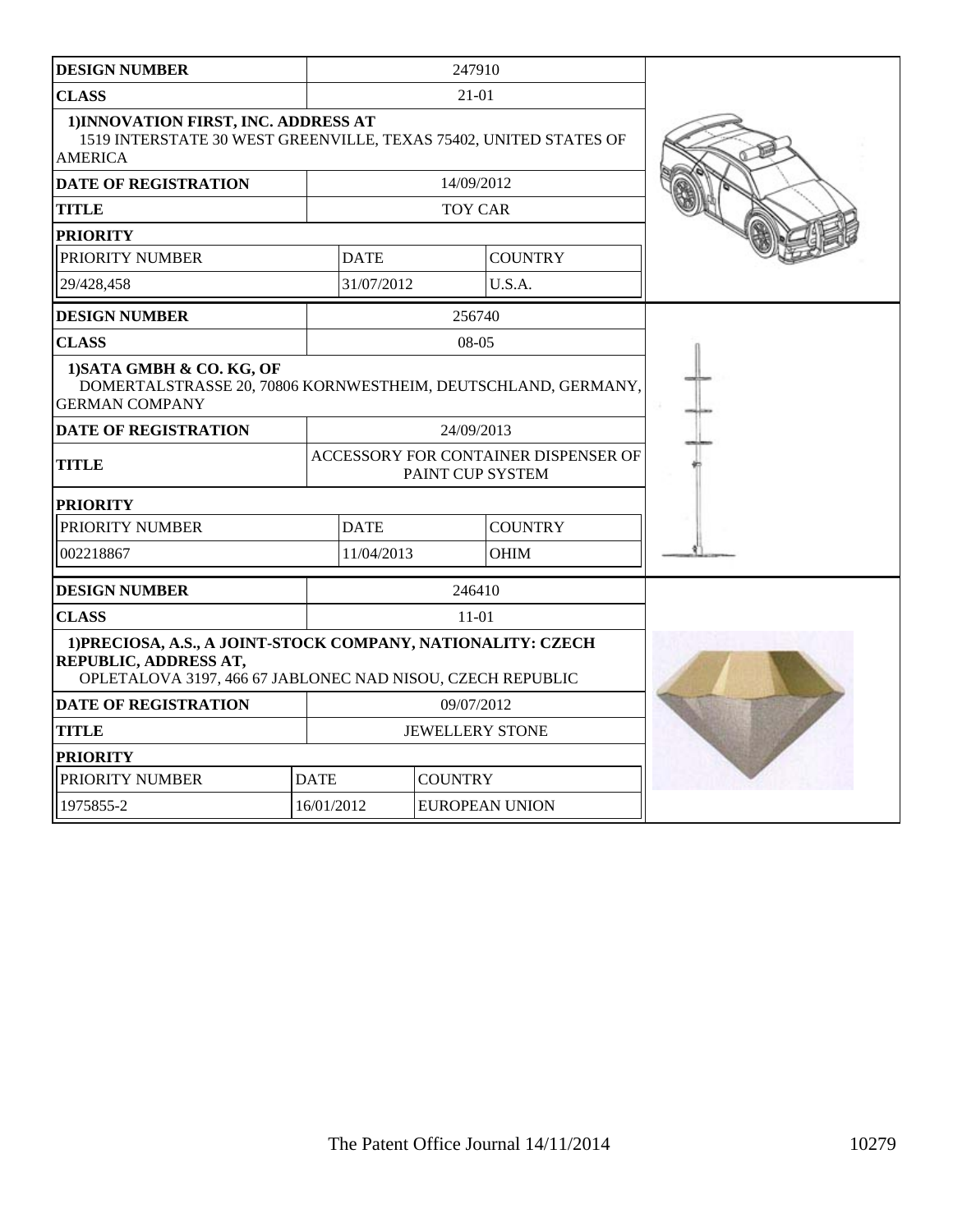| DESIGN NUMBER | 247910 | |
|---|---|---|
| CLASS | 21-01 | |
| 1)INNOVATION FIRST, INC. ADDRESS AT 1519 INTERSTATE 30 WEST GREENVILLE, TEXAS 75402, UNITED STATES OF AMERICA | | |
| DATE OF REGISTRATION | 14/09/2012 | |
| TITLE | TOY CAR | |
| PRIORITY | | |
| PRIORITY NUMBER | DATE | COUNTRY |
| 29/428,458 | 31/07/2012 | U.S.A. |

| DESIGN NUMBER | 256740 | |
|---|---|---|
| CLASS | 08-05 | |
| 1)SATA GMBH & CO. KG, OF DOMERTALSTRASSE 20, 70806 KORNWESTHEIM, DEUTSCHLAND, GERMANY, GERMAN COMPANY | | |
| DATE OF REGISTRATION | 24/09/2013 | |
| TITLE | ACCESSORY FOR CONTAINER DISPENSER OF PAINT CUP SYSTEM | |
| PRIORITY | | |
| PRIORITY NUMBER | DATE | COUNTRY |
| 002218867 | 11/04/2013 | OHIM |

| DESIGN NUMBER | 246410 | |
|---|---|---|
| CLASS | 11-01 | |
| 1)PRECIOSA, A.S., A JOINT-STOCK COMPANY, NATIONALITY: CZECH REPUBLIC, ADDRESS AT, OPLETALOVA 3197, 466 67 JABLONEC NAD NISOU, CZECH REPUBLIC | | |
| DATE OF REGISTRATION | 09/07/2012 | |
| TITLE | JEWELLERY STONE | |
| PRIORITY | | |
| PRIORITY NUMBER | DATE | COUNTRY |
| 1975855-2 | 16/01/2012 | EUROPEAN UNION |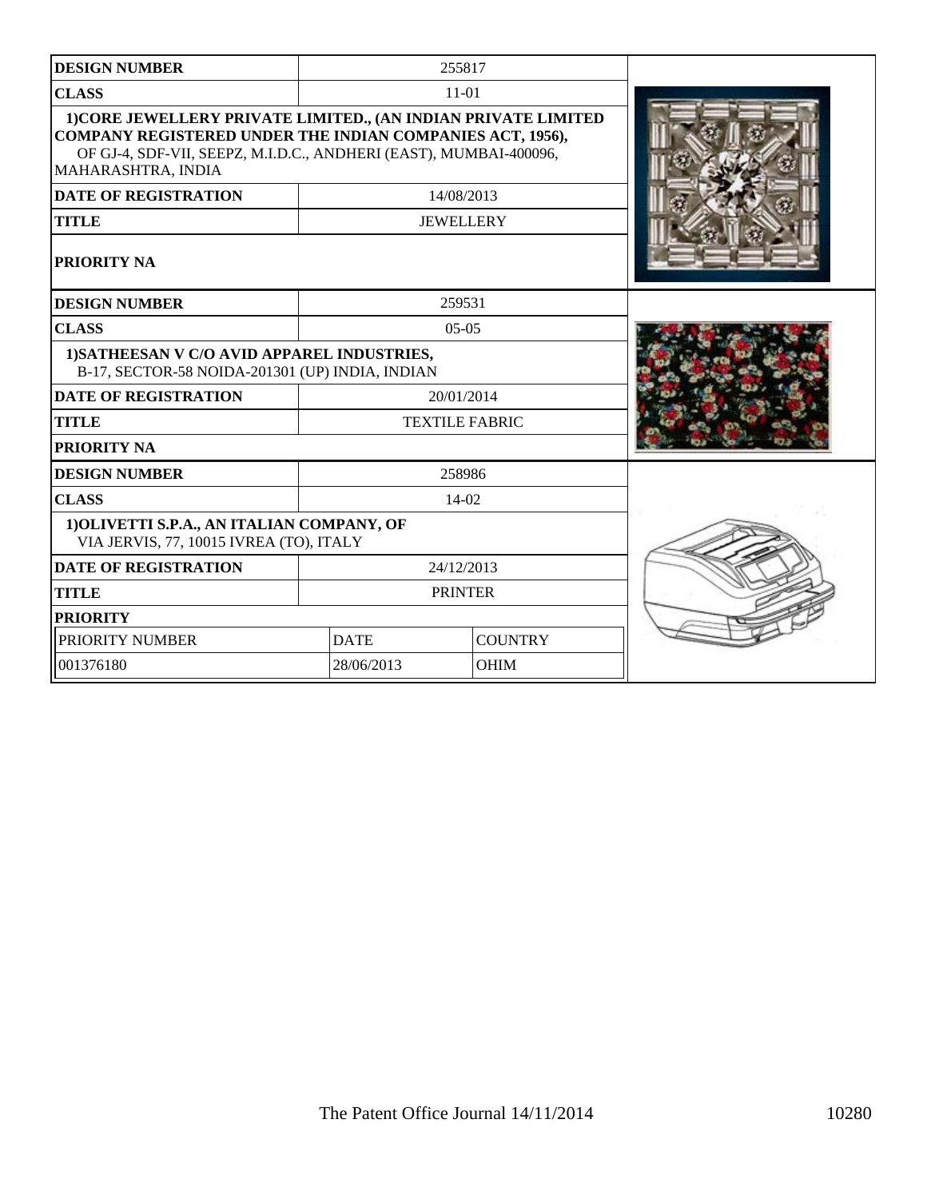| DESIGN NUMBER | 255817 |
|---|---|
| CLASS | 11-01 |
| 1)CORE JEWELLERY PRIVATE LIMITED., (AN INDIAN PRIVATE LIMITED COMPANY REGISTERED UNDER THE INDIAN COMPANIES ACT, 1956), OF GJ-4, SDF-VII, SEEPZ, M.I.D.C., ANDHERI (EAST), MUMBAI-400096, MAHARASHTRA, INDIA | |
| DATE OF REGISTRATION | 14/08/2013 |
| TITLE | JEWELLERY |
| PRIORITY NA | |

| DESIGN NUMBER | 259531 |
|---|---|
| CLASS | 05-05 |
| 1)SATHEESAN V C/O AVID APPAREL INDUSTRIES, B-17, SECTOR-58 NOIDA-201301 (UP) INDIA, INDIAN | |
| DATE OF REGISTRATION | 20/01/2014 |
| TITLE | TEXTILE FABRIC |
| PRIORITY NA | |

| DESIGN NUMBER | 258986 | |
|---|---|---|
| CLASS | 14-02 | |
| 1)OLIVETTI S.P.A., AN ITALIAN COMPANY, OF VIA JERVIS, 77, 10015 IVREA (TO), ITALY | | |
| DATE OF REGISTRATION | 24/12/2013 | |
| TITLE | PRINTER | |
| PRIORITY | | |
| PRIORITY NUMBER | DATE | COUNTRY |
| 001376180 | 28/06/2013 | OHIM |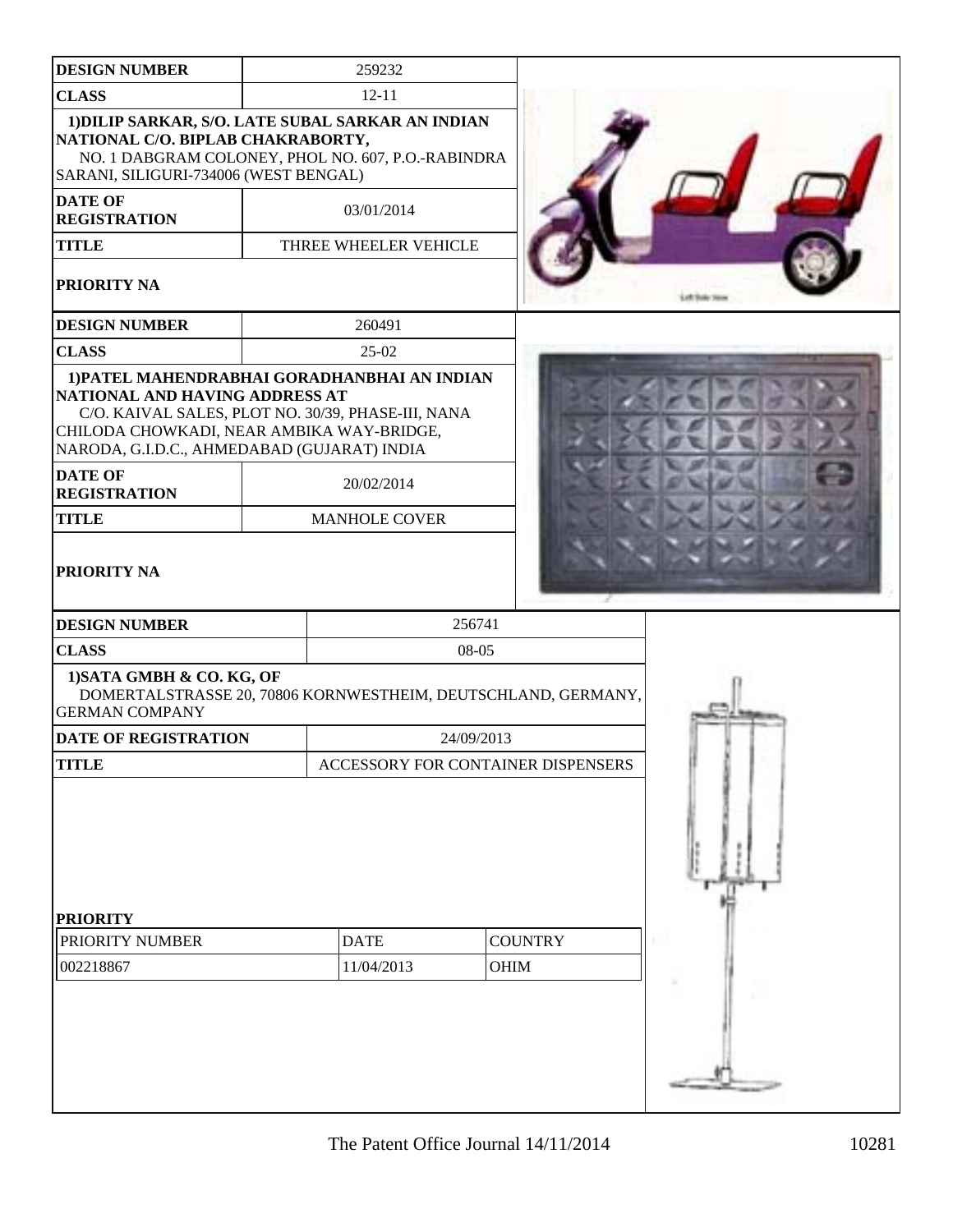| DESIGN NUMBER | 259232 |
|---|---|
| CLASS | 12-11 |
| 1)DILIP SARKAR, S/O. LATE SUBAL SARKAR AN INDIAN NATIONAL C/O. BIPLAB CHAKRABORTY, NO. 1 DABGRAM COLONEY, PHOL NO. 607, P.O.-RABINDRA SARANI, SILIGURI-734006 (WEST BENGAL) | |
| DATE OF REGISTRATION | 03/01/2014 |
| TITLE | THREE WHEELER VEHICLE |
| PRIORITY NA | |

| DESIGN NUMBER | 260491 |
|---|---|
| CLASS | 25-02 |
| 1)PATEL MAHENDRABHAI GORADHANBHAI AN INDIAN NATIONAL AND HAVING ADDRESS AT C/O. KAIVAL SALES, PLOT NO. 30/39, PHASE-III, NANA CHILODA CHOWKADI, NEAR AMBIKA WAY-BRIDGE, NARODA, G.I.D.C., AHMEDABAD (GUJARAT) INDIA | |
| DATE OF REGISTRATION | 20/02/2014 |
| TITLE | MANHOLE COVER |
| PRIORITY NA | |

| DESIGN NUMBER | 256741 |
|---|---|
| CLASS | 08-05 |
| 1)SATA GMBH & CO. KG, OF DOMERTALSTRASSE 20, 70806 KORNWESTHEIM, DEUTSCHLAND, GERMANY, GERMAN COMPANY | |
| DATE OF REGISTRATION | 24/09/2013 |
| TITLE | ACCESSORY FOR CONTAINER DISPENSERS |

**PRIORITY**

| PRIORITY NUMBER | DATE | COUNTRY |
|---|---|---|
| 002218867 | 11/04/2013 | OHIM |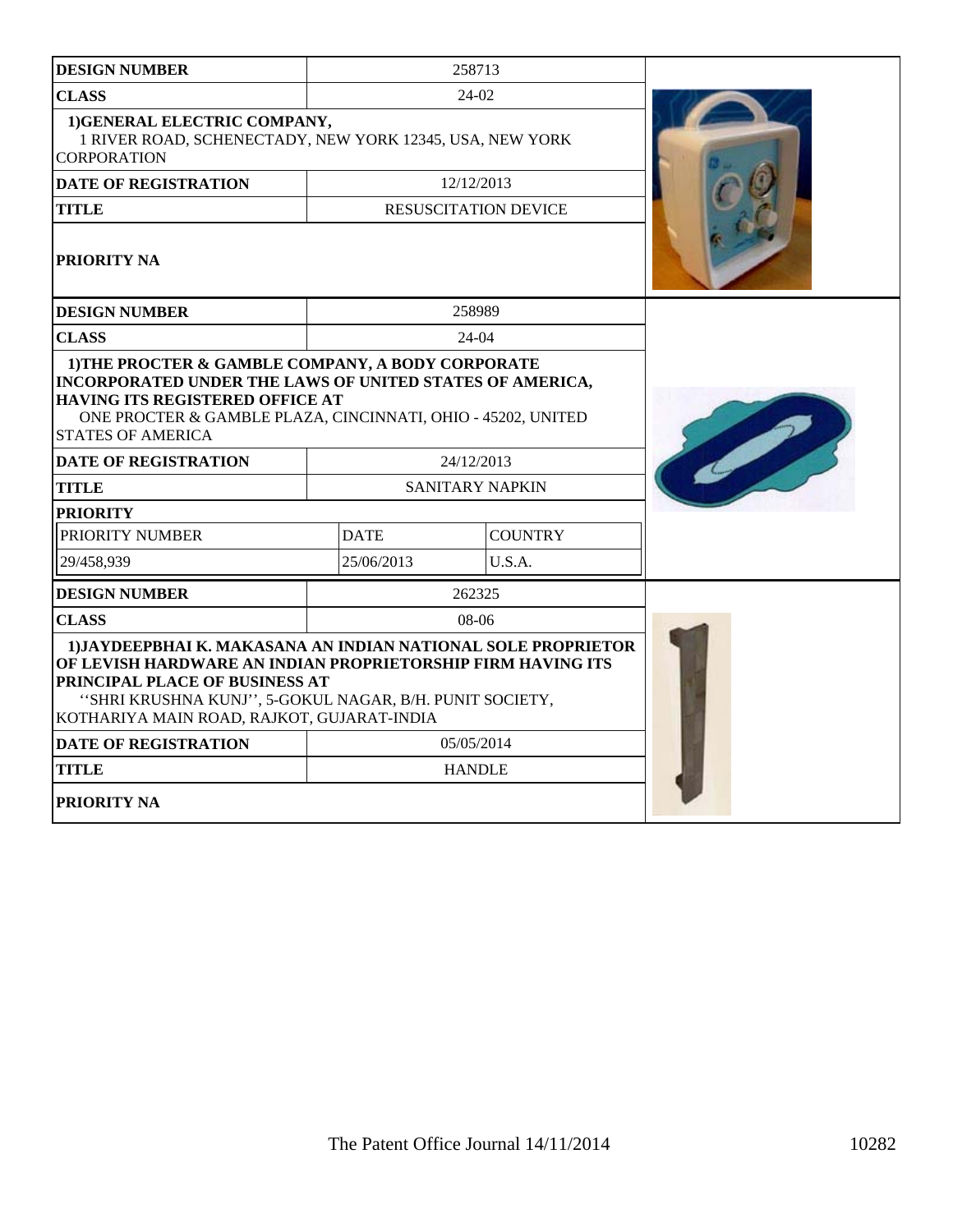| DESIGN NUMBER | 258713 | |
|---|---|---|
| CLASS | 24-02 | |
| 1)GENERAL ELECTRIC COMPANY, 1 RIVER ROAD, SCHENECTADY, NEW YORK 12345, USA, NEW YORK CORPORATION | | |
| DATE OF REGISTRATION | 12/12/2013 | |
| TITLE | RESUSCITATION DEVICE | |
| PRIORITY NA | | |

| DESIGN NUMBER | 258989 | |
|---|---|---|
| CLASS | 24-04 | |
| 1)THE PROCTER & GAMBLE COMPANY, A BODY CORPORATE INCORPORATED UNDER THE LAWS OF UNITED STATES OF AMERICA, HAVING ITS REGISTERED OFFICE AT ONE PROCTER & GAMBLE PLAZA, CINCINNATI, OHIO - 45202, UNITED STATES OF AMERICA | | |
| DATE OF REGISTRATION | 24/12/2013 | |
| TITLE | SANITARY NAPKIN | |
| PRIORITY | | |
| PRIORITY NUMBER | DATE | COUNTRY |
| 29/458,939 | 25/06/2013 | U.S.A. |

| DESIGN NUMBER | 262325 | |
|---|---|---|
| CLASS | 08-06 | |
| 1)JAYDEEPBHAI K. MAKASANA AN INDIAN NATIONAL SOLE PROPRIETOR OF LEVISH HARDWARE AN INDIAN PROPRIETORSHIP FIRM HAVING ITS PRINCIPAL PLACE OF BUSINESS AT ''SHRI KRUSHNA KUNJ'', 5-GOKUL NAGAR, B/H. PUNIT SOCIETY, KOTHARIYA MAIN ROAD, RAJKOT, GUJARAT-INDIA | | |
| DATE OF REGISTRATION | 05/05/2014 | |
| TITLE | HANDLE | |
| PRIORITY NA | | |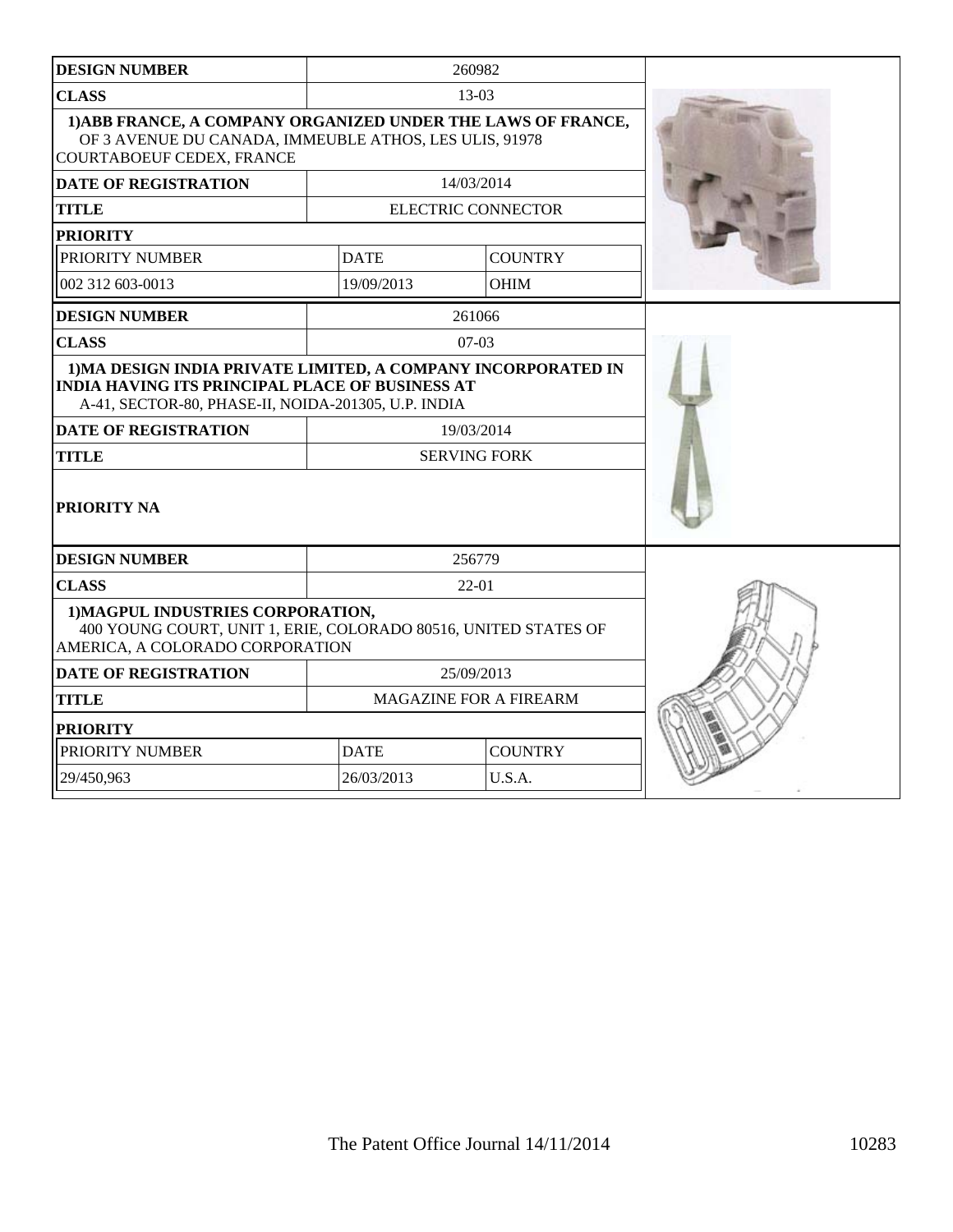| DESIGN NUMBER | 260982 | |
|---|---|---|
| CLASS | 13-03 | |
| 1)ABB FRANCE, A COMPANY ORGANIZED UNDER THE LAWS OF FRANCE, OF 3 AVENUE DU CANADA, IMMEUBLE ATHOS, LES ULIS, 91978 COURTABOEUF CEDEX, FRANCE | | |
| DATE OF REGISTRATION | 14/03/2014 | |
| TITLE | ELECTRIC CONNECTOR | |
| PRIORITY | | |
| PRIORITY NUMBER | DATE | COUNTRY |
| 002 312 603-0013 | 19/09/2013 | OHIM |

| DESIGN NUMBER | 261066 |
|---|---|
| CLASS | 07-03 |
| 1)MA DESIGN INDIA PRIVATE LIMITED, A COMPANY INCORPORATED IN INDIA HAVING ITS PRINCIPAL PLACE OF BUSINESS AT A-41, SECTOR-80, PHASE-II, NOIDA-201305, U.P. INDIA | |
| DATE OF REGISTRATION | 19/03/2014 |
| TITLE | SERVING FORK |
| PRIORITY NA | |

| DESIGN NUMBER | 256779 | |
|---|---|---|
| CLASS | 22-01 | |
| 1)MAGPUL INDUSTRIES CORPORATION, 400 YOUNG COURT, UNIT 1, ERIE, COLORADO 80516, UNITED STATES OF AMERICA, A COLORADO CORPORATION | | |
| DATE OF REGISTRATION | 25/09/2013 | |
| TITLE | MAGAZINE FOR A FIREARM | |
| PRIORITY | | |
| PRIORITY NUMBER | DATE | COUNTRY |
| 29/450,963 | 26/03/2013 | U.S.A. |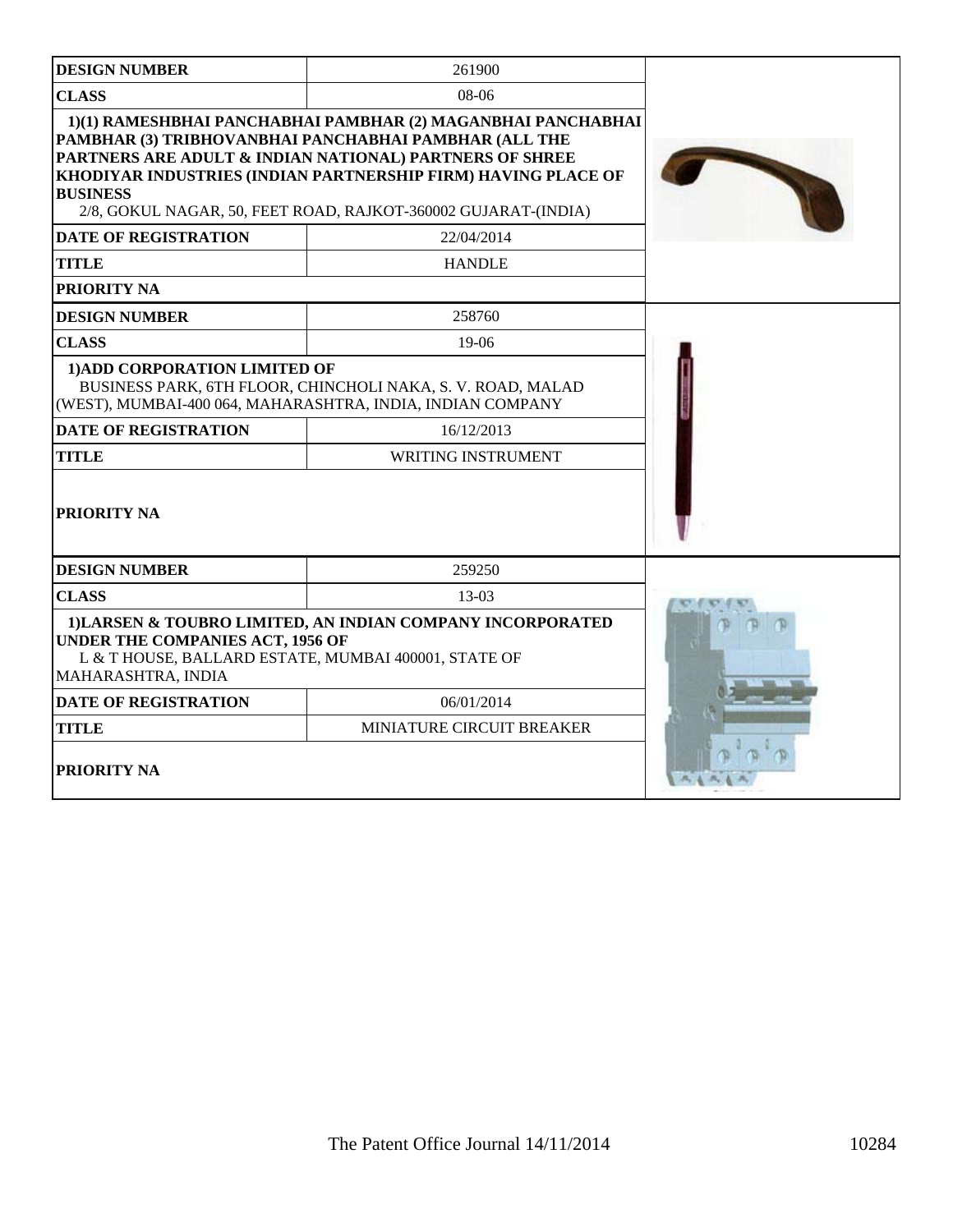| DESIGN NUMBER | 261900 |
|---|---|
| CLASS | 08-06 |
| **1)(1) RAMESHBHAI PANCHABHAI PAMBHAR (2) MAGANBHAI PANCHABHAI PAMBHAR (3) TRIBHOVANBHAI PANCHABHAI PAMBHAR (ALL THE PARTNERS ARE ADULT & INDIAN NATIONAL) PARTNERS OF SHREE KHODIYAR INDUSTRIES (INDIAN PARTNERSHIP FIRM) HAVING PLACE OF BUSINESS** 2/8, GOKUL NAGAR, 50, FEET ROAD, RAJKOT-360002 GUJARAT-(INDIA) | |
| DATE OF REGISTRATION | 22/04/2014 |
| TITLE | HANDLE |
| PRIORITY NA | |

| DESIGN NUMBER | 258760 |
|---|---|
| CLASS | 19-06 |
| **1)ADD CORPORATION LIMITED OF** BUSINESS PARK, 6TH FLOOR, CHINCHOLI NAKA, S. V. ROAD, MALAD (WEST), MUMBAI-400 064, MAHARASHTRA, INDIA, INDIAN COMPANY | |
| DATE OF REGISTRATION | 16/12/2013 |
| TITLE | WRITING INSTRUMENT |
| PRIORITY NA | |

| DESIGN NUMBER | 259250 |
|---|---|
| CLASS | 13-03 |
| **1)LARSEN & TOUBRO LIMITED, AN INDIAN COMPANY INCORPORATED UNDER THE COMPANIES ACT, 1956 OF** L & T HOUSE, BALLARD ESTATE, MUMBAI 400001, STATE OF MAHARASHTRA, INDIA | |
| DATE OF REGISTRATION | 06/01/2014 |
| TITLE | MINIATURE CIRCUIT BREAKER |
| PRIORITY NA | |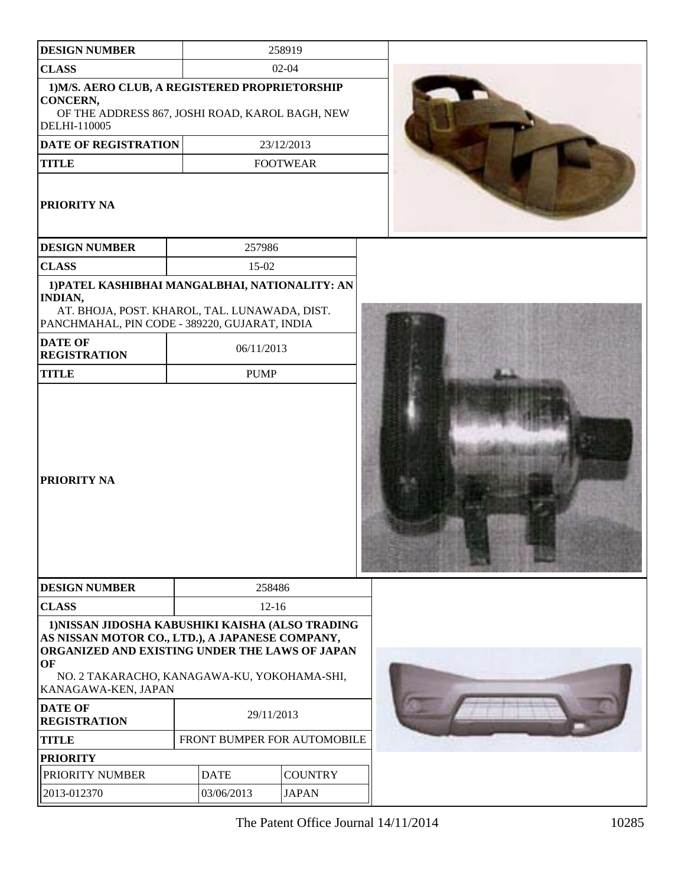| DESIGN NUMBER | 258919 |
| --- | --- |
| CLASS | 02-04 |
| 1)M/S. AERO CLUB, A REGISTERED PROPRIETORSHIP CONCERN, OF THE ADDRESS 867, JOSHI ROAD, KAROL BAGH, NEW DELHI-110005 | |
| DATE OF REGISTRATION | 23/12/2013 |
| TITLE | FOOTWEAR |
| PRIORITY NA | |

| DESIGN NUMBER | 257986 |
| --- | --- |
| CLASS | 15-02 |
| 1)PATEL KASHIBHAI MANGALBHAI, NATIONALITY: AN INDIAN, AT. BHOJA, POST. KHAROL, TAL. LUNAWADA, DIST. PANCHMAHAL, PIN CODE - 389220, GUJARAT, INDIA | |
| DATE OF REGISTRATION | 06/11/2013 |
| TITLE | PUMP |
| PRIORITY NA | |

| DESIGN NUMBER | 258486 | |
| --- | --- | --- |
| CLASS | 12-16 | |
| 1)NISSAN JIDOSHA KABUSHIKI KAISHA (ALSO TRADING AS NISSAN MOTOR CO., LTD.), A JAPANESE COMPANY, ORGANIZED AND EXISTING UNDER THE LAWS OF JAPAN OF NO. 2 TAKARACHO, KANAGAWA-KU, YOKOHAMA-SHI, KANAGAWA-KEN, JAPAN | | |
| DATE OF REGISTRATION | 29/11/2013 | |
| TITLE | FRONT BUMPER FOR AUTOMOBILE | |
| PRIORITY | | |
| PRIORITY NUMBER | DATE | COUNTRY |
| 2013-012370 | 03/06/2013 | JAPAN |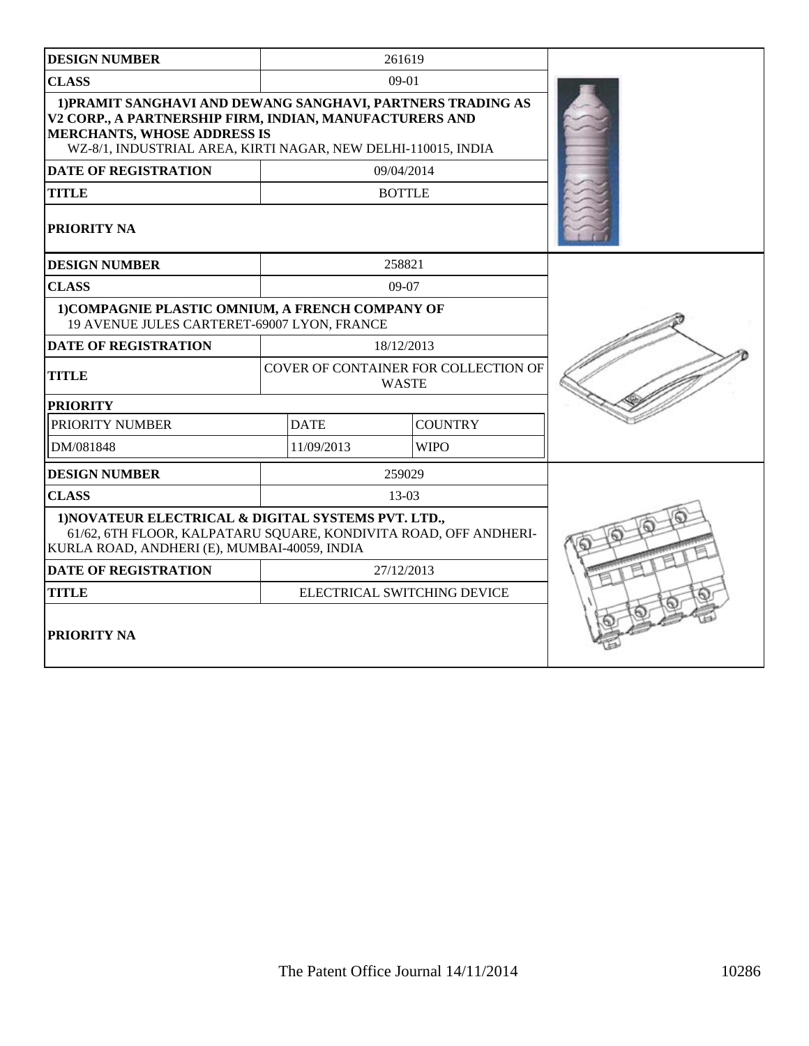| DESIGN NUMBER | 261619 | |
|---|---|---|
| CLASS | 09-01 | |
| **1)PRAMIT SANGHAVI AND DEWANG SANGHAVI, PARTNERS TRADING AS V2 CORP., A PARTNERSHIP FIRM, INDIAN, MANUFACTURERS AND MERCHANTS, WHOSE ADDRESS IS** WZ-8/1, INDUSTRIAL AREA, KIRTI NAGAR, NEW DELHI-110015, INDIA | | |
| DATE OF REGISTRATION | 09/04/2014 | |
| TITLE | BOTTLE | |
| PRIORITY NA | | |

| DESIGN NUMBER | 258821 | |
|---|---|---|
| CLASS | 09-07 | |
| **1)COMPAGNIE PLASTIC OMNIUM, A FRENCH COMPANY OF** 19 AVENUE JULES CARTERET-69007 LYON, FRANCE | | |
| DATE OF REGISTRATION | 18/12/2013 | |
| TITLE | COVER OF CONTAINER FOR COLLECTION OF WASTE | |
| **PRIORITY** | | |
| PRIORITY NUMBER | DATE | COUNTRY |
| DM/081848 | 11/09/2013 | WIPO |

| DESIGN NUMBER | 259029 | |
|---|---|---|
| CLASS | 13-03 | |
| **1)NOVATEUR ELECTRICAL & DIGITAL SYSTEMS PVT. LTD.,** 61/62, 6TH FLOOR, KALPATARU SQUARE, KONDIVITA ROAD, OFF ANDHERI-KURLA ROAD, ANDHERI (E), MUMBAI-40059, INDIA | | |
| DATE OF REGISTRATION | 27/12/2013 | |
| TITLE | ELECTRICAL SWITCHING DEVICE | |
| PRIORITY NA | | |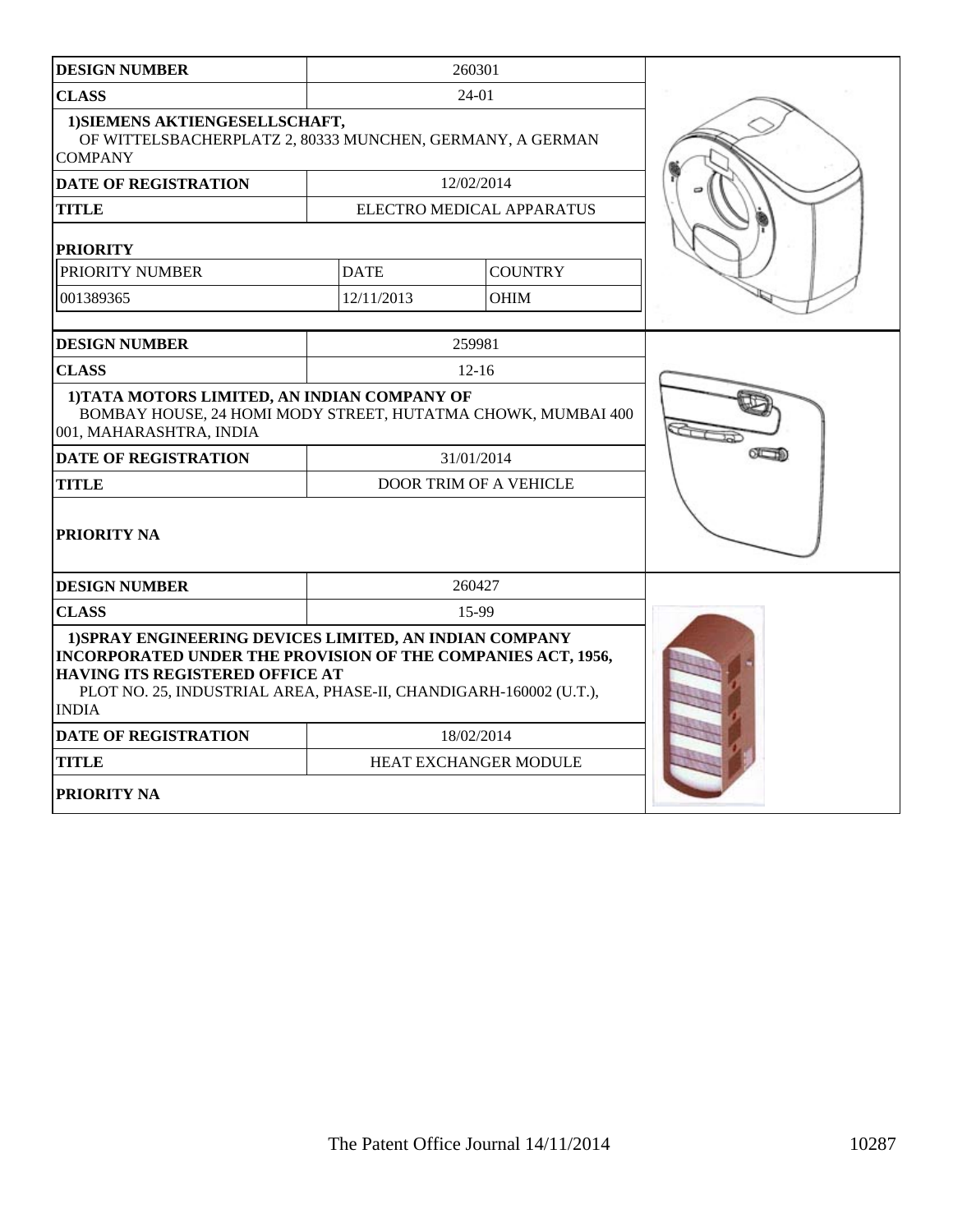| DESIGN NUMBER | 260301 | |
|---|---|---|
| CLASS | 24-01 | |
| 1)SIEMENS AKTIENGESELLSCHAFT, OF WITTELSBACHERPLATZ 2, 80333 MUNCHEN, GERMANY, A GERMAN COMPANY | | |
| DATE OF REGISTRATION | 12/02/2014 | |
| TITLE | ELECTRO MEDICAL APPARATUS | |
| PRIORITY | | |
| PRIORITY NUMBER | DATE | COUNTRY |
| 001389365 | 12/11/2013 | OHIM |

| DESIGN NUMBER | 259981 |
|---|---|
| CLASS | 12-16 |
| 1)TATA MOTORS LIMITED, AN INDIAN COMPANY OF BOMBAY HOUSE, 24 HOMI MODY STREET, HUTATMA CHOWK, MUMBAI 400 001, MAHARASHTRA, INDIA | |
| DATE OF REGISTRATION | 31/01/2014 |
| TITLE | DOOR TRIM OF A VEHICLE |
| PRIORITY NA | |

| DESIGN NUMBER | 260427 |
|---|---|
| CLASS | 15-99 |
| 1)SPRAY ENGINEERING DEVICES LIMITED, AN INDIAN COMPANY INCORPORATED UNDER THE PROVISION OF THE COMPANIES ACT, 1956, HAVING ITS REGISTERED OFFICE AT PLOT NO. 25, INDUSTRIAL AREA, PHASE-II, CHANDIGARH-160002 (U.T.), INDIA | |
| DATE OF REGISTRATION | 18/02/2014 |
| TITLE | HEAT EXCHANGER MODULE |
| PRIORITY NA | |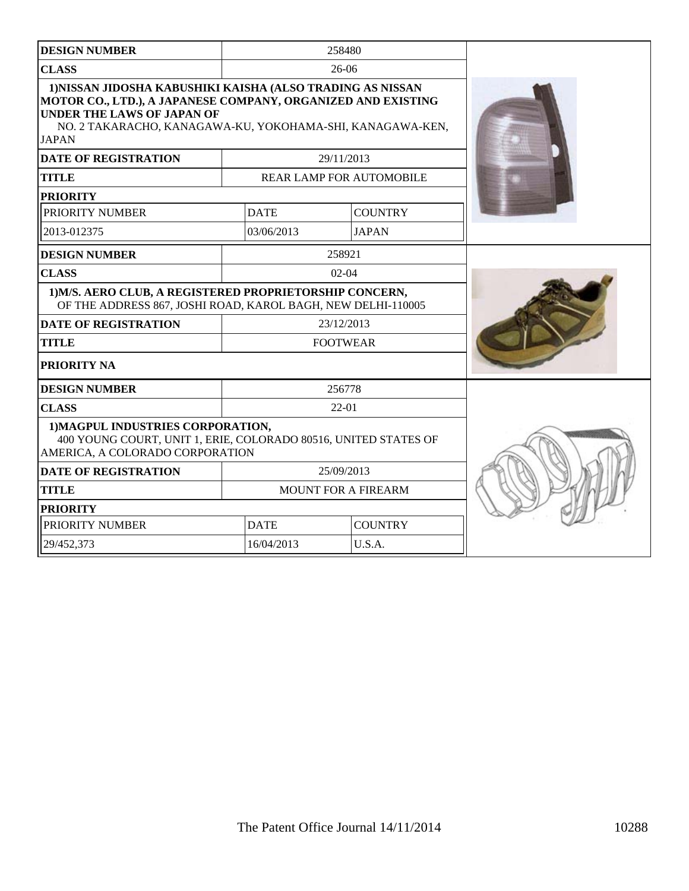| DESIGN NUMBER | 258480 | |
|---|---|---|
| CLASS | 26-06 | |
| 1)NISSAN JIDOSHA KABUSHIKI KAISHA (ALSO TRADING AS NISSAN MOTOR CO., LTD.), A JAPANESE COMPANY, ORGANIZED AND EXISTING UNDER THE LAWS OF JAPAN OF NO. 2 TAKARACHO, KANAGAWA-KU, YOKOHAMA-SHI, KANAGAWA-KEN, JAPAN | | |
| DATE OF REGISTRATION | 29/11/2013 | |
| TITLE | REAR LAMP FOR AUTOMOBILE | |
| PRIORITY | | |
| PRIORITY NUMBER | DATE | COUNTRY |
| 2013-012375 | 03/06/2013 | JAPAN |

| DESIGN NUMBER | 258921 |
|---|---|
| CLASS | 02-04 |
| 1)M/S. AERO CLUB, A REGISTERED PROPRIETORSHIP CONCERN, OF THE ADDRESS 867, JOSHI ROAD, KAROL BAGH, NEW DELHI-110005 | |
| DATE OF REGISTRATION | 23/12/2013 |
| TITLE | FOOTWEAR |
| PRIORITY NA | |

| DESIGN NUMBER | 256778 | |
|---|---|---|
| CLASS | 22-01 | |
| 1)MAGPUL INDUSTRIES CORPORATION, 400 YOUNG COURT, UNIT 1, ERIE, COLORADO 80516, UNITED STATES OF AMERICA, A COLORADO CORPORATION | | |
| DATE OF REGISTRATION | 25/09/2013 | |
| TITLE | MOUNT FOR A FIREARM | |
| PRIORITY | | |
| PRIORITY NUMBER | DATE | COUNTRY |
| 29/452,373 | 16/04/2013 | U.S.A. |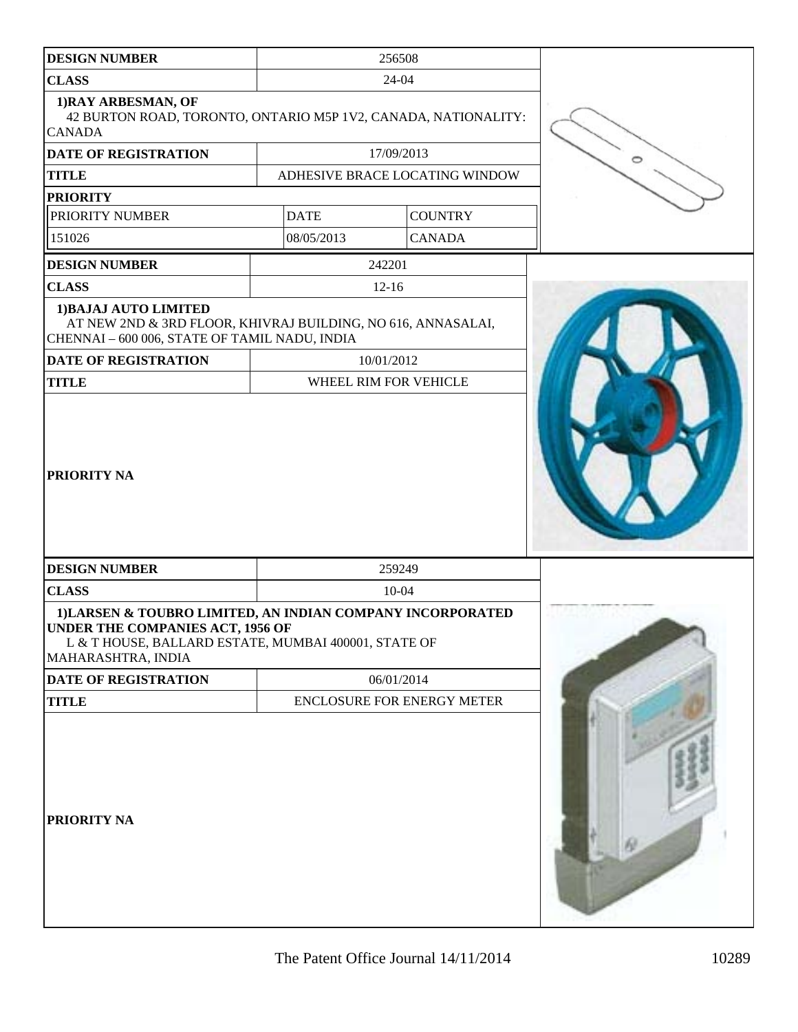| DESIGN NUMBER | 256508 | |
|---|---|---|
| CLASS | 24-04 | |
| **1)RAY ARBESMAN, OF** 42 BURTON ROAD, TORONTO, ONTARIO M5P 1V2, CANADA, NATIONALITY: CANADA | | |
| DATE OF REGISTRATION | 17/09/2013 | |
| TITLE | ADHESIVE BRACE LOCATING WINDOW | |
| **PRIORITY** | | |
| PRIORITY NUMBER | DATE | COUNTRY |
| 151026 | 08/05/2013 | CANADA |

| DESIGN NUMBER | 242201 |
|---|---|
| CLASS | 12-16 |
| **1)BAJAJ AUTO LIMITED** AT NEW 2ND & 3RD FLOOR, KHIVRAJ BUILDING, NO 616, ANNASALAI, CHENNAI – 600 006, STATE OF TAMIL NADU, INDIA | |
| DATE OF REGISTRATION | 10/01/2012 |
| TITLE | WHEEL RIM FOR VEHICLE |
| **PRIORITY NA** | |

| DESIGN NUMBER | 259249 |
|---|---|
| CLASS | 10-04 |
| **1)LARSEN & TOUBRO LIMITED, AN INDIAN COMPANY INCORPORATED UNDER THE COMPANIES ACT, 1956 OF** L & T HOUSE, BALLARD ESTATE, MUMBAI 400001, STATE OF MAHARASHTRA, INDIA | |
| DATE OF REGISTRATION | 06/01/2014 |
| TITLE | ENCLOSURE FOR ENERGY METER |
| **PRIORITY NA** | |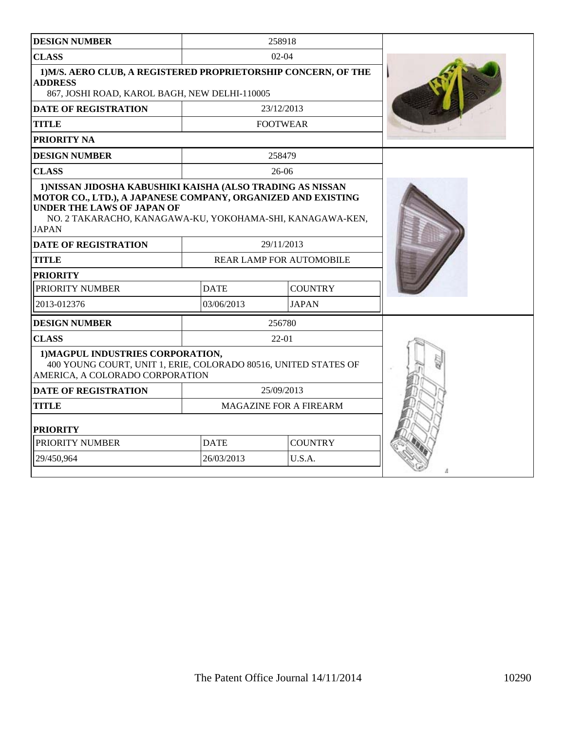| DESIGN NUMBER | 258918 | |
|---|---|---|
| CLASS | 02-04 | |
| 1)M/S. AERO CLUB, A REGISTERED PROPRIETORSHIP CONCERN, OF THE ADDRESS<br>867, JOSHI ROAD, KAROL BAGH, NEW DELHI-110005 | | |
| DATE OF REGISTRATION | 23/12/2013 | |
| TITLE | FOOTWEAR | |
| PRIORITY NA | | |

| DESIGN NUMBER | 258479 | |
|---|---|---|
| CLASS | 26-06 | |
| 1)NISSAN JIDOSHA KABUSHIKI KAISHA (ALSO TRADING AS NISSAN MOTOR CO., LTD.), A JAPANESE COMPANY, ORGANIZED AND EXISTING UNDER THE LAWS OF JAPAN OF<br>NO. 2 TAKARACHO, KANAGAWA-KU, YOKOHAMA-SHI, KANAGAWA-KEN, JAPAN | | |
| DATE OF REGISTRATION | 29/11/2013 | |
| TITLE | REAR LAMP FOR AUTOMOBILE | |
| PRIORITY | | |
| PRIORITY NUMBER | DATE | COUNTRY |
| 2013-012376 | 03/06/2013 | JAPAN |

| DESIGN NUMBER | 256780 | |
|---|---|---|
| CLASS | 22-01 | |
| 1)MAGPUL INDUSTRIES CORPORATION,<br>400 YOUNG COURT, UNIT 1, ERIE, COLORADO 80516, UNITED STATES OF AMERICA, A COLORADO CORPORATION | | |
| DATE OF REGISTRATION | 25/09/2013 | |
| TITLE | MAGAZINE FOR A FIREARM | |
| PRIORITY | | |
| PRIORITY NUMBER | DATE | COUNTRY |
| 29/450,964 | 26/03/2013 | U.S.A. |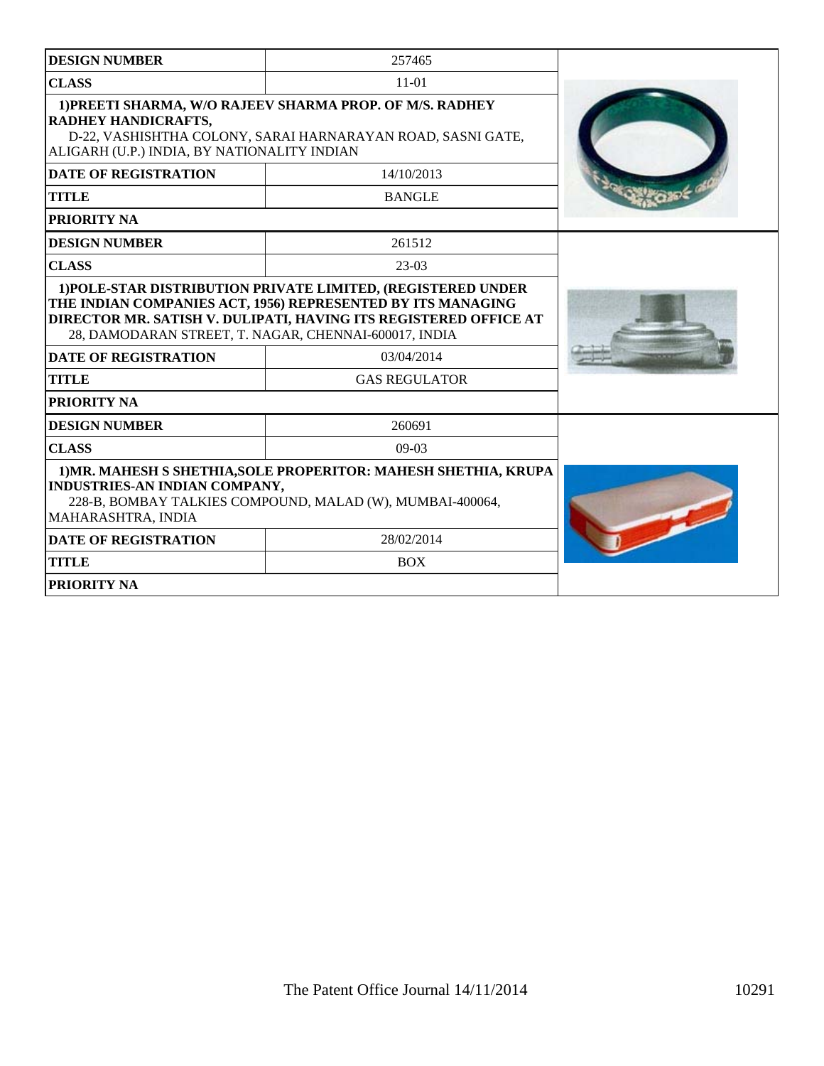| DESIGN NUMBER | 257465 |
| --- | --- |
| CLASS | 11-01 |
| 1)PREETI SHARMA, W/O RAJEEV SHARMA PROP. OF M/S. RADHEY RADHEY HANDICRAFTS, D-22, VASHISHTHA COLONY, SARAI HARNARAYAN ROAD, SASNI GATE, ALIGARH (U.P.) INDIA, BY NATIONALITY INDIAN | |
| DATE OF REGISTRATION | 14/10/2013 |
| TITLE | BANGLE |
| PRIORITY NA | |

| DESIGN NUMBER | 261512 |
| --- | --- |
| CLASS | 23-03 |
| 1)POLE-STAR DISTRIBUTION PRIVATE LIMITED, (REGISTERED UNDER THE INDIAN COMPANIES ACT, 1956) REPRESENTED BY ITS MANAGING DIRECTOR MR. SATISH V. DULIPATI, HAVING ITS REGISTERED OFFICE AT 28, DAMODARAN STREET, T. NAGAR, CHENNAI-600017, INDIA | |
| DATE OF REGISTRATION | 03/04/2014 |
| TITLE | GAS REGULATOR |
| PRIORITY NA | |

| DESIGN NUMBER | 260691 |
| --- | --- |
| CLASS | 09-03 |
| 1)MR. MAHESH S SHETHIA,SOLE PROPERITOR: MAHESH SHETHIA, KRUPA INDUSTRIES-AN INDIAN COMPANY, 228-B, BOMBAY TALKIES COMPOUND, MALAD (W), MUMBAI-400064, MAHARASHTRA, INDIA | |
| DATE OF REGISTRATION | 28/02/2014 |
| TITLE | BOX |
| PRIORITY NA | |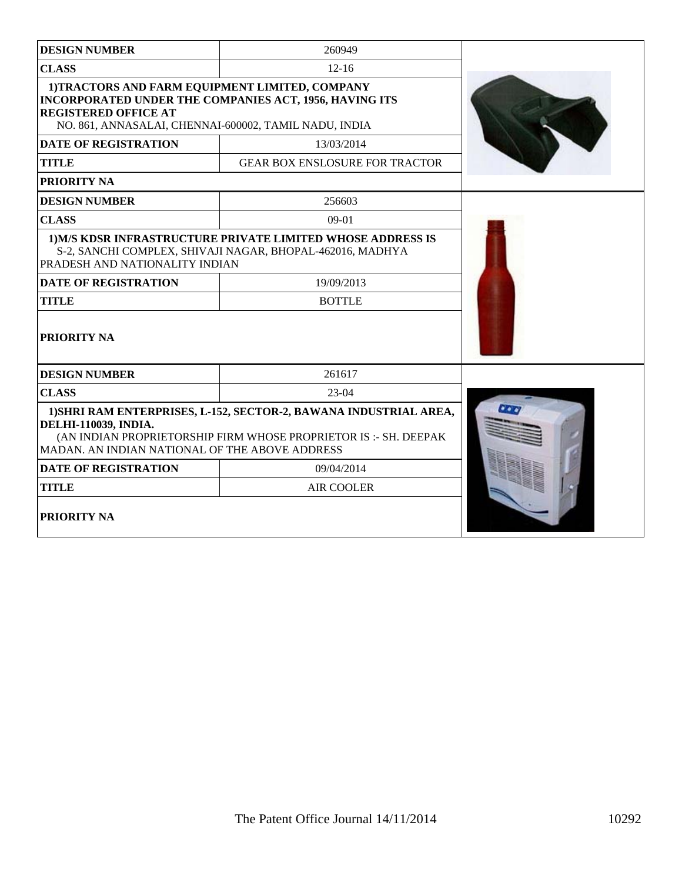| DESIGN NUMBER | 260949 |
|---|---|
| CLASS | 12-16 |
| 1)TRACTORS AND FARM EQUIPMENT LIMITED, COMPANY INCORPORATED UNDER THE COMPANIES ACT, 1956, HAVING ITS REGISTERED OFFICE AT NO. 861, ANNASALAI, CHENNAI-600002, TAMIL NADU, INDIA | |
| DATE OF REGISTRATION | 13/03/2014 |
| TITLE | GEAR BOX ENSLOSURE FOR TRACTOR |
| PRIORITY NA | |

| DESIGN NUMBER | 256603 |
|---|---|
| CLASS | 09-01 |
| 1)M/S KDSR INFRASTRUCTURE PRIVATE LIMITED WHOSE ADDRESS IS S-2, SANCHI COMPLEX, SHIVAJI NAGAR, BHOPAL-462016, MADHYA PRADESH AND NATIONALITY INDIAN | |
| DATE OF REGISTRATION | 19/09/2013 |
| TITLE | BOTTLE |
| PRIORITY NA | |

| DESIGN NUMBER | 261617 |
|---|---|
| CLASS | 23-04 |
| 1)SHRI RAM ENTERPRISES, L-152, SECTOR-2, BAWANA INDUSTRIAL AREA, DELHI-110039, INDIA. (AN INDIAN PROPRIETORSHIP FIRM WHOSE PROPRIETOR IS :- SH. DEEPAK MADAN. AN INDIAN NATIONAL OF THE ABOVE ADDRESS | |
| DATE OF REGISTRATION | 09/04/2014 |
| TITLE | AIR COOLER |
| PRIORITY NA | |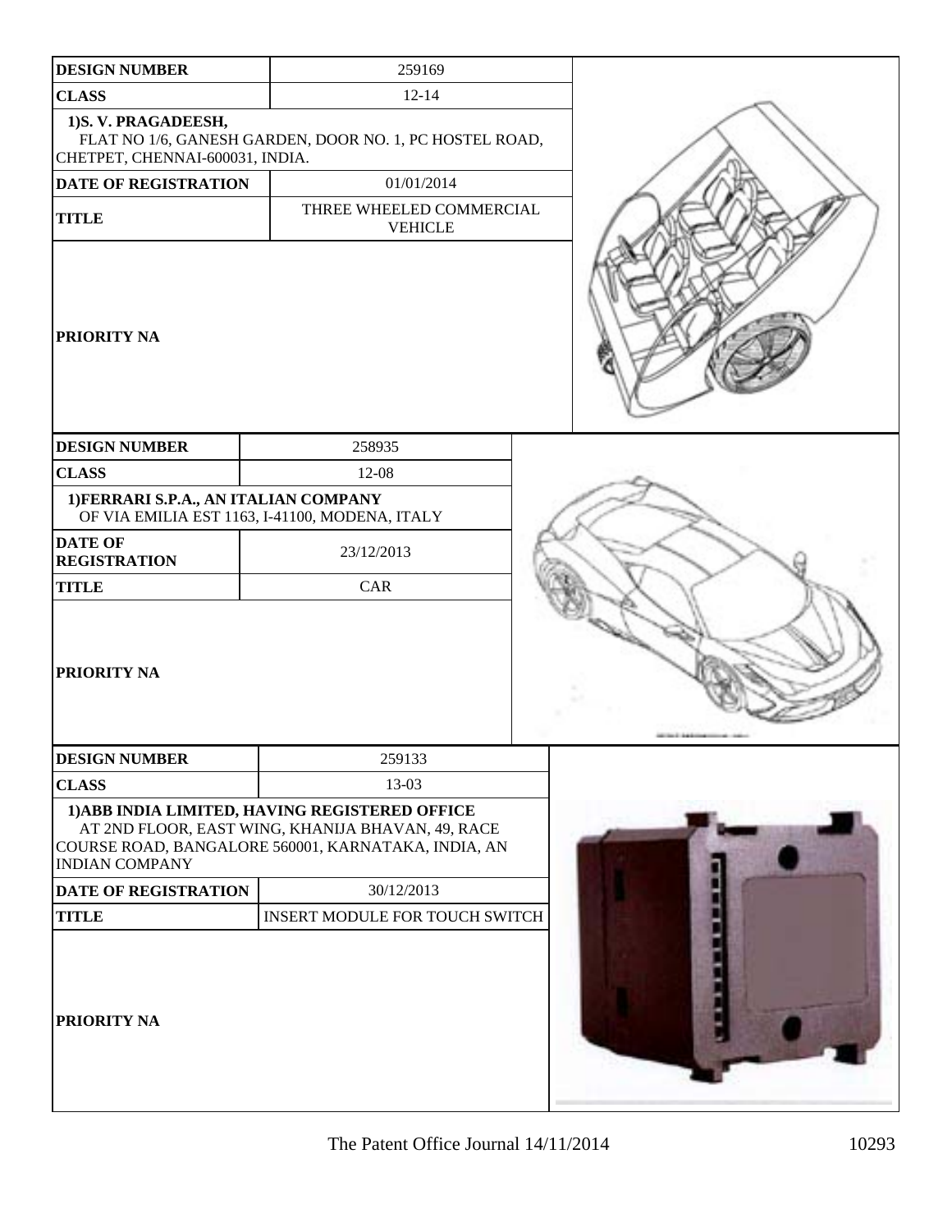| DESIGN NUMBER | 259169 |
| --- | --- |
| CLASS | 12-14 |
| 1)S. V. PRAGADEESH, FLAT NO 1/6, GANESH GARDEN, DOOR NO. 1, PC HOSTEL ROAD, CHETPET, CHENNAI-600031, INDIA. | |
| DATE OF REGISTRATION | 01/01/2014 |
| TITLE | THREE WHEELED COMMERCIAL VEHICLE |
| PRIORITY NA | |

| DESIGN NUMBER | 258935 |
| --- | --- |
| CLASS | 12-08 |
| 1)FERRARI S.P.A., AN ITALIAN COMPANY OF VIA EMILIA EST 1163, I-41100, MODENA, ITALY | |
| DATE OF REGISTRATION | 23/12/2013 |
| TITLE | CAR |
| PRIORITY NA | |

| DESIGN NUMBER | 259133 |
| --- | --- |
| CLASS | 13-03 |
| 1)ABB INDIA LIMITED, HAVING REGISTERED OFFICE AT 2ND FLOOR, EAST WING, KHANIJA BHAVAN, 49, RACE COURSE ROAD, BANGALORE 560001, KARNATAKA, INDIA, AN INDIAN COMPANY | |
| DATE OF REGISTRATION | 30/12/2013 |
| TITLE | INSERT MODULE FOR TOUCH SWITCH |
| PRIORITY NA | |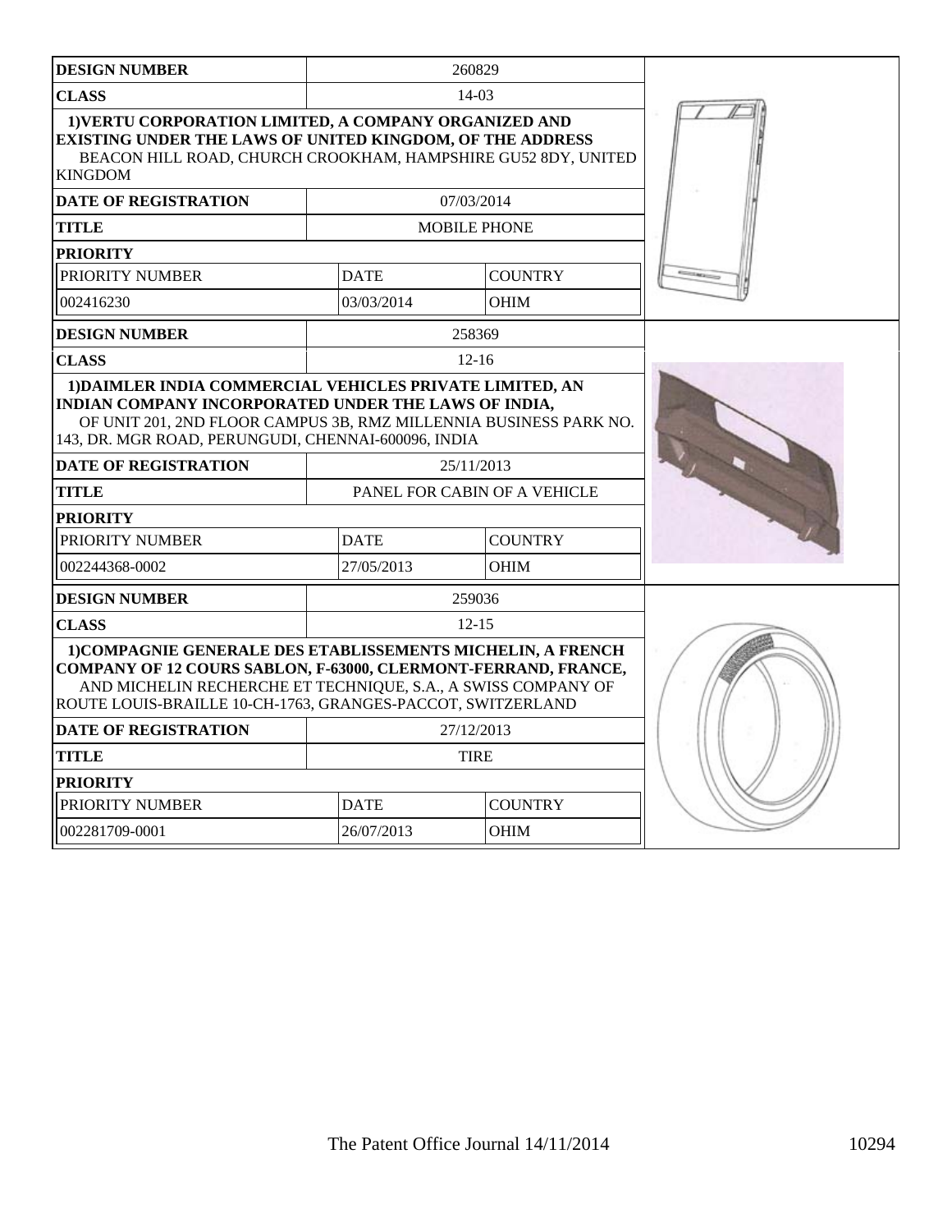| DESIGN NUMBER | 260829 | |
|---|---|---|
| CLASS | 14-03 | |
| 1)VERTU CORPORATION LIMITED, A COMPANY ORGANIZED AND EXISTING UNDER THE LAWS OF UNITED KINGDOM, OF THE ADDRESS BEACON HILL ROAD, CHURCH CROOKHAM, HAMPSHIRE GU52 8DY, UNITED KINGDOM | | |
| DATE OF REGISTRATION | 07/03/2014 | |
| TITLE | MOBILE PHONE | |
| PRIORITY | | |
| PRIORITY NUMBER | DATE | COUNTRY |
| 002416230 | 03/03/2014 | OHIM |

| DESIGN NUMBER | 258369 | |
|---|---|---|
| CLASS | 12-16 | |
| 1)DAIMLER INDIA COMMERCIAL VEHICLES PRIVATE LIMITED, AN INDIAN COMPANY INCORPORATED UNDER THE LAWS OF INDIA, OF UNIT 201, 2ND FLOOR CAMPUS 3B, RMZ MILLENNIA BUSINESS PARK NO. 143, DR. MGR ROAD, PERUNGUDI, CHENNAI-600096, INDIA | | |
| DATE OF REGISTRATION | 25/11/2013 | |
| TITLE | PANEL FOR CABIN OF A VEHICLE | |
| PRIORITY | | |
| PRIORITY NUMBER | DATE | COUNTRY |
| 002244368-0002 | 27/05/2013 | OHIM |

| DESIGN NUMBER | 259036 | |
|---|---|---|
| CLASS | 12-15 | |
| 1)COMPAGNIE GENERALE DES ETABLISSEMENTS MICHELIN, A FRENCH COMPANY OF 12 COURS SABLON, F-63000, CLERMONT-FERRAND, FRANCE, AND MICHELIN RECHERCHE ET TECHNIQUE, S.A., A SWISS COMPANY OF ROUTE LOUIS-BRAILLE 10-CH-1763, GRANGES-PACCOT, SWITZERLAND | | |
| DATE OF REGISTRATION | 27/12/2013 | |
| TITLE | TIRE | |
| PRIORITY | | |
| PRIORITY NUMBER | DATE | COUNTRY |
| 002281709-0001 | 26/07/2013 | OHIM |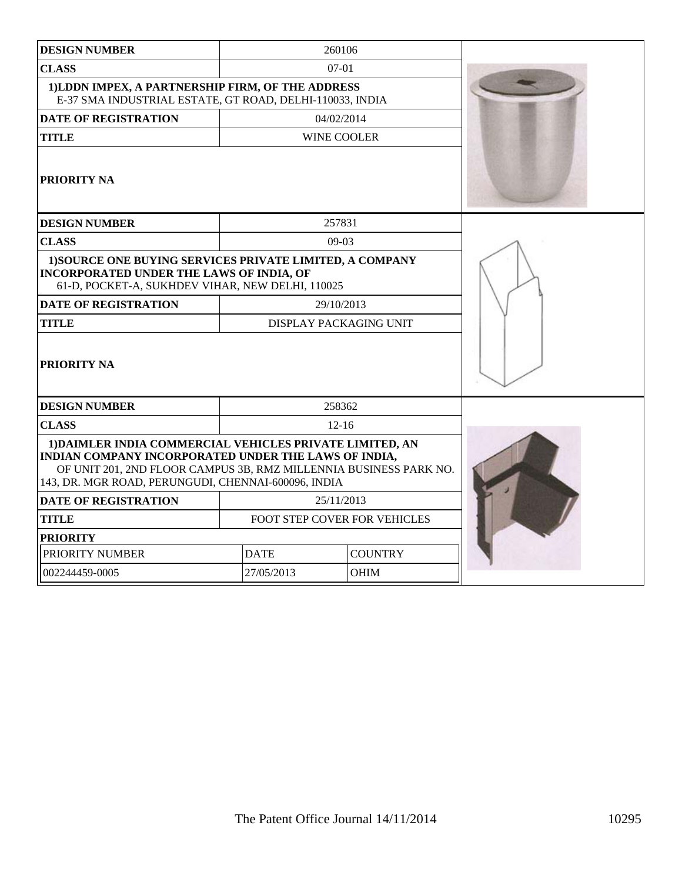| DESIGN NUMBER | 260106 | |
|---|---|---|
| CLASS | 07-01 | |
| **1)LDDN IMPEX, A PARTNERSHIP FIRM, OF THE ADDRESS** E-37 SMA INDUSTRIAL ESTATE, GT ROAD, DELHI-110033, INDIA | | |
| DATE OF REGISTRATION | 04/02/2014 | |
| TITLE | WINE COOLER | |
| PRIORITY NA | | |

| DESIGN NUMBER | 257831 | |
|---|---|---|
| CLASS | 09-03 | |
| **1)SOURCE ONE BUYING SERVICES PRIVATE LIMITED, A COMPANY INCORPORATED UNDER THE LAWS OF INDIA, OF** 61-D, POCKET-A, SUKHDEV VIHAR, NEW DELHI, 110025 | | |
| DATE OF REGISTRATION | 29/10/2013 | |
| TITLE | DISPLAY PACKAGING UNIT | |
| PRIORITY NA | | |

| DESIGN NUMBER | 258362 | |
|---|---|---|
| CLASS | 12-16 | |
| **1)DAIMLER INDIA COMMERCIAL VEHICLES PRIVATE LIMITED, AN INDIAN COMPANY INCORPORATED UNDER THE LAWS OF INDIA,** OF UNIT 201, 2ND FLOOR CAMPUS 3B, RMZ MILLENNIA BUSINESS PARK NO. 143, DR. MGR ROAD, PERUNGUDI, CHENNAI-600096, INDIA | | |
| DATE OF REGISTRATION | 25/11/2013 | |
| TITLE | FOOT STEP COVER FOR VEHICLES | |
| PRIORITY | | |
| PRIORITY NUMBER | DATE | COUNTRY |
| 002244459-0005 | 27/05/2013 | OHIM |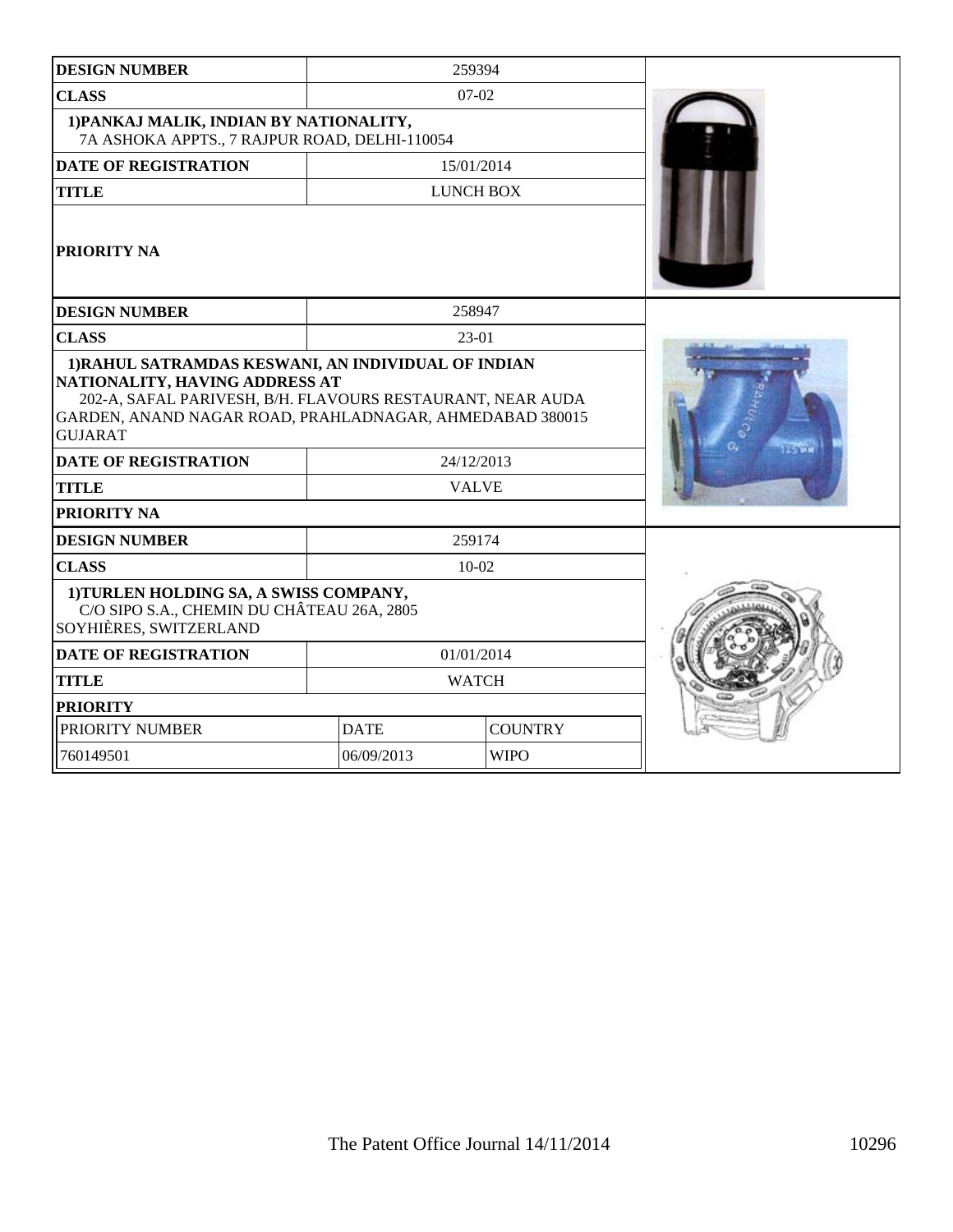| DESIGN NUMBER | 259394 |
|---|---|
| CLASS | 07-02 |
| 1)PANKAJ MALIK, INDIAN BY NATIONALITY, 7A ASHOKA APPTS., 7 RAJPUR ROAD, DELHI-110054 | |
| DATE OF REGISTRATION | 15/01/2014 |
| TITLE | LUNCH BOX |
| PRIORITY NA | |

| DESIGN NUMBER | 258947 |
|---|---|
| CLASS | 23-01 |
| 1)RAHUL SATRAMDAS KESWANI, AN INDIVIDUAL OF INDIAN NATIONALITY, HAVING ADDRESS AT 202-A, SAFAL PARIVESH, B/H. FLAVOURS RESTAURANT, NEAR AUDA GARDEN, ANAND NAGAR ROAD, PRAHLADNAGAR, AHMEDABAD 380015 GUJARAT | |
| DATE OF REGISTRATION | 24/12/2013 |
| TITLE | VALVE |
| PRIORITY NA | |

| DESIGN NUMBER | 259174 | |
|---|---|---|
| CLASS | 10-02 | |
| 1)TURLEN HOLDING SA, A SWISS COMPANY, C/O SIPO S.A., CHEMIN DU CHÂTEAU 26A, 2805 SOYHIÈRES, SWITZERLAND | | |
| DATE OF REGISTRATION | 01/01/2014 | |
| TITLE | WATCH | |
| PRIORITY | | |
| PRIORITY NUMBER | DATE | COUNTRY |
| 760149501 | 06/09/2013 | WIPO |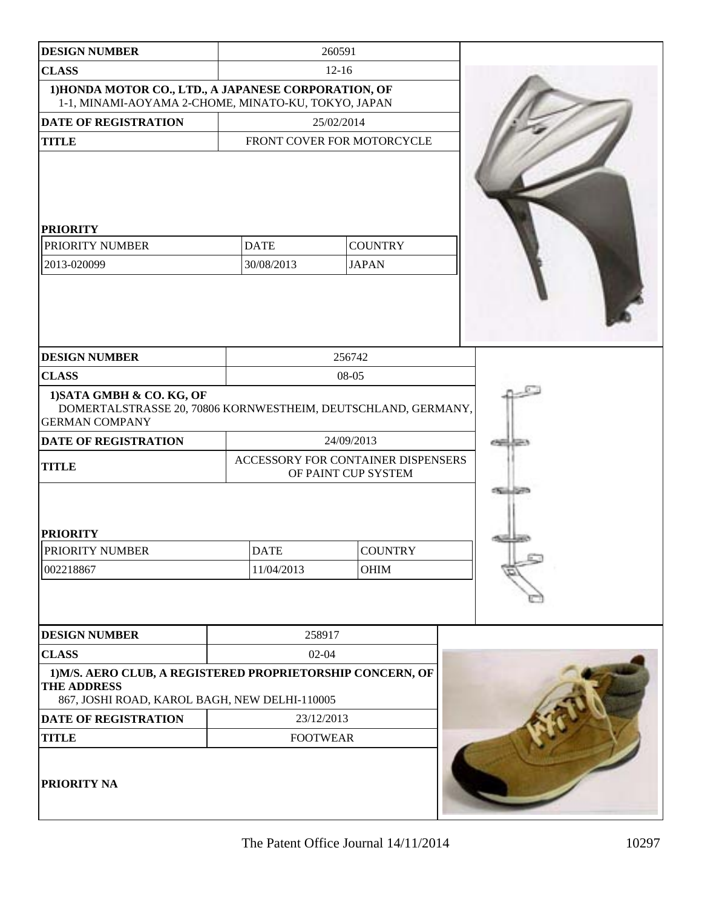| DESIGN NUMBER | 260591 | |
|---|---|---|
| CLASS | 12-16 | |
| 1)HONDA MOTOR CO., LTD., A JAPANESE CORPORATION, OF 1-1, MINAMI-AOYAMA 2-CHOME, MINATO-KU, TOKYO, JAPAN | | |
| DATE OF REGISTRATION | 25/02/2014 | |
| TITLE | FRONT COVER FOR MOTORCYCLE | |
| PRIORITY | | |
| PRIORITY NUMBER | DATE | COUNTRY |
| 2013-020099 | 30/08/2013 | JAPAN |

| DESIGN NUMBER | 256742 | |
|---|---|---|
| CLASS | 08-05 | |
| 1)SATA GMBH & CO. KG, OF DOMERTALSTRASSE 20, 70806 KORNWESTHEIM, DEUTSCHLAND, GERMANY, GERMAN COMPANY | | |
| DATE OF REGISTRATION | 24/09/2013 | |
| TITLE | ACCESSORY FOR CONTAINER DISPENSERS OF PAINT CUP SYSTEM | |
| PRIORITY | | |
| PRIORITY NUMBER | DATE | COUNTRY |
| 002218867 | 11/04/2013 | OHIM |

| DESIGN NUMBER | 258917 |
|---|---|
| CLASS | 02-04 |
| 1)M/S. AERO CLUB, A REGISTERED PROPRIETORSHIP CONCERN, OF THE ADDRESS 867, JOSHI ROAD, KAROL BAGH, NEW DELHI-110005 | |
| DATE OF REGISTRATION | 23/12/2013 |
| TITLE | FOOTWEAR |
| PRIORITY NA | |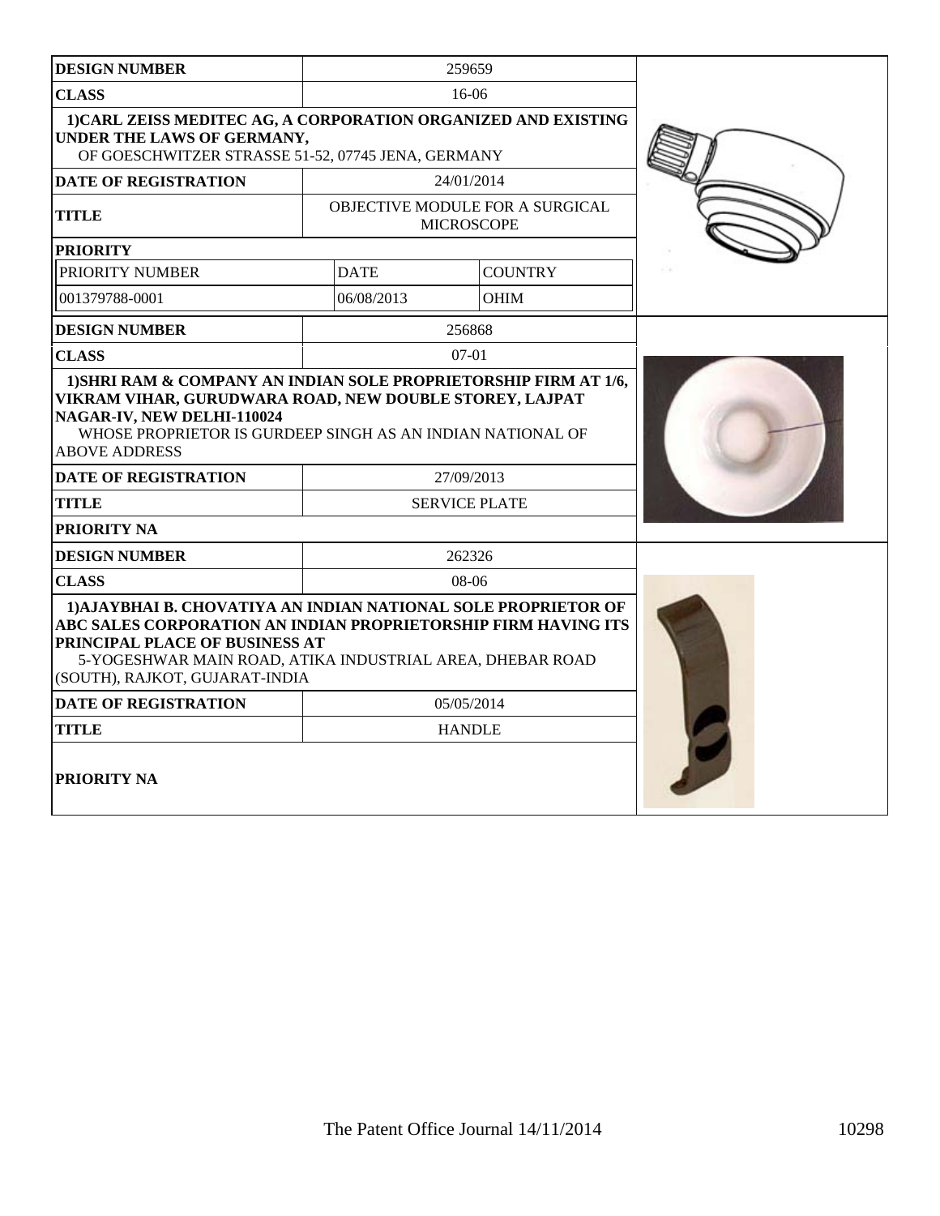| DESIGN NUMBER | 259659 | |
|---|---|---|
| CLASS | 16-06 | |
| 1)CARL ZEISS MEDITEC AG, A CORPORATION ORGANIZED AND EXISTING UNDER THE LAWS OF GERMANY, OF GOESCHWITZER STRASSE 51-52, 07745 JENA, GERMANY | | |
| DATE OF REGISTRATION | 24/01/2014 | |
| TITLE | OBJECTIVE MODULE FOR A SURGICAL MICROSCOPE | |
| PRIORITY | | |
| PRIORITY NUMBER | DATE | COUNTRY |
| 001379788-0001 | 06/08/2013 | OHIM |

| DESIGN NUMBER | 256868 |
|---|---|
| CLASS | 07-01 |
| 1)SHRI RAM & COMPANY AN INDIAN SOLE PROPRIETORSHIP FIRM AT 1/6, VIKRAM VIHAR, GURUDWARA ROAD, NEW DOUBLE STOREY, LAJPAT NAGAR-IV, NEW DELHI-110024 WHOSE PROPRIETOR IS GURDEEP SINGH AS AN INDIAN NATIONAL OF ABOVE ADDRESS | |
| DATE OF REGISTRATION | 27/09/2013 |
| TITLE | SERVICE PLATE |
| PRIORITY NA | |

| DESIGN NUMBER | 262326 |
|---|---|
| CLASS | 08-06 |
| 1)AJAYBHAI B. CHOVATIYA AN INDIAN NATIONAL SOLE PROPRIETOR OF ABC SALES CORPORATION AN INDIAN PROPRIETORSHIP FIRM HAVING ITS PRINCIPAL PLACE OF BUSINESS AT 5-YOGESHWAR MAIN ROAD, ATIKA INDUSTRIAL AREA, DHEBAR ROAD (SOUTH), RAJKOT, GUJARAT-INDIA | |
| DATE OF REGISTRATION | 05/05/2014 |
| TITLE | HANDLE |
| PRIORITY NA | |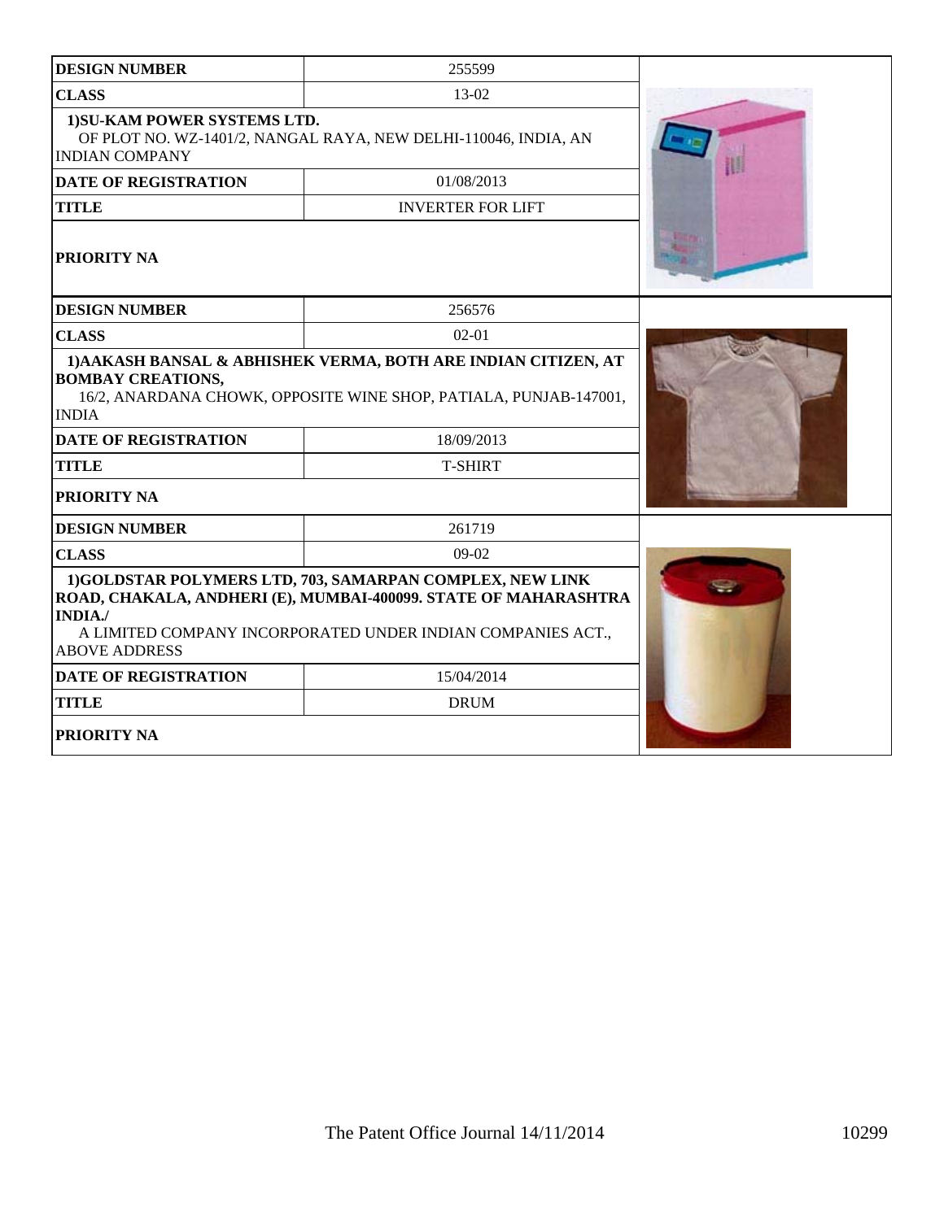| DESIGN NUMBER | 255599 |
| --- | --- |
| CLASS | 13-02 |
| 1)SU-KAM POWER SYSTEMS LTD. OF PLOT NO. WZ-1401/2, NANGAL RAYA, NEW DELHI-110046, INDIA, AN INDIAN COMPANY | |
| DATE OF REGISTRATION | 01/08/2013 |
| TITLE | INVERTER FOR LIFT |
| PRIORITY NA | |

| DESIGN NUMBER | 256576 |
| --- | --- |
| CLASS | 02-01 |
| 1)AAKASH BANSAL & ABHISHEK VERMA, BOTH ARE INDIAN CITIZEN, AT BOMBAY CREATIONS, 16/2, ANARDANA CHOWK, OPPOSITE WINE SHOP, PATIALA, PUNJAB-147001, INDIA | |
| DATE OF REGISTRATION | 18/09/2013 |
| TITLE | T-SHIRT |
| PRIORITY NA | |

| DESIGN NUMBER | 261719 |
| --- | --- |
| CLASS | 09-02 |
| 1)GOLDSTAR POLYMERS LTD, 703, SAMARPAN COMPLEX, NEW LINK ROAD, CHAKALA, ANDHERI (E), MUMBAI-400099. STATE OF MAHARASHTRA INDIA./ A LIMITED COMPANY INCORPORATED UNDER INDIAN COMPANIES ACT., ABOVE ADDRESS | |
| DATE OF REGISTRATION | 15/04/2014 |
| TITLE | DRUM |
| PRIORITY NA | |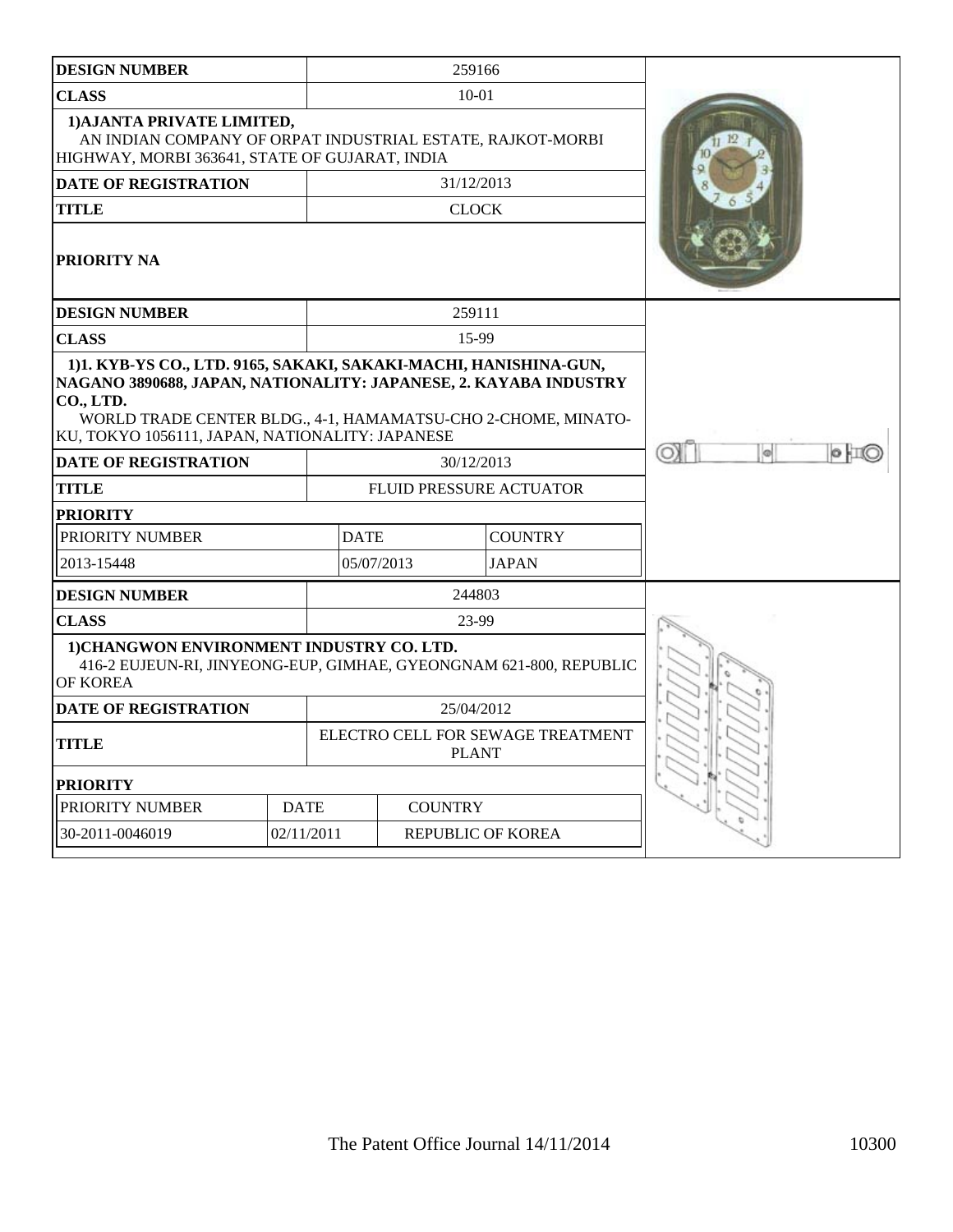| DESIGN NUMBER | 259166 |
|---|---|
| CLASS | 10-01 |
| 1)AJANTA PRIVATE LIMITED, AN INDIAN COMPANY OF ORPAT INDUSTRIAL ESTATE, RAJKOT-MORBI HIGHWAY, MORBI 363641, STATE OF GUJARAT, INDIA | |
| DATE OF REGISTRATION | 31/12/2013 |
| TITLE | CLOCK |
| PRIORITY NA | |

| DESIGN NUMBER | 259111 | |
|---|---|---|
| CLASS | 15-99 | |
| 1)1. KYB-YS CO., LTD. 9165, SAKAKI, SAKAKI-MACHI, HANISHINA-GUN, NAGANO 3890688, JAPAN, NATIONALITY: JAPANESE, 2. KAYABA INDUSTRY CO., LTD. WORLD TRADE CENTER BLDG., 4-1, HAMAMATSU-CHO 2-CHOME, MINATO-KU, TOKYO 1056111, JAPAN, NATIONALITY: JAPANESE | | |
| DATE OF REGISTRATION | 30/12/2013 | |
| TITLE | FLUID PRESSURE ACTUATOR | |
| PRIORITY | | |
| PRIORITY NUMBER | DATE | COUNTRY |
| 2013-15448 | 05/07/2013 | JAPAN |

| DESIGN NUMBER | 244803 | |
|---|---|---|
| CLASS | 23-99 | |
| 1)CHANGWON ENVIRONMENT INDUSTRY CO. LTD. 416-2 EUJEUN-RI, JINYEONG-EUP, GIMHAE, GYEONGNAM 621-800, REPUBLIC OF KOREA | | |
| DATE OF REGISTRATION | 25/04/2012 | |
| TITLE | ELECTRO CELL FOR SEWAGE TREATMENT PLANT | |
| PRIORITY | | |
| PRIORITY NUMBER | DATE | COUNTRY |
| 30-2011-0046019 | 02/11/2011 | REPUBLIC OF KOREA |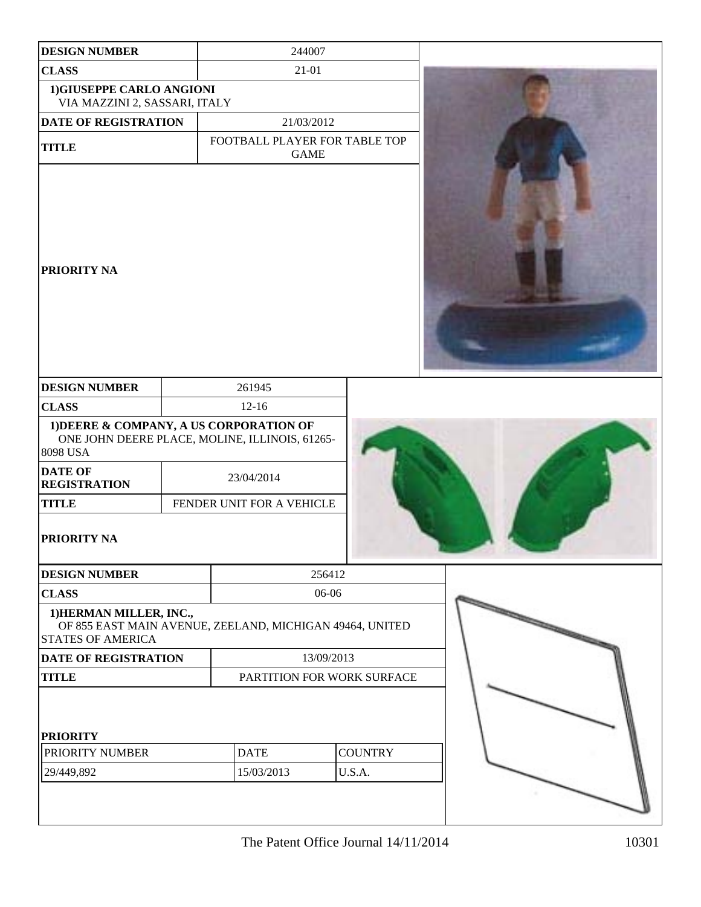| DESIGN NUMBER | 244007 |
|---|---|
| CLASS | 21-01 |
| 1)GIUSEPPE CARLO ANGIONI<br>VIA MAZZINI 2, SASSARI, ITALY | |
| DATE OF REGISTRATION | 21/03/2012 |
| TITLE | FOOTBALL PLAYER FOR TABLE TOP GAME |
| PRIORITY NA | |

| DESIGN NUMBER | 261945 |
|---|---|
| CLASS | 12-16 |
| 1)DEERE & COMPANY, A US CORPORATION OF<br>ONE JOHN DEERE PLACE, MOLINE, ILLINOIS, 61265-8098 USA | |
| DATE OF REGISTRATION | 23/04/2014 |
| TITLE | FENDER UNIT FOR A VEHICLE |
| PRIORITY NA | |

| DESIGN NUMBER | 256412 |
|---|---|
| CLASS | 06-06 |
| 1)HERMAN MILLER, INC.,<br>OF 855 EAST MAIN AVENUE, ZEELAND, MICHIGAN 49464, UNITED STATES OF AMERICA | |
| DATE OF REGISTRATION | 13/09/2013 |
| TITLE | PARTITION FOR WORK SURFACE |

**PRIORITY**

| PRIORITY NUMBER | DATE | COUNTRY |
|---|---|---|
| 29/449,892 | 15/03/2013 | U.S.A. |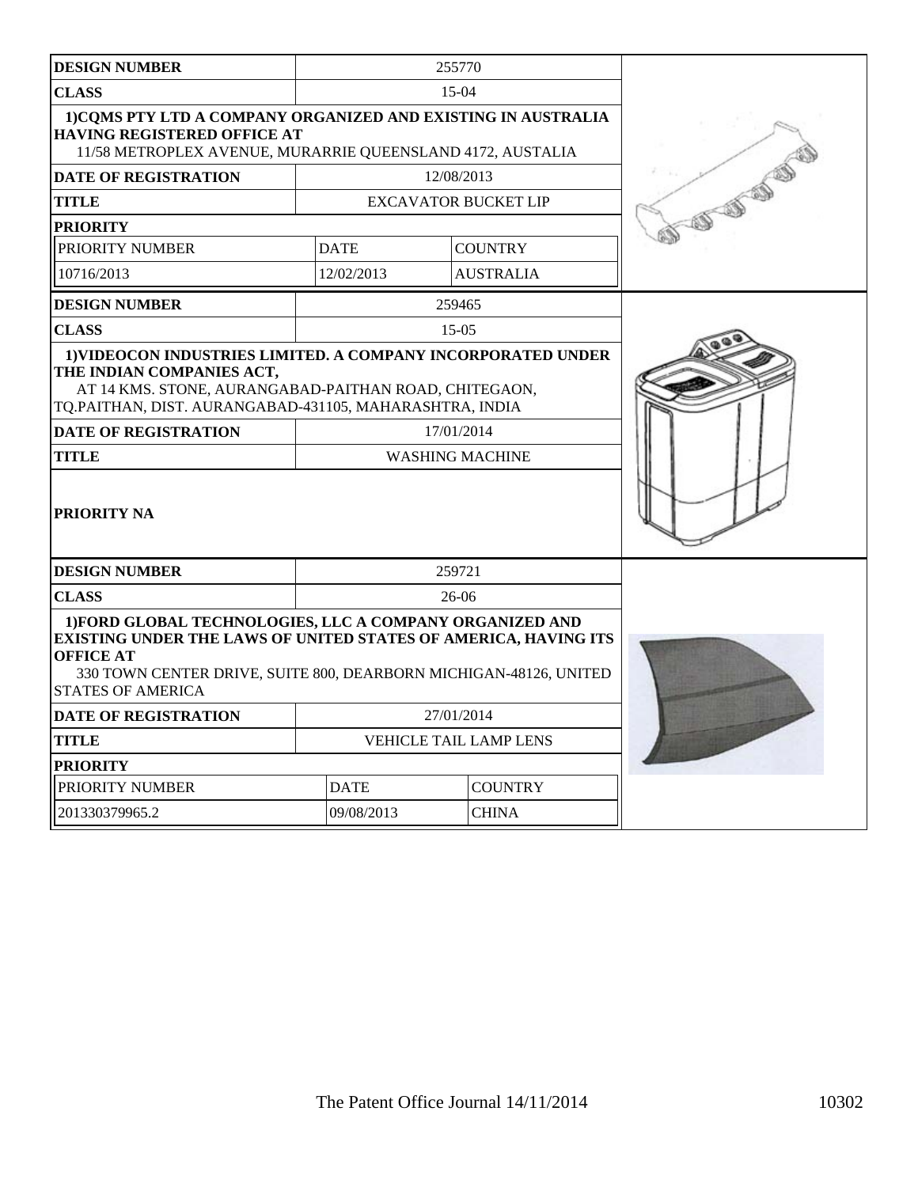| DESIGN NUMBER | 255770 | |
|---|---|---|
| CLASS | 15-04 | |
| 1)CQMS PTY LTD A COMPANY ORGANIZED AND EXISTING IN AUSTRALIA HAVING REGISTERED OFFICE AT 11/58 METROPLEX AVENUE, MURARRIE QUEENSLAND 4172, AUSTALIA | | |
| DATE OF REGISTRATION | 12/08/2013 | |
| TITLE | EXCAVATOR BUCKET LIP | |
| PRIORITY | | |
| PRIORITY NUMBER | DATE | COUNTRY |
| 10716/2013 | 12/02/2013 | AUSTRALIA |

| DESIGN NUMBER | 259465 |
|---|---|
| CLASS | 15-05 |
| 1)VIDEOCON INDUSTRIES LIMITED. A COMPANY INCORPORATED UNDER THE INDIAN COMPANIES ACT, AT 14 KMS. STONE, AURANGABAD-PAITHAN ROAD, CHITEGAON, TQ.PAITHAN, DIST. AURANGABAD-431105, MAHARASHTRA, INDIA | |
| DATE OF REGISTRATION | 17/01/2014 |
| TITLE | WASHING MACHINE |
| PRIORITY NA | |

| DESIGN NUMBER | 259721 | |
|---|---|---|
| CLASS | 26-06 | |
| 1)FORD GLOBAL TECHNOLOGIES, LLC A COMPANY ORGANIZED AND EXISTING UNDER THE LAWS OF UNITED STATES OF AMERICA, HAVING ITS OFFICE AT 330 TOWN CENTER DRIVE, SUITE 800, DEARBORN MICHIGAN-48126, UNITED STATES OF AMERICA | | |
| DATE OF REGISTRATION | 27/01/2014 | |
| TITLE | VEHICLE TAIL LAMP LENS | |
| PRIORITY | | |
| PRIORITY NUMBER | DATE | COUNTRY |
| 201330379965.2 | 09/08/2013 | CHINA |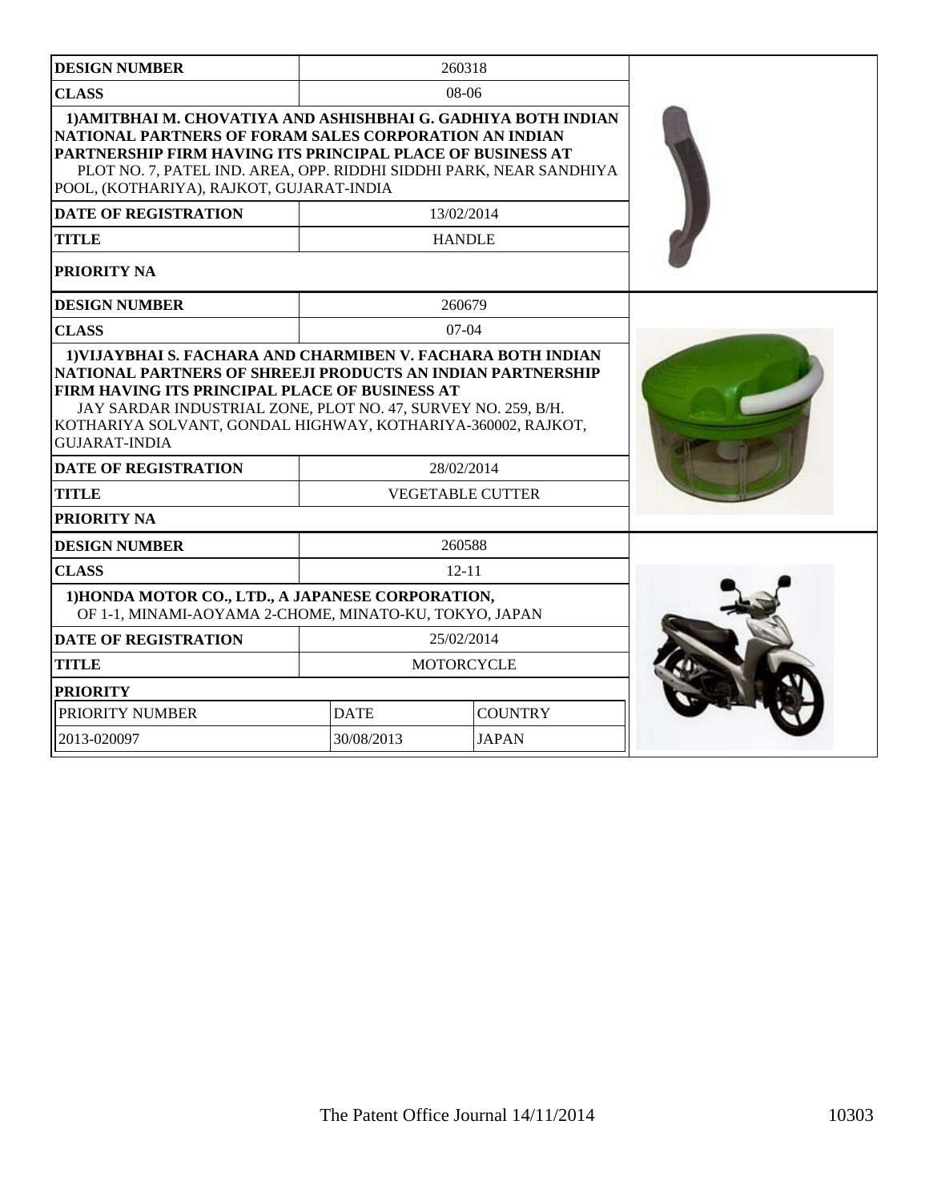| DESIGN NUMBER | 260318 |
| --- | --- |
| CLASS | 08-06 |
| 1)AMITBHAI M. CHOVATIYA AND ASHISHBHAI G. GADHIYA BOTH INDIAN NATIONAL PARTNERS OF FORAM SALES CORPORATION AN INDIAN PARTNERSHIP FIRM HAVING ITS PRINCIPAL PLACE OF BUSINESS AT PLOT NO. 7, PATEL IND. AREA, OPP. RIDDHI SIDDHI PARK, NEAR SANDHIYA POOL, (KOTHARIYA), RAJKOT, GUJARAT-INDIA | |
| DATE OF REGISTRATION | 13/02/2014 |
| TITLE | HANDLE |
| PRIORITY NA | |

| DESIGN NUMBER | 260679 |
| --- | --- |
| CLASS | 07-04 |
| 1)VIJAYBHAI S. FACHARA AND CHARMIBEN V. FACHARA BOTH INDIAN NATIONAL PARTNERS OF SHREEJI PRODUCTS AN INDIAN PARTNERSHIP FIRM HAVING ITS PRINCIPAL PLACE OF BUSINESS AT JAY SARDAR INDUSTRIAL ZONE, PLOT NO. 47, SURVEY NO. 259, B/H. KOTHARIYA SOLVANT, GONDAL HIGHWAY, KOTHARIYA-360002, RAJKOT, GUJARAT-INDIA | |
| DATE OF REGISTRATION | 28/02/2014 |
| TITLE | VEGETABLE CUTTER |
| PRIORITY NA | |

| DESIGN NUMBER | 260588 | |
| --- | --- | --- |
| CLASS | 12-11 | |
| 1)HONDA MOTOR CO., LTD., A JAPANESE CORPORATION, OF 1-1, MINAMI-AOYAMA 2-CHOME, MINATO-KU, TOKYO, JAPAN | | |
| DATE OF REGISTRATION | 25/02/2014 | |
| TITLE | MOTORCYCLE | |
| PRIORITY | | |
| PRIORITY NUMBER | DATE | COUNTRY |
| 2013-020097 | 30/08/2013 | JAPAN |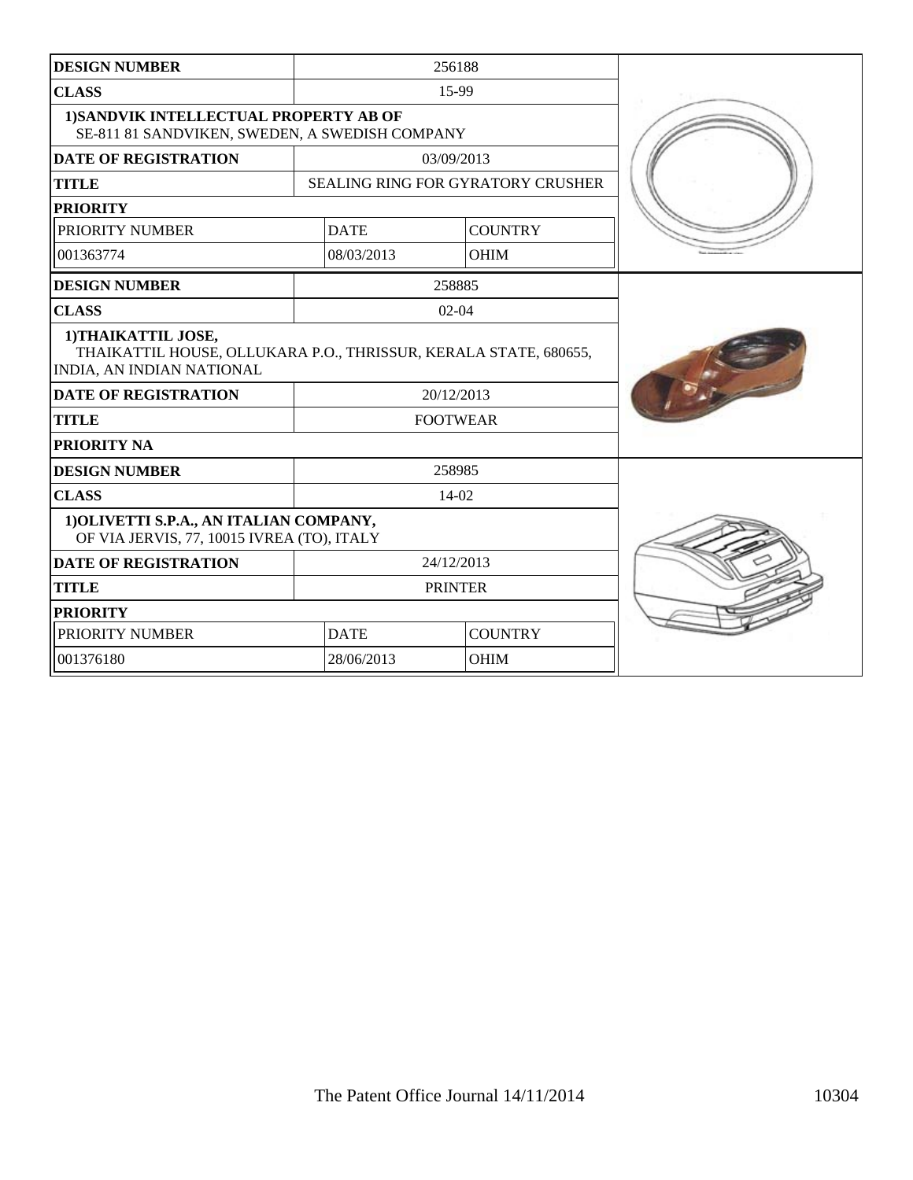| DESIGN NUMBER | 256188 | |
|---|---|---|
| CLASS | 15-99 | |
| 1)SANDVIK INTELLECTUAL PROPERTY AB OF SE-811 81 SANDVIKEN, SWEDEN, A SWEDISH COMPANY | | |
| DATE OF REGISTRATION | 03/09/2013 | |
| TITLE | SEALING RING FOR GYRATORY CRUSHER | |
| PRIORITY | | |
| PRIORITY NUMBER | DATE | COUNTRY |
| 001363774 | 08/03/2013 | OHIM |

| DESIGN NUMBER | 258885 |
|---|---|
| CLASS | 02-04 |
| 1)THAIKATTIL JOSE, THAIKATTIL HOUSE, OLLUKARA P.O., THRISSUR, KERALA STATE, 680655, INDIA, AN INDIAN NATIONAL | |
| DATE OF REGISTRATION | 20/12/2013 |
| TITLE | FOOTWEAR |
| PRIORITY NA | |

| DESIGN NUMBER | 258985 | |
|---|---|---|
| CLASS | 14-02 | |
| 1)OLIVETTI S.P.A., AN ITALIAN COMPANY, OF VIA JERVIS, 77, 10015 IVREA (TO), ITALY | | |
| DATE OF REGISTRATION | 24/12/2013 | |
| TITLE | PRINTER | |
| PRIORITY | | |
| PRIORITY NUMBER | DATE | COUNTRY |
| 001376180 | 28/06/2013 | OHIM |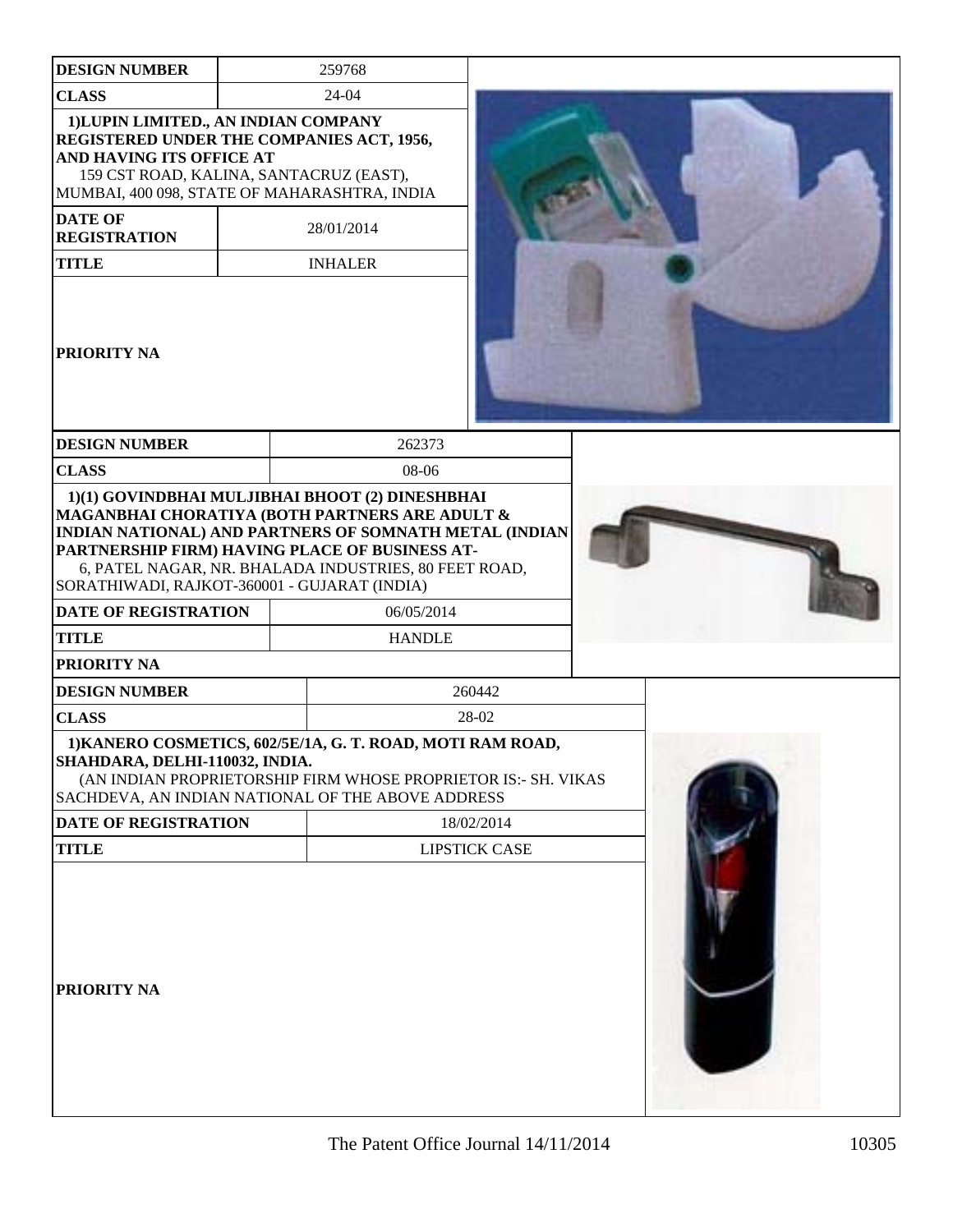| DESIGN NUMBER | 259768 |
| --- | --- |
| CLASS | 24-04 |
| 1)LUPIN LIMITED., AN INDIAN COMPANY REGISTERED UNDER THE COMPANIES ACT, 1956, AND HAVING ITS OFFICE AT 159 CST ROAD, KALINA, SANTACRUZ (EAST), MUMBAI, 400 098, STATE OF MAHARASHTRA, INDIA | |
| DATE OF REGISTRATION | 28/01/2014 |
| TITLE | INHALER |
| PRIORITY NA | |

| DESIGN NUMBER | 262373 |
| --- | --- |
| CLASS | 08-06 |
| 1)(1) GOVINDBHAI MULJIBHAI BHOOT (2) DINESHBHAI MAGANBHAI CHORATIYA (BOTH PARTNERS ARE ADULT & INDIAN NATIONAL) AND PARTNERS OF SOMNATH METAL (INDIAN PARTNERSHIP FIRM) HAVING PLACE OF BUSINESS AT- 6, PATEL NAGAR, NR. BHALADA INDUSTRIES, 80 FEET ROAD, SORATHIWADI, RAJKOT-360001 - GUJARAT (INDIA) | |
| DATE OF REGISTRATION | 06/05/2014 |
| TITLE | HANDLE |
| PRIORITY NA | |

| DESIGN NUMBER | 260442 |
| --- | --- |
| CLASS | 28-02 |
| 1)KANERO COSMETICS, 602/5E/1A, G. T. ROAD, MOTI RAM ROAD, SHAHDARA, DELHI-110032, INDIA. (AN INDIAN PROPRIETORSHIP FIRM WHOSE PROPRIETOR IS:- SH. VIKAS SACHDEVA, AN INDIAN NATIONAL OF THE ABOVE ADDRESS | |
| DATE OF REGISTRATION | 18/02/2014 |
| TITLE | LIPSTICK CASE |
| PRIORITY NA | |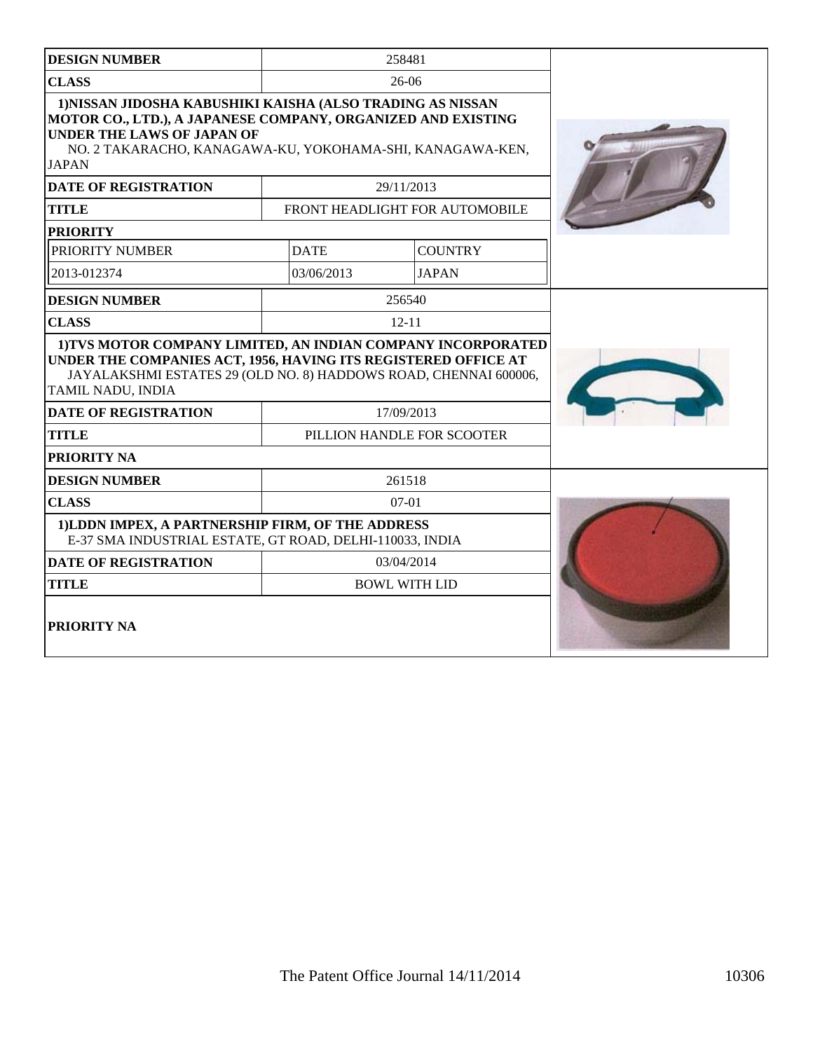| DESIGN NUMBER | 258481 | |
|---|---|---|
| CLASS | 26-06 | |
| 1)NISSAN JIDOSHA KABUSHIKI KAISHA (ALSO TRADING AS NISSAN MOTOR CO., LTD.), A JAPANESE COMPANY, ORGANIZED AND EXISTING UNDER THE LAWS OF JAPAN OF NO. 2 TAKARACHO, KANAGAWA-KU, YOKOHAMA-SHI, KANAGAWA-KEN, JAPAN | | |
| DATE OF REGISTRATION | 29/11/2013 | |
| TITLE | FRONT HEADLIGHT FOR AUTOMOBILE | |
| PRIORITY | | |
| PRIORITY NUMBER | DATE | COUNTRY |
| 2013-012374 | 03/06/2013 | JAPAN |

| DESIGN NUMBER | 256540 |
|---|---|
| CLASS | 12-11 |
| 1)TVS MOTOR COMPANY LIMITED, AN INDIAN COMPANY INCORPORATED UNDER THE COMPANIES ACT, 1956, HAVING ITS REGISTERED OFFICE AT JAYALAKSHMI ESTATES 29 (OLD NO. 8) HADDOWS ROAD, CHENNAI 600006, TAMIL NADU, INDIA | |
| DATE OF REGISTRATION | 17/09/2013 |
| TITLE | PILLION HANDLE FOR SCOOTER |
| PRIORITY NA | |

| DESIGN NUMBER | 261518 |
|---|---|
| CLASS | 07-01 |
| 1)LDDN IMPEX, A PARTNERSHIP FIRM, OF THE ADDRESS E-37 SMA INDUSTRIAL ESTATE, GT ROAD, DELHI-110033, INDIA | |
| DATE OF REGISTRATION | 03/04/2014 |
| TITLE | BOWL WITH LID |
| PRIORITY NA | |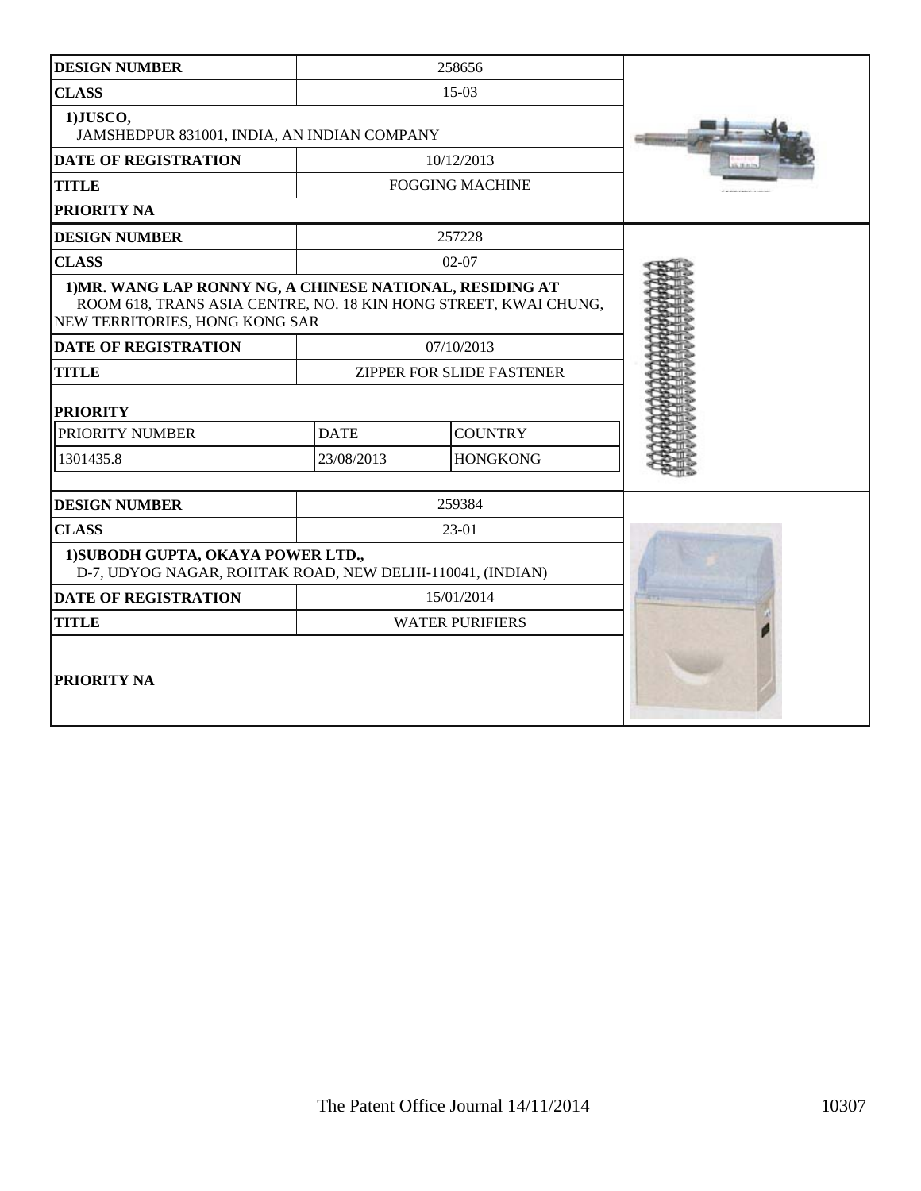| DESIGN NUMBER | 258656 |
|---|---|
| CLASS | 15-03 |
| 1)JUSCO, JAMSHEDPUR 831001, INDIA, AN INDIAN COMPANY | |
| DATE OF REGISTRATION | 10/12/2013 |
| TITLE | FOGGING MACHINE |
| PRIORITY NA | |

| DESIGN NUMBER | 257228 | |
|---|---|---|
| CLASS | 02-07 | |
| 1)MR. WANG LAP RONNY NG, A CHINESE NATIONAL, RESIDING AT ROOM 618, TRANS ASIA CENTRE, NO. 18 KIN HONG STREET, KWAI CHUNG, NEW TERRITORIES, HONG KONG SAR | | |
| DATE OF REGISTRATION | 07/10/2013 | |
| TITLE | ZIPPER FOR SLIDE FASTENER | |
| PRIORITY | | |
| PRIORITY NUMBER | DATE | COUNTRY |
| 1301435.8 | 23/08/2013 | HONGKONG |

| DESIGN NUMBER | 259384 |
|---|---|
| CLASS | 23-01 |
| 1)SUBODH GUPTA, OKAYA POWER LTD., D-7, UDYOG NAGAR, ROHTAK ROAD, NEW DELHI-110041, (INDIAN) | |
| DATE OF REGISTRATION | 15/01/2014 |
| TITLE | WATER PURIFIERS |
| PRIORITY NA | |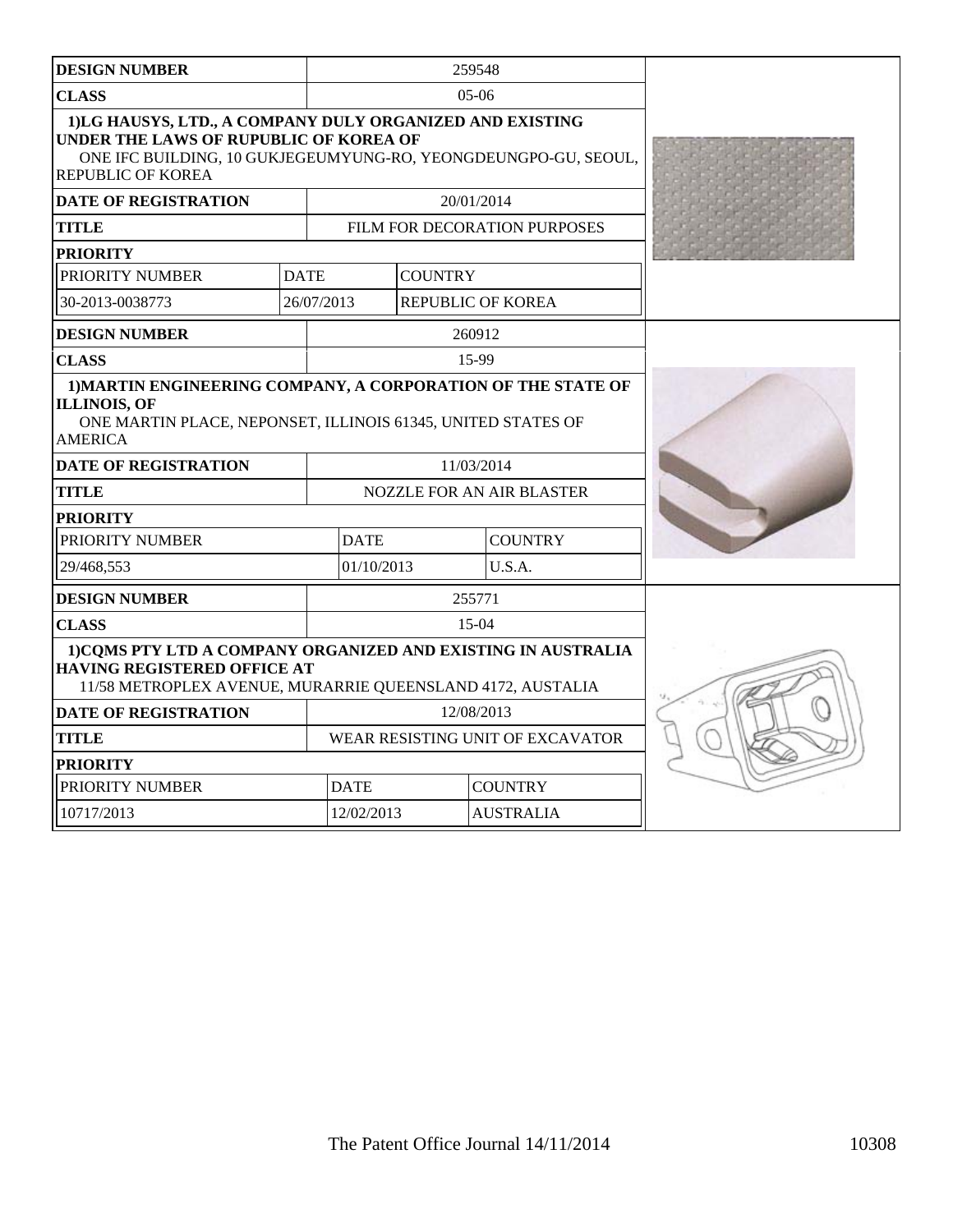| DESIGN NUMBER | 259548 | |
|---|---|---|
| CLASS | 05-06 | |
| 1)LG HAUSYS, LTD., A COMPANY DULY ORGANIZED AND EXISTING UNDER THE LAWS OF RUPUBLIC OF KOREA OF ONE IFC BUILDING, 10 GUKJEGEUMYUNG-RO, YEONGDEUNGPO-GU, SEOUL, REPUBLIC OF KOREA | | |
| DATE OF REGISTRATION | 20/01/2014 | |
| TITLE | FILM FOR DECORATION PURPOSES | |
| PRIORITY | | |
| PRIORITY NUMBER | DATE | COUNTRY |
| 30-2013-0038773 | 26/07/2013 | REPUBLIC OF KOREA |

| DESIGN NUMBER | 260912 | |
|---|---|---|
| CLASS | 15-99 | |
| 1)MARTIN ENGINEERING COMPANY, A CORPORATION OF THE STATE OF ILLINOIS, OF ONE MARTIN PLACE, NEPONSET, ILLINOIS 61345, UNITED STATES OF AMERICA | | |
| DATE OF REGISTRATION | 11/03/2014 | |
| TITLE | NOZZLE FOR AN AIR BLASTER | |
| PRIORITY | | |
| PRIORITY NUMBER | DATE | COUNTRY |
| 29/468,553 | 01/10/2013 | U.S.A. |

| DESIGN NUMBER | 255771 | |
|---|---|---|
| CLASS | 15-04 | |
| 1)CQMS PTY LTD A COMPANY ORGANIZED AND EXISTING IN AUSTRALIA HAVING REGISTERED OFFICE AT 11/58 METROPLEX AVENUE, MURARRIE QUEENSLAND 4172, AUSTALIA | | |
| DATE OF REGISTRATION | 12/08/2013 | |
| TITLE | WEAR RESISTING UNIT OF EXCAVATOR | |
| PRIORITY | | |
| PRIORITY NUMBER | DATE | COUNTRY |
| 10717/2013 | 12/02/2013 | AUSTRALIA |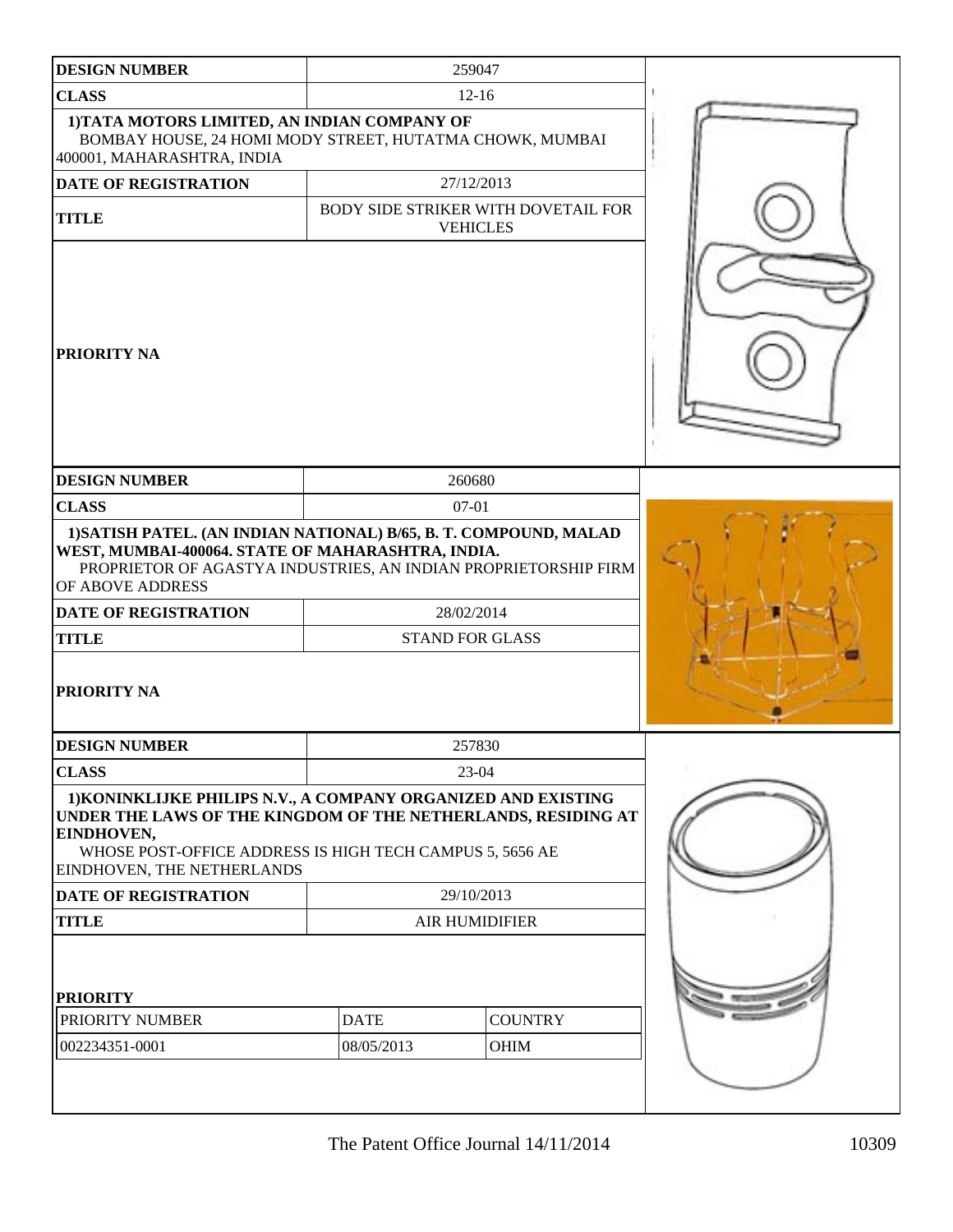| DESIGN NUMBER | 259047 |
|---|---|
| CLASS | 12-16 |
| 1)TATA MOTORS LIMITED, AN INDIAN COMPANY OF BOMBAY HOUSE, 24 HOMI MODY STREET, HUTATMA CHOWK, MUMBAI 400001, MAHARASHTRA, INDIA | |
| DATE OF REGISTRATION | 27/12/2013 |
| TITLE | BODY SIDE STRIKER WITH DOVETAIL FOR VEHICLES |
| PRIORITY NA | |

| DESIGN NUMBER | 260680 |
|---|---|
| CLASS | 07-01 |
| 1)SATISH PATEL. (AN INDIAN NATIONAL) B/65, B. T. COMPOUND, MALAD WEST, MUMBAI-400064. STATE OF MAHARASHTRA, INDIA. PROPRIETOR OF AGASTYA INDUSTRIES, AN INDIAN PROPRIETORSHIP FIRM OF ABOVE ADDRESS | |
| DATE OF REGISTRATION | 28/02/2014 |
| TITLE | STAND FOR GLASS |
| PRIORITY NA | |

| DESIGN NUMBER | 257830 | |
|---|---|---|
| CLASS | 23-04 | |
| 1)KONINKLIJKE PHILIPS N.V., A COMPANY ORGANIZED AND EXISTING UNDER THE LAWS OF THE KINGDOM OF THE NETHERLANDS, RESIDING AT EINDHOVEN, WHOSE POST-OFFICE ADDRESS IS HIGH TECH CAMPUS 5, 5656 AE EINDHOVEN, THE NETHERLANDS | | |
| DATE OF REGISTRATION | 29/10/2013 | |
| TITLE | AIR HUMIDIFIER | |
| PRIORITY | | |
| PRIORITY NUMBER | DATE | COUNTRY |
| 002234351-0001 | 08/05/2013 | OHIM |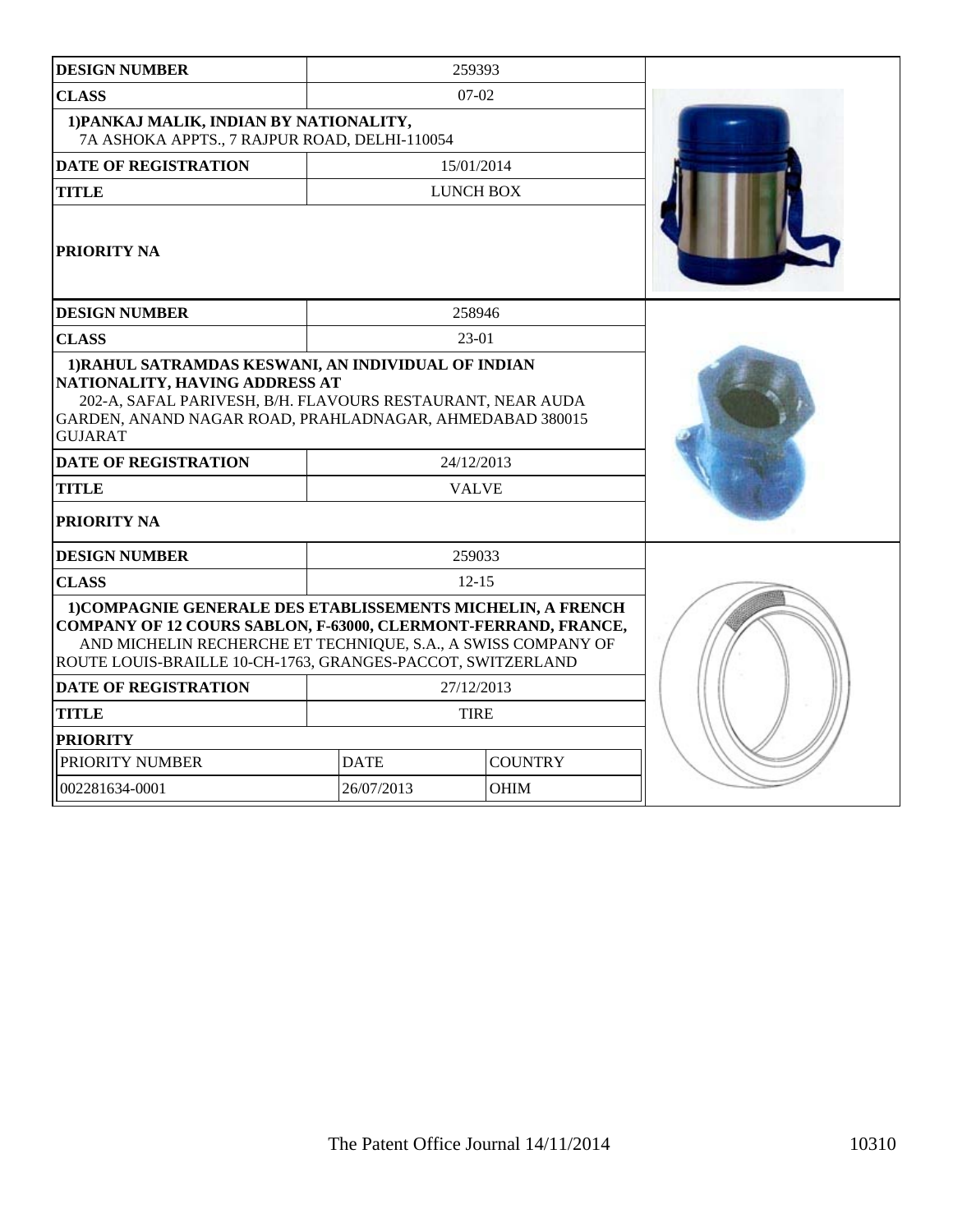| DESIGN NUMBER | 259393 |
| --- | --- |
| CLASS | 07-02 |
| 1)PANKAJ MALIK, INDIAN BY NATIONALITY, 7A ASHOKA APPTS., 7 RAJPUR ROAD, DELHI-110054 | |
| DATE OF REGISTRATION | 15/01/2014 |
| TITLE | LUNCH BOX |
| PRIORITY NA | |

| DESIGN NUMBER | 258946 |
| --- | --- |
| CLASS | 23-01 |
| 1)RAHUL SATRAMDAS KESWANI, AN INDIVIDUAL OF INDIAN NATIONALITY, HAVING ADDRESS AT 202-A, SAFAL PARIVESH, B/H. FLAVOURS RESTAURANT, NEAR AUDA GARDEN, ANAND NAGAR ROAD, PRAHLADNAGAR, AHMEDABAD 380015 GUJARAT | |
| DATE OF REGISTRATION | 24/12/2013 |
| TITLE | VALVE |
| PRIORITY NA | |

| DESIGN NUMBER | 259033 | |
| --- | --- | --- |
| CLASS | 12-15 | |
| 1)COMPAGNIE GENERALE DES ETABLISSEMENTS MICHELIN, A FRENCH COMPANY OF 12 COURS SABLON, F-63000, CLERMONT-FERRAND, FRANCE, AND MICHELIN RECHERCHE ET TECHNIQUE, S.A., A SWISS COMPANY OF ROUTE LOUIS-BRAILLE 10-CH-1763, GRANGES-PACCOT, SWITZERLAND | | |
| DATE OF REGISTRATION | 27/12/2013 | |
| TITLE | TIRE | |
| PRIORITY | | |
| PRIORITY NUMBER | DATE | COUNTRY |
| 002281634-0001 | 26/07/2013 | OHIM |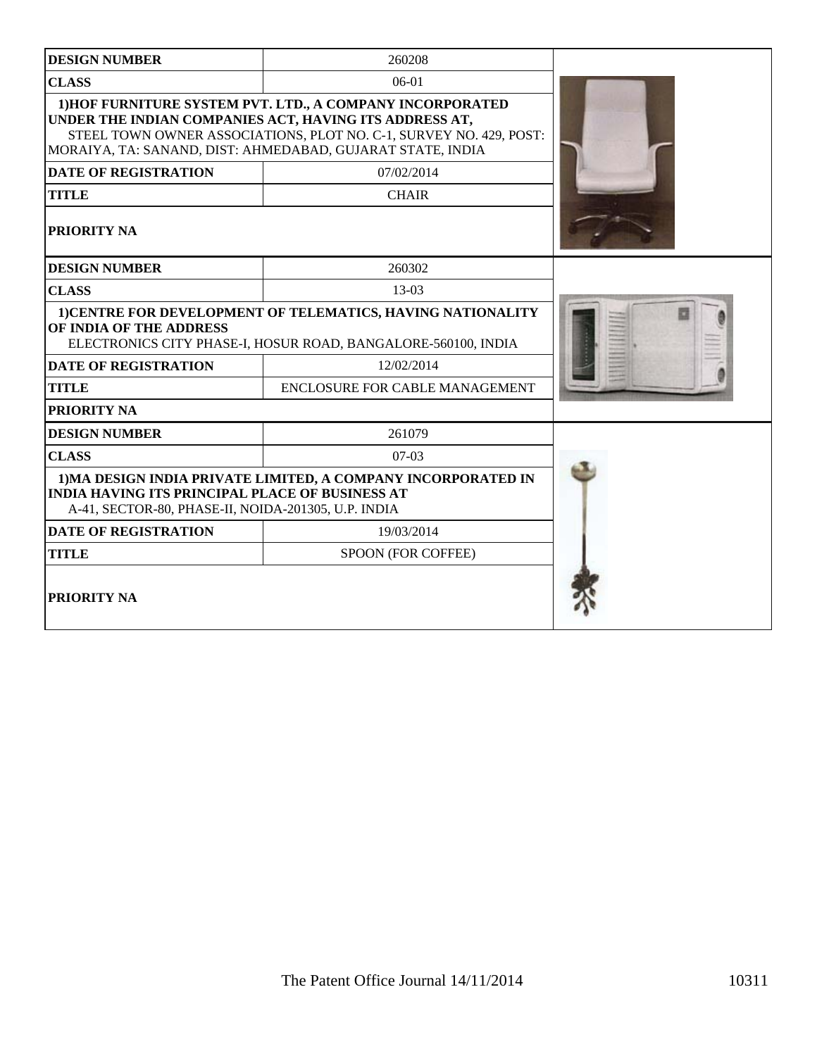| DESIGN NUMBER | 260208 |
|---|---|
| CLASS | 06-01 |
| 1)HOF FURNITURE SYSTEM PVT. LTD., A COMPANY INCORPORATED UNDER THE INDIAN COMPANIES ACT, HAVING ITS ADDRESS AT, STEEL TOWN OWNER ASSOCIATIONS, PLOT NO. C-1, SURVEY NO. 429, POST: MORAIYA, TA: SANAND, DIST: AHMEDABAD, GUJARAT STATE, INDIA | |
| DATE OF REGISTRATION | 07/02/2014 |
| TITLE | CHAIR |
| PRIORITY NA | |

| DESIGN NUMBER | 260302 |
|---|---|
| CLASS | 13-03 |
| 1)CENTRE FOR DEVELOPMENT OF TELEMATICS, HAVING NATIONALITY OF INDIA OF THE ADDRESS ELECTRONICS CITY PHASE-I, HOSUR ROAD, BANGALORE-560100, INDIA | |
| DATE OF REGISTRATION | 12/02/2014 |
| TITLE | ENCLOSURE FOR CABLE MANAGEMENT |
| PRIORITY NA | |

| DESIGN NUMBER | 261079 |
|---|---|
| CLASS | 07-03 |
| 1)MA DESIGN INDIA PRIVATE LIMITED, A COMPANY INCORPORATED IN INDIA HAVING ITS PRINCIPAL PLACE OF BUSINESS AT A-41, SECTOR-80, PHASE-II, NOIDA-201305, U.P. INDIA | |
| DATE OF REGISTRATION | 19/03/2014 |
| TITLE | SPOON (FOR COFFEE) |
| PRIORITY NA | |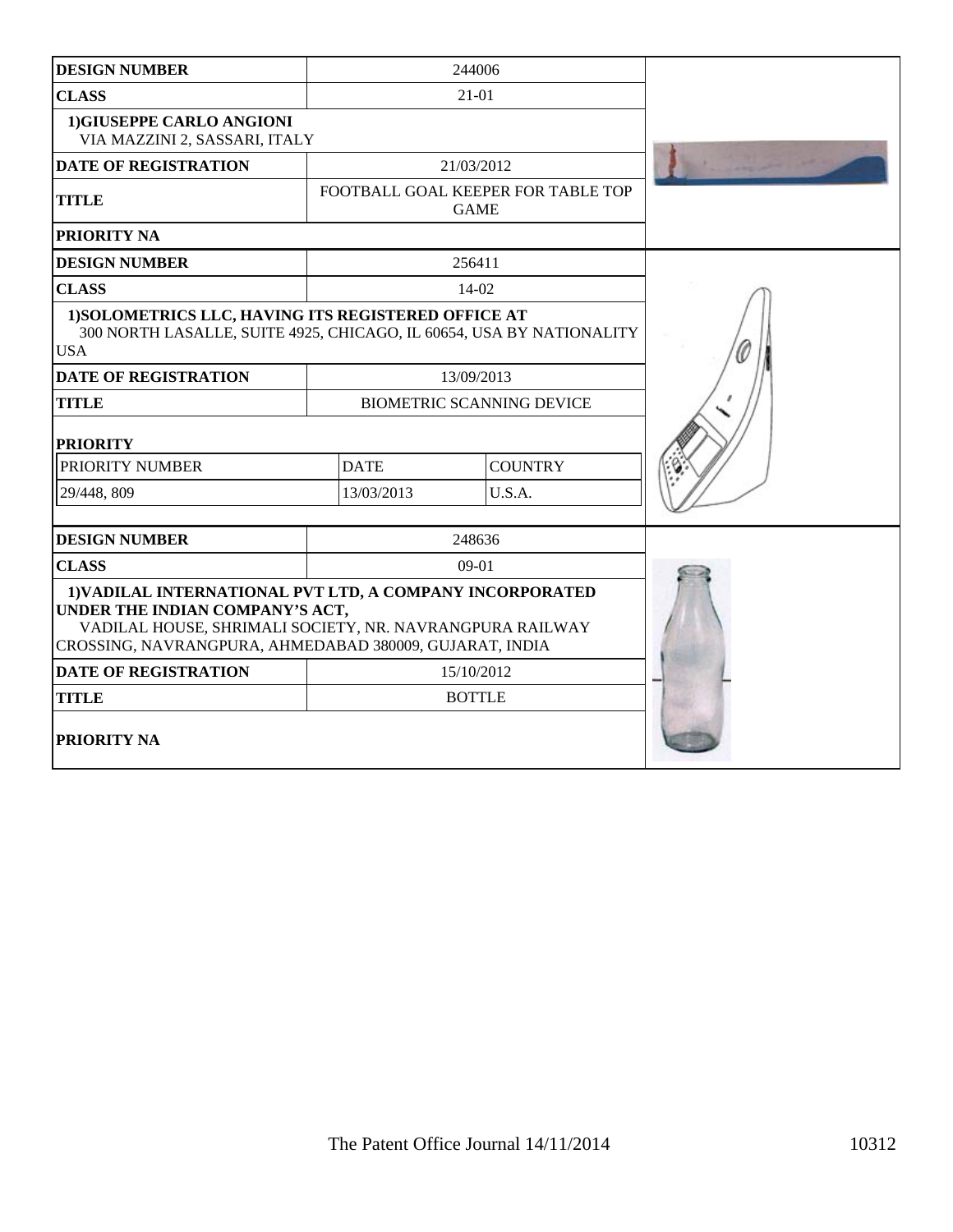| DESIGN NUMBER | 244006 |
|---|---|
| CLASS | 21-01 |
| 1)GIUSEPPE CARLO ANGIONI<br>VIA MAZZINI 2, SASSARI, ITALY | |
| DATE OF REGISTRATION | 21/03/2012 |
| TITLE | FOOTBALL GOAL KEEPER FOR TABLE TOP GAME |
| PRIORITY NA | |

| DESIGN NUMBER | 256411 | |
|---|---|---|
| CLASS | 14-02 | |
| 1)SOLOMETRICS LLC, HAVING ITS REGISTERED OFFICE AT<br>300 NORTH LASALLE, SUITE 4925, CHICAGO, IL 60654, USA BY NATIONALITY USA | | |
| DATE OF REGISTRATION | 13/09/2013 | |
| TITLE | BIOMETRIC SCANNING DEVICE | |
| PRIORITY | | |
| PRIORITY NUMBER | DATE | COUNTRY |
| 29/448, 809 | 13/03/2013 | U.S.A. |

| DESIGN NUMBER | 248636 |
|---|---|
| CLASS | 09-01 |
| 1)VADILAL INTERNATIONAL PVT LTD, A COMPANY INCORPORATED UNDER THE INDIAN COMPANY'S ACT,<br>VADILAL HOUSE, SHRIMALI SOCIETY, NR. NAVRANGPURA RAILWAY CROSSING, NAVRANGPURA, AHMEDABAD 380009, GUJARAT, INDIA | |
| DATE OF REGISTRATION | 15/10/2012 |
| TITLE | BOTTLE |
| PRIORITY NA | |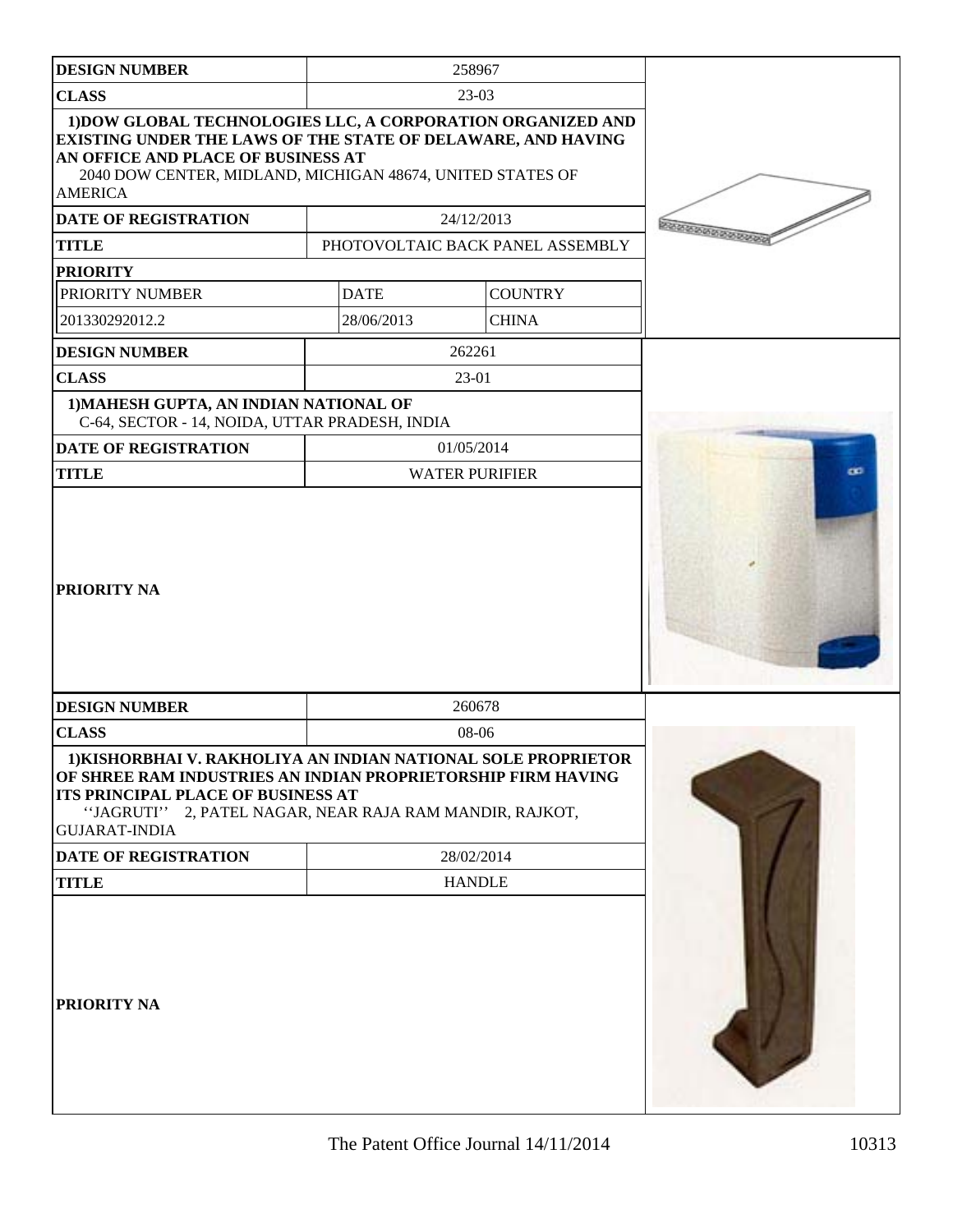| DESIGN NUMBER | 258967 | |
|---|---|---|
| CLASS | 23-03 | |
| 1)DOW GLOBAL TECHNOLOGIES LLC, A CORPORATION ORGANIZED AND EXISTING UNDER THE LAWS OF THE STATE OF DELAWARE, AND HAVING AN OFFICE AND PLACE OF BUSINESS AT 2040 DOW CENTER, MIDLAND, MICHIGAN 48674, UNITED STATES OF AMERICA | | |
| DATE OF REGISTRATION | 24/12/2013 | |
| TITLE | PHOTOVOLTAIC BACK PANEL ASSEMBLY | |
| PRIORITY | | |
| PRIORITY NUMBER | DATE | COUNTRY |
| 201330292012.2 | 28/06/2013 | CHINA |

| DESIGN NUMBER | 262261 |
|---|---|
| CLASS | 23-01 |
| 1)MAHESH GUPTA, AN INDIAN NATIONAL OF C-64, SECTOR - 14, NOIDA, UTTAR PRADESH, INDIA | |
| DATE OF REGISTRATION | 01/05/2014 |
| TITLE | WATER PURIFIER |
| PRIORITY NA | |

| DESIGN NUMBER | 260678 |
|---|---|
| CLASS | 08-06 |
| 1)KISHORBHAI V. RAKHOLIYA AN INDIAN NATIONAL SOLE PROPRIETOR OF SHREE RAM INDUSTRIES AN INDIAN PROPRIETORSHIP FIRM HAVING ITS PRINCIPAL PLACE OF BUSINESS AT ''JAGRUTI'' 2, PATEL NAGAR, NEAR RAJA RAM MANDIR, RAJKOT, GUJARAT-INDIA | |
| DATE OF REGISTRATION | 28/02/2014 |
| TITLE | HANDLE |
| PRIORITY NA | |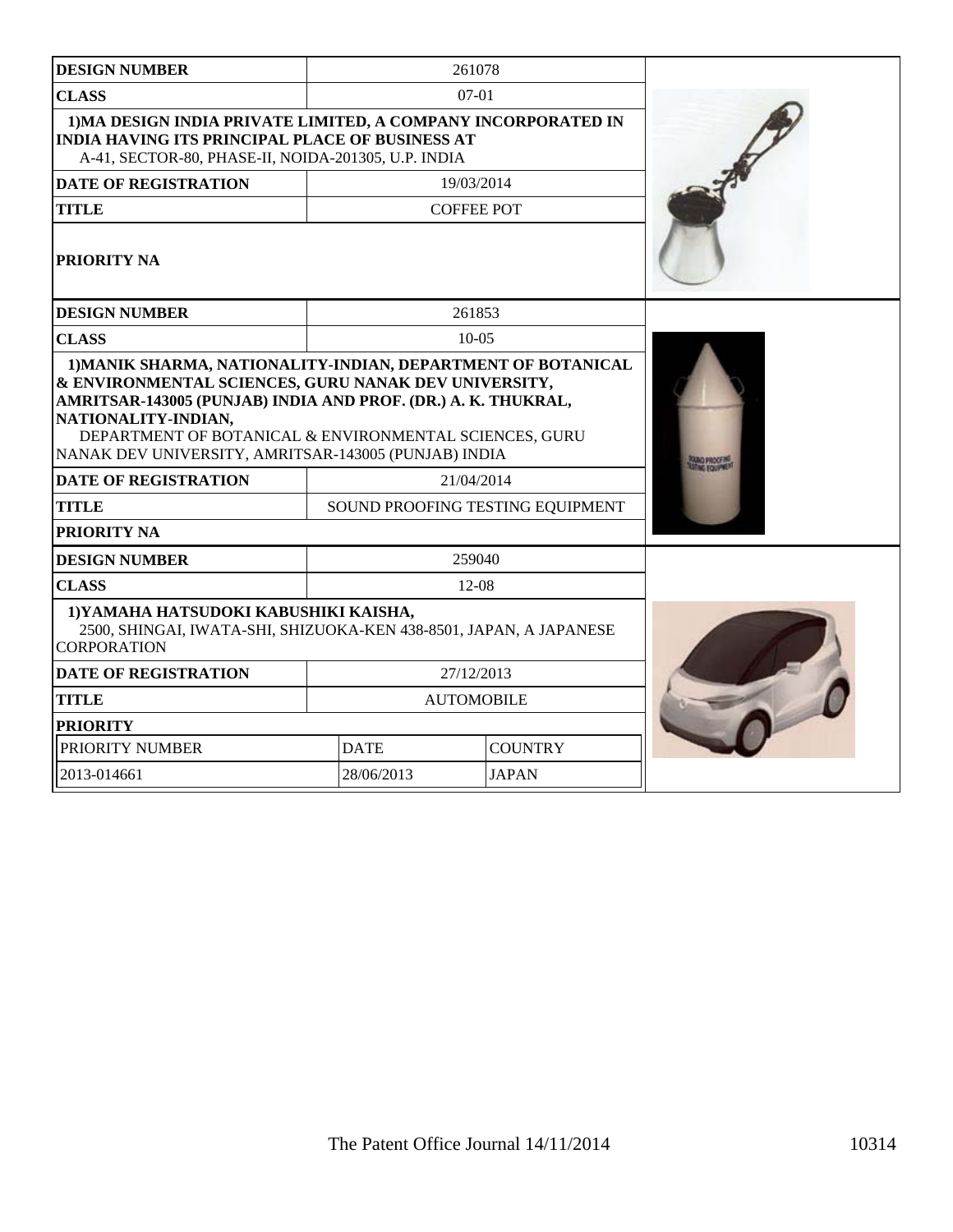| DESIGN NUMBER | 261078 |
|---|---|
| CLASS | 07-01 |
| 1)MA DESIGN INDIA PRIVATE LIMITED, A COMPANY INCORPORATED IN INDIA HAVING ITS PRINCIPAL PLACE OF BUSINESS AT A-41, SECTOR-80, PHASE-II, NOIDA-201305, U.P. INDIA | |
| DATE OF REGISTRATION | 19/03/2014 |
| TITLE | COFFEE POT |
| PRIORITY NA | |

| DESIGN NUMBER | 261853 |
|---|---|
| CLASS | 10-05 |
| 1)MANIK SHARMA, NATIONALITY-INDIAN, DEPARTMENT OF BOTANICAL & ENVIRONMENTAL SCIENCES, GURU NANAK DEV UNIVERSITY, AMRITSAR-143005 (PUNJAB) INDIA AND PROF. (DR.) A. K. THUKRAL, NATIONALITY-INDIAN, DEPARTMENT OF BOTANICAL & ENVIRONMENTAL SCIENCES, GURU NANAK DEV UNIVERSITY, AMRITSAR-143005 (PUNJAB) INDIA | |
| DATE OF REGISTRATION | 21/04/2014 |
| TITLE | SOUND PROOFING TESTING EQUIPMENT |
| PRIORITY NA | |

| DESIGN NUMBER | 259040 | |
|---|---|---|
| CLASS | 12-08 | |
| 1)YAMAHA HATSUDOKI KABUSHIKI KAISHA, 2500, SHINGAI, IWATA-SHI, SHIZUOKA-KEN 438-8501, JAPAN, A JAPANESE CORPORATION | | |
| DATE OF REGISTRATION | 27/12/2013 | |
| TITLE | AUTOMOBILE | |
| PRIORITY | | |
| PRIORITY NUMBER | DATE | COUNTRY |
| 2013-014661 | 28/06/2013 | JAPAN |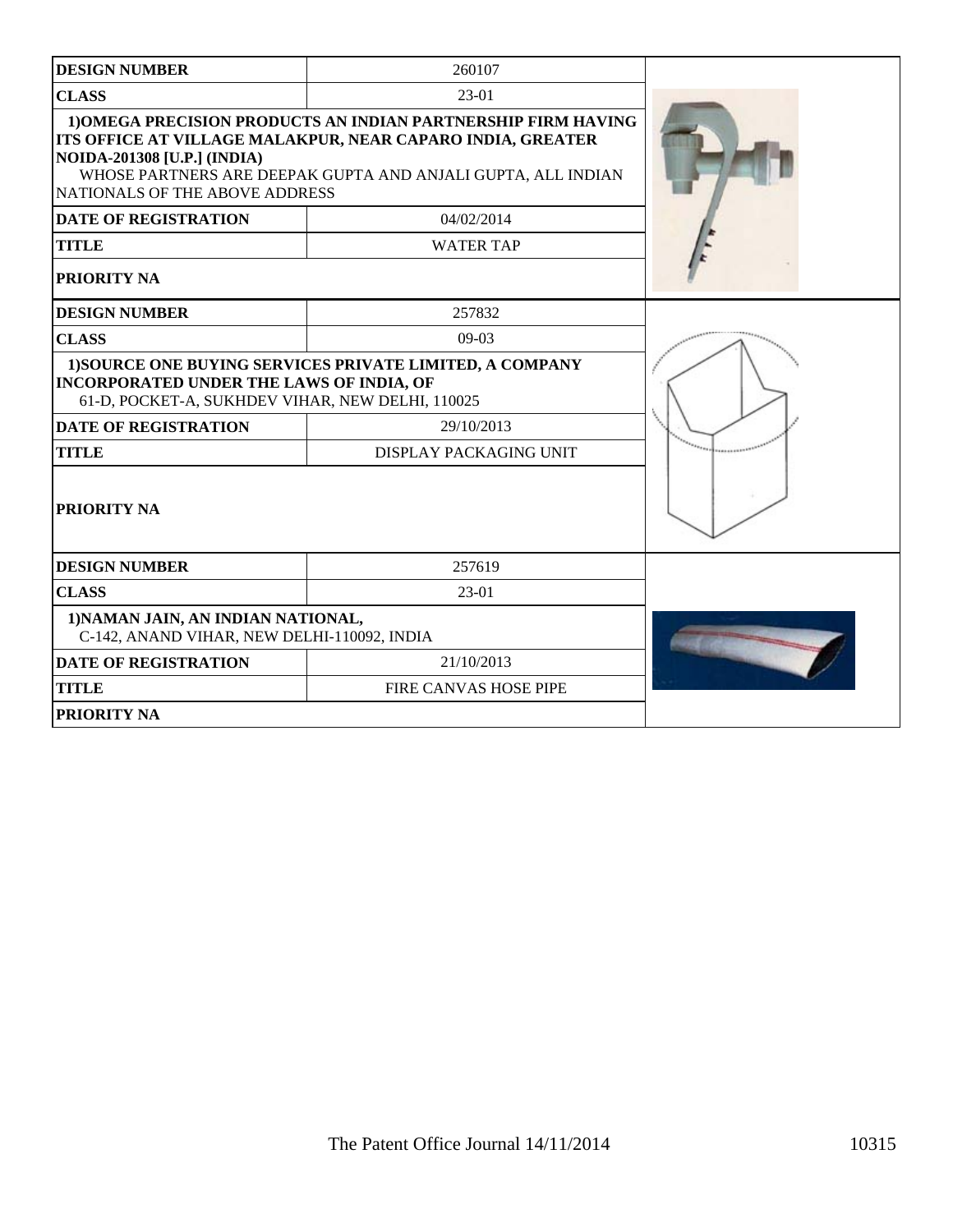| DESIGN NUMBER | 260107 |
|---|---|
| CLASS | 23-01 |
| 1)OMEGA PRECISION PRODUCTS AN INDIAN PARTNERSHIP FIRM HAVING ITS OFFICE AT VILLAGE MALAKPUR, NEAR CAPARO INDIA, GREATER NOIDA-201308 [U.P.] (INDIA) WHOSE PARTNERS ARE DEEPAK GUPTA AND ANJALI GUPTA, ALL INDIAN NATIONALS OF THE ABOVE ADDRESS | |
| DATE OF REGISTRATION | 04/02/2014 |
| TITLE | WATER TAP |
| PRIORITY NA | |

| DESIGN NUMBER | 257832 |
|---|---|
| CLASS | 09-03 |
| 1)SOURCE ONE BUYING SERVICES PRIVATE LIMITED, A COMPANY INCORPORATED UNDER THE LAWS OF INDIA, OF 61-D, POCKET-A, SUKHDEV VIHAR, NEW DELHI, 110025 | |
| DATE OF REGISTRATION | 29/10/2013 |
| TITLE | DISPLAY PACKAGING UNIT |
| PRIORITY NA | |

| DESIGN NUMBER | 257619 |
|---|---|
| CLASS | 23-01 |
| 1)NAMAN JAIN, AN INDIAN NATIONAL, C-142, ANAND VIHAR, NEW DELHI-110092, INDIA | |
| DATE OF REGISTRATION | 21/10/2013 |
| TITLE | FIRE CANVAS HOSE PIPE |
| PRIORITY NA | |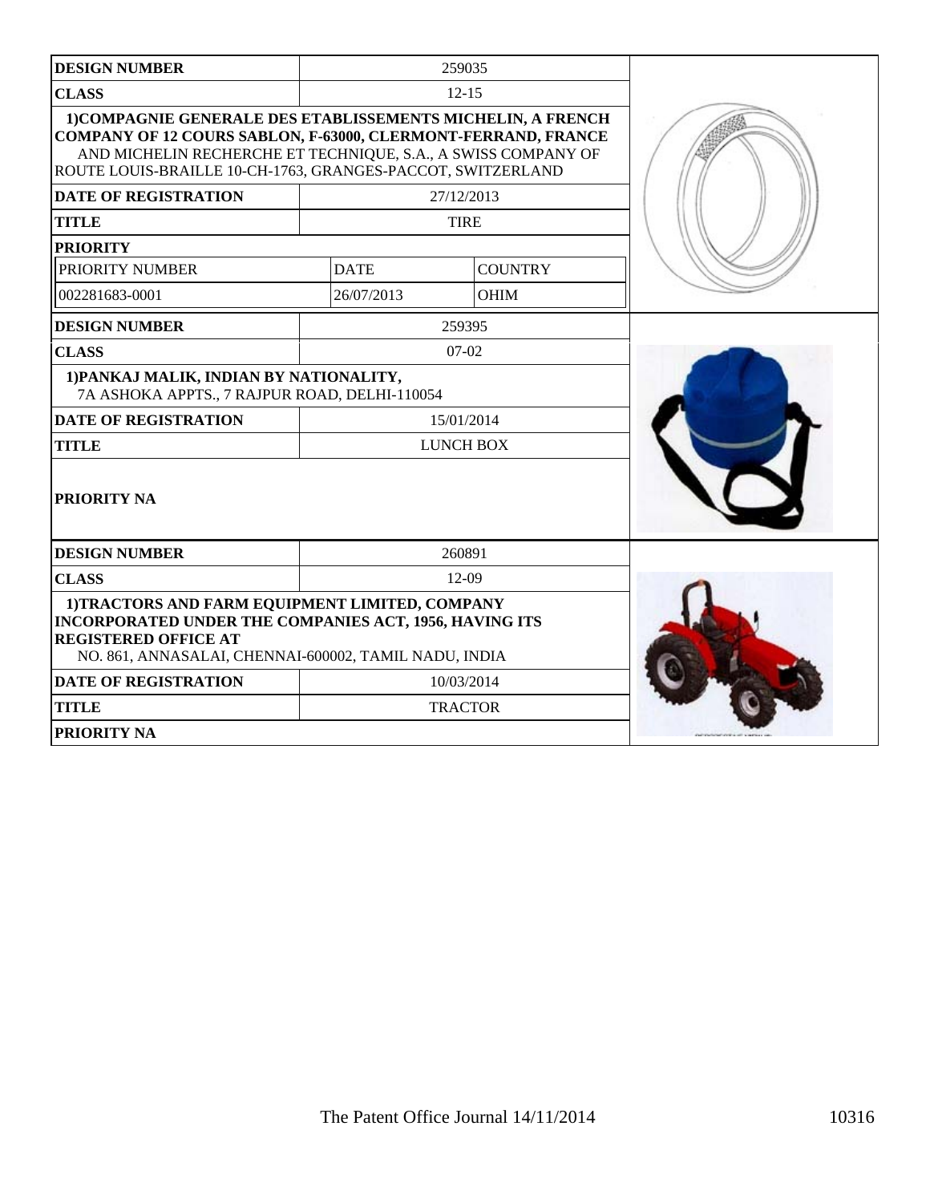| DESIGN NUMBER | 259035 | |
|---|---|---|
| CLASS | 12-15 | |
| 1)COMPAGNIE GENERALE DES ETABLISSEMENTS MICHELIN, A FRENCH COMPANY OF 12 COURS SABLON, F-63000, CLERMONT-FERRAND, FRANCE AND MICHELIN RECHERCHE ET TECHNIQUE, S.A., A SWISS COMPANY OF ROUTE LOUIS-BRAILLE 10-CH-1763, GRANGES-PACCOT, SWITZERLAND | | |
| DATE OF REGISTRATION | 27/12/2013 | |
| TITLE | TIRE | |
| PRIORITY | | |
| PRIORITY NUMBER | DATE | COUNTRY |
| 002281683-0001 | 26/07/2013 | OHIM |

| DESIGN NUMBER | 259395 |
|---|---|
| CLASS | 07-02 |
| 1)PANKAJ MALIK, INDIAN BY NATIONALITY, 7A ASHOKA APPTS., 7 RAJPUR ROAD, DELHI-110054 | |
| DATE OF REGISTRATION | 15/01/2014 |
| TITLE | LUNCH BOX |
| PRIORITY NA | |

| DESIGN NUMBER | 260891 |
|---|---|
| CLASS | 12-09 |
| 1)TRACTORS AND FARM EQUIPMENT LIMITED, COMPANY INCORPORATED UNDER THE COMPANIES ACT, 1956, HAVING ITS REGISTERED OFFICE AT NO. 861, ANNASALAI, CHENNAI-600002, TAMIL NADU, INDIA | |
| DATE OF REGISTRATION | 10/03/2014 |
| TITLE | TRACTOR |
| PRIORITY NA | |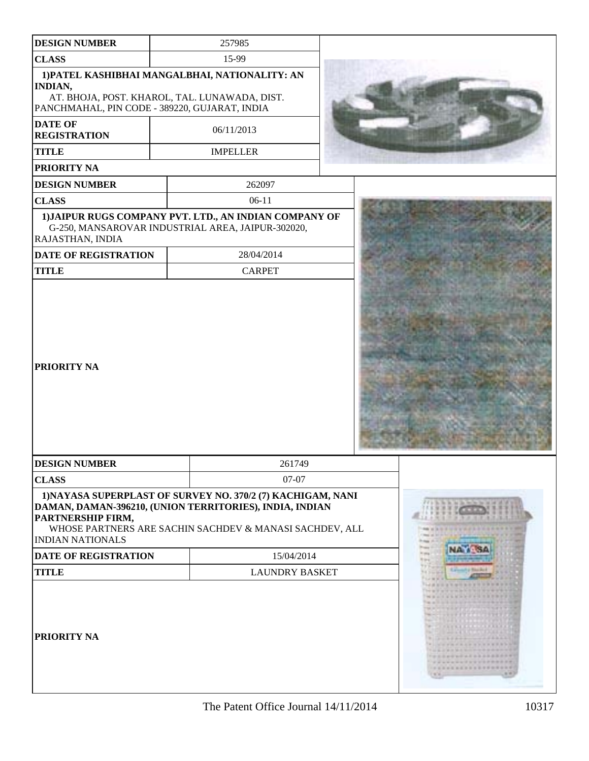| DESIGN NUMBER | 257985 |
|---|---|
| CLASS | 15-99 |
| 1)PATEL KASHIBHAI MANGALBHAI, NATIONALITY: AN INDIAN, AT. BHOJA, POST. KHAROL, TAL. LUNAWADA, DIST. PANCHMAHAL, PIN CODE - 389220, GUJARAT, INDIA | |
| DATE OF REGISTRATION | 06/11/2013 |
| TITLE | IMPELLER |
| PRIORITY NA | |

| DESIGN NUMBER | 262097 |
|---|---|
| CLASS | 06-11 |
| 1)JAIPUR RUGS COMPANY PVT. LTD., AN INDIAN COMPANY OF G-250, MANSAROVAR INDUSTRIAL AREA, JAIPUR-302020, RAJASTHAN, INDIA | |
| DATE OF REGISTRATION | 28/04/2014 |
| TITLE | CARPET |
| PRIORITY NA | |

| DESIGN NUMBER | 261749 |
|---|---|
| CLASS | 07-07 |
| 1)NAYASA SUPERPLAST OF SURVEY NO. 370/2 (7) KACHIGAM, NANI DAMAN, DAMAN-396210, (UNION TERRITORIES), INDIA, INDIAN PARTNERSHIP FIRM, WHOSE PARTNERS ARE SACHIN SACHDEV & MANASI SACHDEV, ALL INDIAN NATIONALS | |
| DATE OF REGISTRATION | 15/04/2014 |
| TITLE | LAUNDRY BASKET |
| PRIORITY NA | |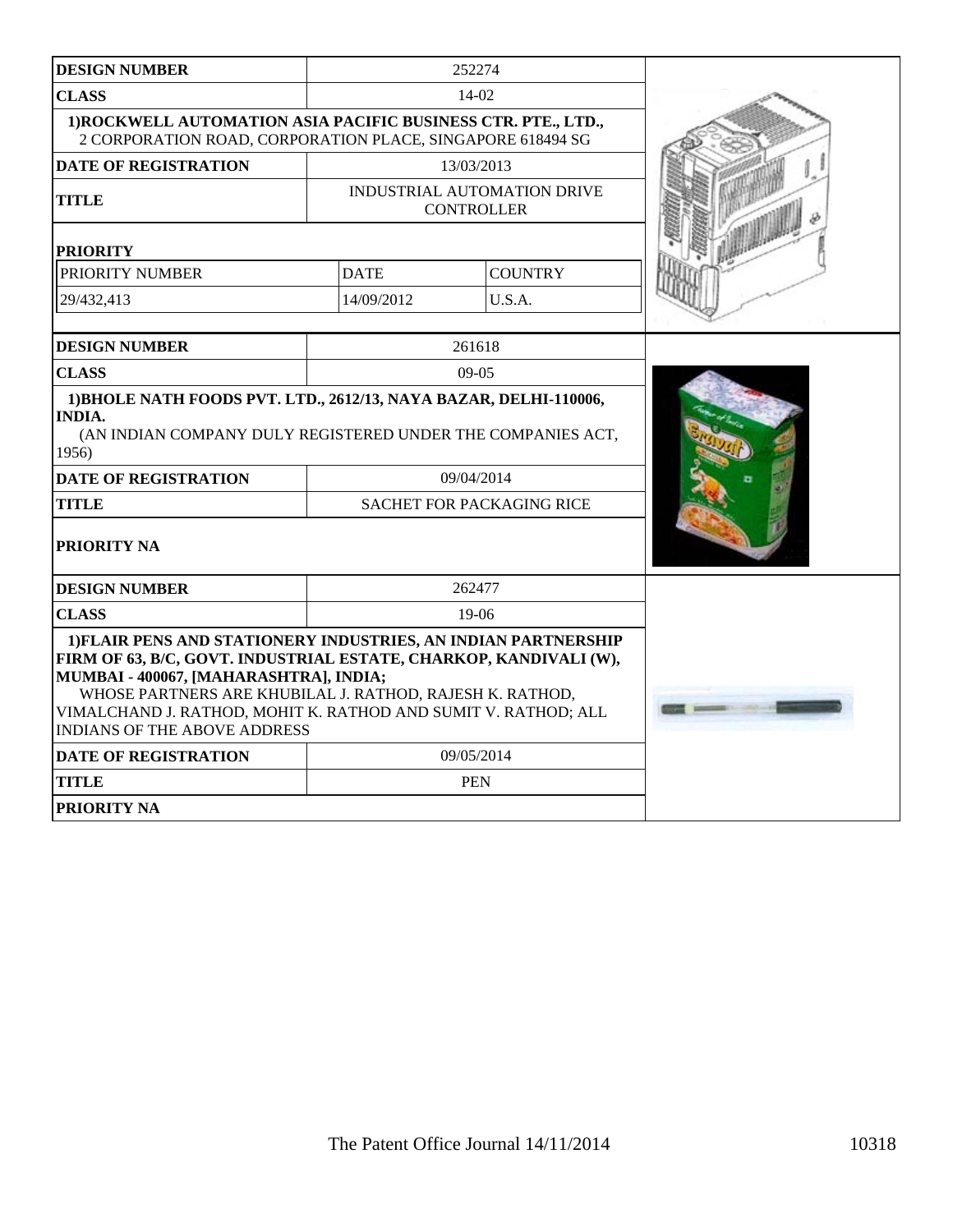| DESIGN NUMBER | 252274 | |
|---|---|---|
| CLASS | 14-02 | |
| 1)ROCKWELL AUTOMATION ASIA PACIFIC BUSINESS CTR. PTE., LTD., 2 CORPORATION ROAD, CORPORATION PLACE, SINGAPORE 618494 SG | | |
| DATE OF REGISTRATION | 13/03/2013 | |
| TITLE | INDUSTRIAL AUTOMATION DRIVE CONTROLLER | |
| PRIORITY | | |
| PRIORITY NUMBER | DATE | COUNTRY |
| 29/432,413 | 14/09/2012 | U.S.A. |

| DESIGN NUMBER | 261618 |
|---|---|
| CLASS | 09-05 |
| 1)BHOLE NATH FOODS PVT. LTD., 2612/13, NAYA BAZAR, DELHI-110006, INDIA. (AN INDIAN COMPANY DULY REGISTERED UNDER THE COMPANIES ACT, 1956) | |
| DATE OF REGISTRATION | 09/04/2014 |
| TITLE | SACHET FOR PACKAGING RICE |
| PRIORITY NA | |

| DESIGN NUMBER | 262477 |
|---|---|
| CLASS | 19-06 |
| 1)FLAIR PENS AND STATIONERY INDUSTRIES, AN INDIAN PARTNERSHIP FIRM OF 63, B/C, GOVT. INDUSTRIAL ESTATE, CHARKOP, KANDIVALI (W), MUMBAI - 400067, [MAHARASHTRA], INDIA; WHOSE PARTNERS ARE KHUBILAL J. RATHOD, RAJESH K. RATHOD, VIMALCHAND J. RATHOD, MOHIT K. RATHOD AND SUMIT V. RATHOD; ALL INDIANS OF THE ABOVE ADDRESS | |
| DATE OF REGISTRATION | 09/05/2014 |
| TITLE | PEN |
| PRIORITY NA | |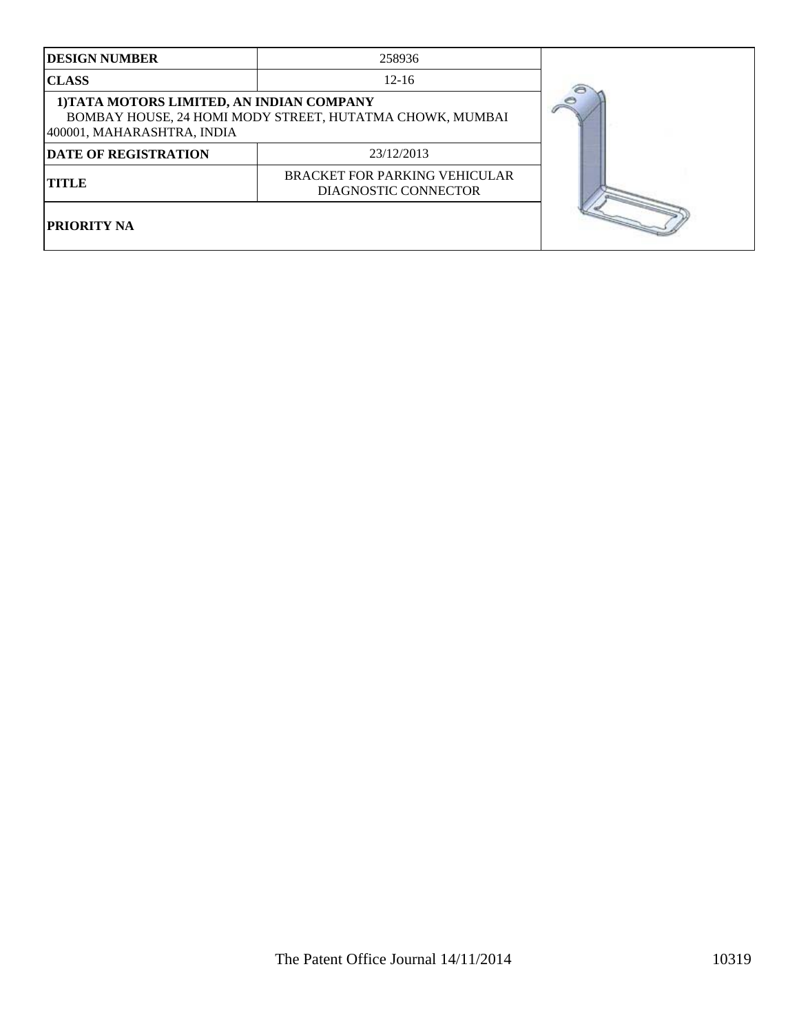| | |
|---|---|
| **DESIGN NUMBER** | 258936 |
| **CLASS** | 12-16 |
| **1)TATA MOTORS LIMITED, AN INDIAN COMPANY** BOMBAY HOUSE, 24 HOMI MODY STREET, HUTATMA CHOWK, MUMBAI 400001, MAHARASHTRA, INDIA | |
| **DATE OF REGISTRATION** | 23/12/2013 |
| **TITLE** | BRACKET FOR PARKING VEHICULAR DIAGNOSTIC CONNECTOR |
| **PRIORITY NA** | |